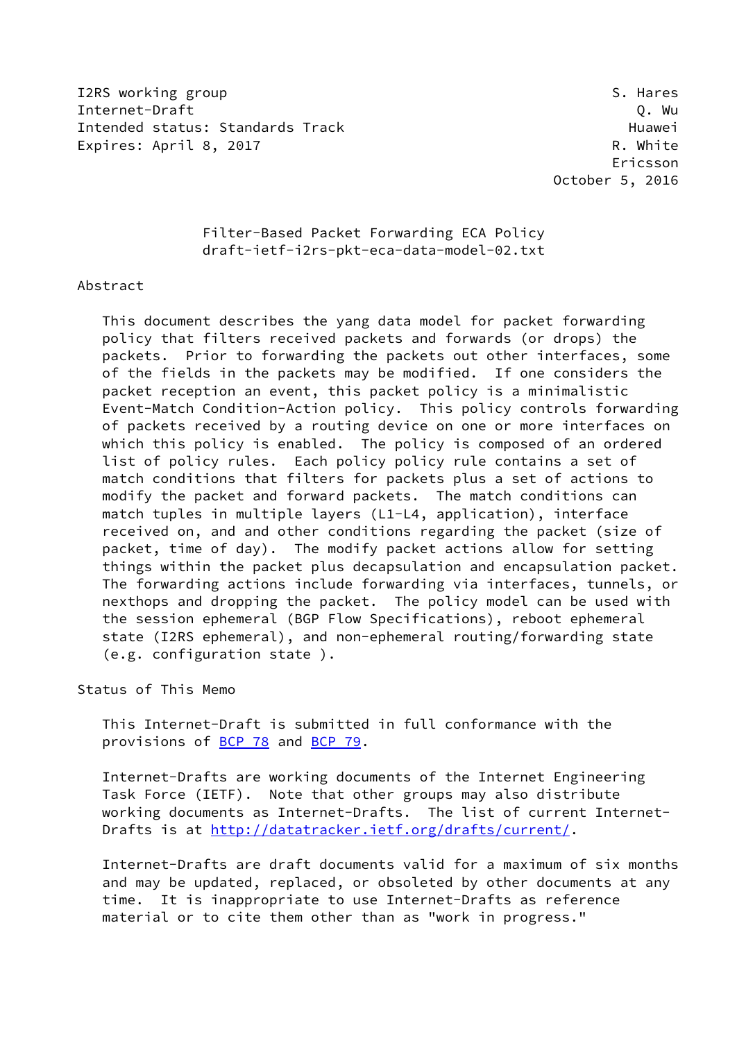I2RS working group S. Hares
Internet-Draft Q. Wu
Intended status: Standards Track Huawei
Expires: April 8, 2017 R. White
Ericsson
October 5, 2016

# Filter-Based Packet Forwarding ECA Policy
## draft-ietf-i2rs-pkt-eca-data-model-02.txt

## Abstract

This document describes the yang data model for packet forwarding policy that filters received packets and forwards (or drops) the packets. Prior to forwarding the packets out other interfaces, some of the fields in the packets may be modified. If one considers the packet reception an event, this packet policy is a minimalistic Event-Match Condition-Action policy. This policy controls forwarding of packets received by a routing device on one or more interfaces on which this policy is enabled. The policy is composed of an ordered list of policy rules. Each policy policy rule contains a set of match conditions that filters for packets plus a set of actions to modify the packet and forward packets. The match conditions can match tuples in multiple layers (L1-L4, application), interface received on, and and other conditions regarding the packet (size of packet, time of day). The modify packet actions allow for setting things within the packet plus decapsulation and encapsulation packet. The forwarding actions include forwarding via interfaces, tunnels, or nexthops and dropping the packet. The policy model can be used with the session ephemeral (BGP Flow Specifications), reboot ephemeral state (I2RS ephemeral), and non-ephemeral routing/forwarding state (e.g. configuration state ).

## Status of This Memo

This Internet-Draft is submitted in full conformance with the provisions of BCP 78 and BCP 79.

Internet-Drafts are working documents of the Internet Engineering Task Force (IETF). Note that other groups may also distribute working documents as Internet-Drafts. The list of current Internet-Drafts is at http://datatracker.ietf.org/drafts/current/.

Internet-Drafts are draft documents valid for a maximum of six months and may be updated, replaced, or obsoleted by other documents at any time. It is inappropriate to use Internet-Drafts as reference material or to cite them other than as "work in progress."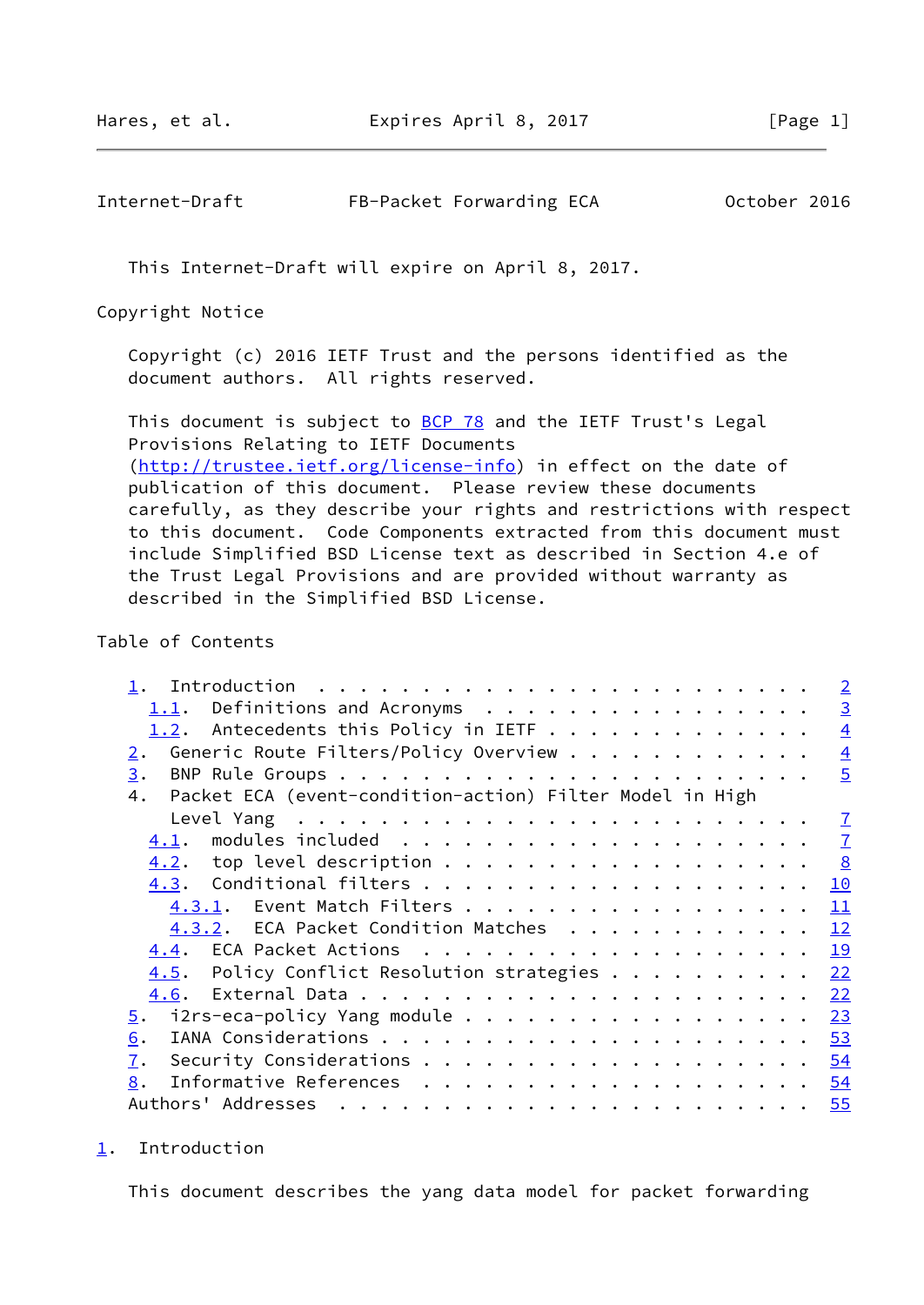This Internet-Draft will expire on April 8, 2017.

Copyright Notice

Copyright (c) 2016 IETF Trust and the persons identified as the document authors. All rights reserved.

This document is subject to BCP 78 and the IETF Trust's Legal Provisions Relating to IETF Documents (http://trustee.ietf.org/license-info) in effect on the date of publication of this document. Please review these documents carefully, as they describe your rights and restrictions with respect to this document. Code Components extracted from this document must include Simplified BSD License text as described in Section 4.e of the Trust Legal Provisions and are provided without warranty as described in the Simplified BSD License.

Table of Contents

- 1. Introduction . . . . . . . . . . . . . . . . . . . . . . . . . 2
  - 1.1. Definitions and Acronyms . . . . . . . . . . . . . . . . . 3
  - 1.2. Antecedents this Policy in IETF . . . . . . . . . . . . . 4
- 2. Generic Route Filters/Policy Overview . . . . . . . . . . . . 4
- 3. BNP Rule Groups . . . . . . . . . . . . . . . . . . . . . . . 5
- 4. Packet ECA (event-condition-action) Filter Model in High Level Yang . . . . . . . . . . . . . . . . . . . . . . . . . 7
  - 4.1. modules included . . . . . . . . . . . . . . . . . . . . 7
  - 4.2. top level description . . . . . . . . . . . . . . . . . 8
  - 4.3. Conditional filters . . . . . . . . . . . . . . . . . . . 10
    - 4.3.1. Event Match Filters . . . . . . . . . . . . . . . . . 11
    - 4.3.2. ECA Packet Condition Matches . . . . . . . . . . . . 12
  - 4.4. ECA Packet Actions . . . . . . . . . . . . . . . . . . . 19
  - 4.5. Policy Conflict Resolution strategies . . . . . . . . . . 22
  - 4.6. External Data . . . . . . . . . . . . . . . . . . . . . . 22
- 5. i2rs-eca-policy Yang module . . . . . . . . . . . . . . . . . 23
- 6. IANA Considerations . . . . . . . . . . . . . . . . . . . . . 53
- 7. Security Considerations . . . . . . . . . . . . . . . . . . . 54
- 8. Informative References . . . . . . . . . . . . . . . . . . . 54
- Authors' Addresses . . . . . . . . . . . . . . . . . . . . . . . 55

## 1. Introduction

This document describes the yang data model for packet forwarding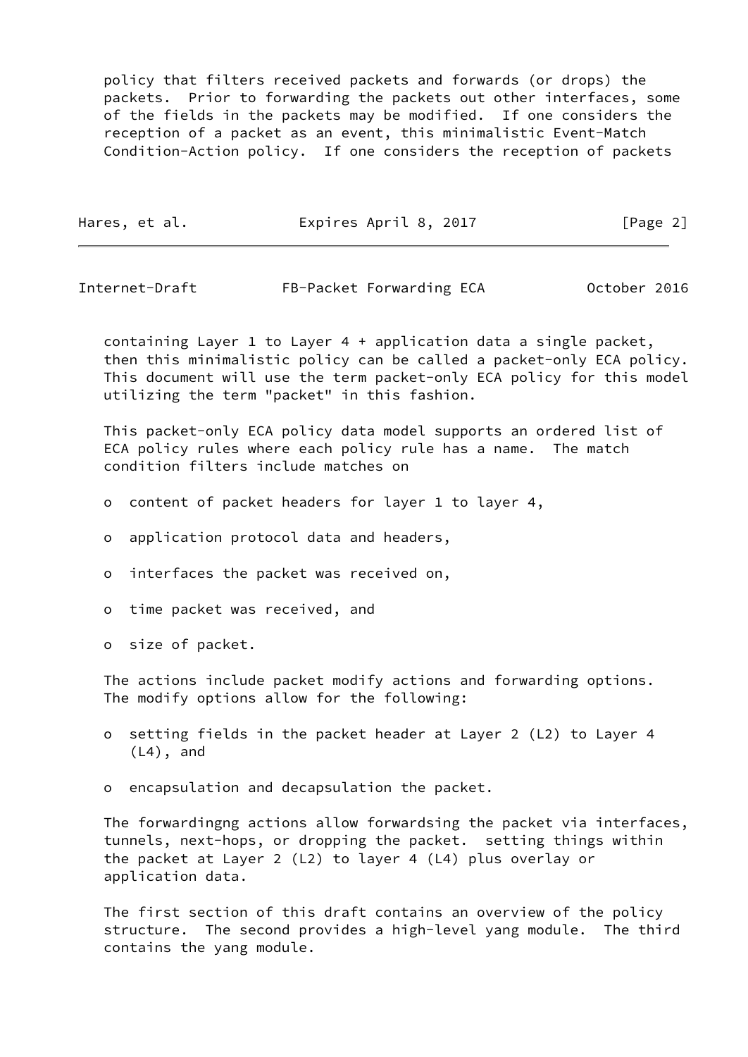policy that filters received packets and forwards (or drops) the packets. Prior to forwarding the packets out other interfaces, some of the fields in the packets may be modified. If one considers the reception of a packet as an event, this minimalistic Event-Match Condition-Action policy. If one considers the reception of packets containing Layer 1 to Layer 4 + application data a single packet, then this minimalistic policy can be called a packet-only ECA policy. This document will use the term packet-only ECA policy for this model utilizing the term "packet" in this fashion.

This packet-only ECA policy data model supports an ordered list of ECA policy rules where each policy rule has a name. The match condition filters include matches on

- content of packet headers for layer 1 to layer 4,
- application protocol data and headers,
- interfaces the packet was received on,
- time packet was received, and
- size of packet.

The actions include packet modify actions and forwarding options. The modify options allow for the following:

- setting fields in the packet header at Layer 2 (L2) to Layer 4 (L4), and
- encapsulation and decapsulation the packet.

The forwardingng actions allow forwardsing the packet via interfaces, tunnels, next-hops, or dropping the packet. setting things within the packet at Layer 2 (L2) to layer 4 (L4) plus overlay or application data.

The first section of this draft contains an overview of the policy structure. The second provides a high-level yang module. The third contains the yang module.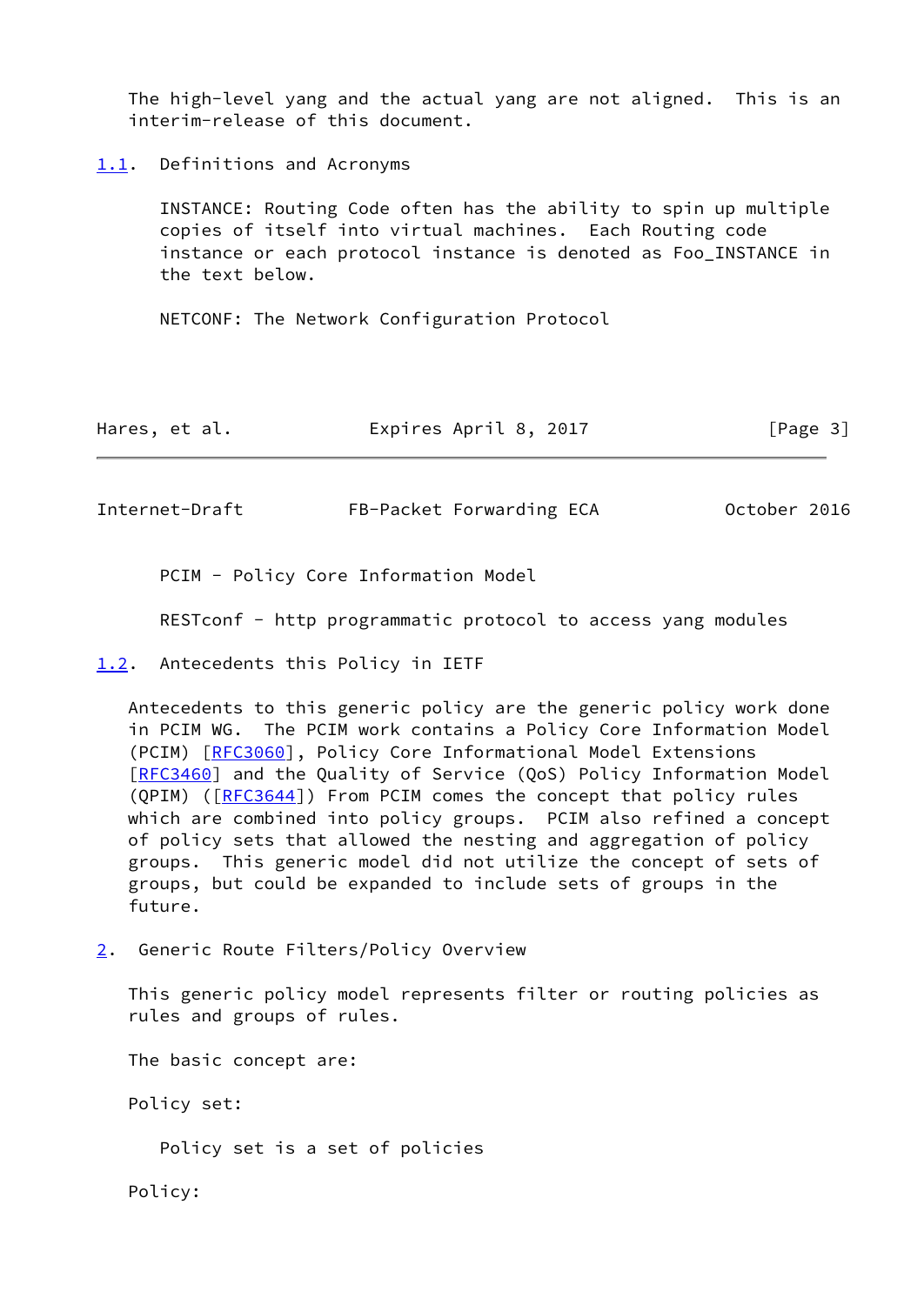The high-level yang and the actual yang are not aligned. This is an interim-release of this document.

### 1.1. Definitions and Acronyms

INSTANCE: Routing Code often has the ability to spin up multiple copies of itself into virtual machines. Each Routing code instance or each protocol instance is denoted as Foo_INSTANCE in the text below.

NETCONF: The Network Configuration Protocol

PCIM - Policy Core Information Model

RESTconf - http programmatic protocol to access yang modules

### 1.2. Antecedents this Policy in IETF

Antecedents to this generic policy are the generic policy work done in PCIM WG. The PCIM work contains a Policy Core Information Model (PCIM) [RFC3060], Policy Core Informational Model Extensions [RFC3460] and the Quality of Service (QoS) Policy Information Model (QPIM) ([RFC3644]) From PCIM comes the concept that policy rules which are combined into policy groups. PCIM also refined a concept of policy sets that allowed the nesting and aggregation of policy groups. This generic model did not utilize the concept of sets of groups, but could be expanded to include sets of groups in the future.

## 2. Generic Route Filters/Policy Overview

This generic policy model represents filter or routing policies as rules and groups of rules.

The basic concept are:

Policy set:

Policy set is a set of policies

Policy: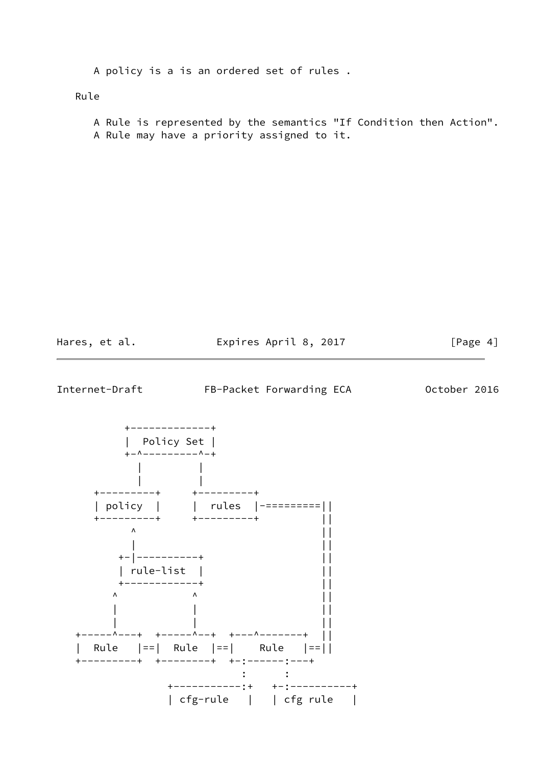A policy is a is an ordered set of rules .

Rule

A Rule is represented by the semantics "If Condition then Action". A Rule may have a priority assigned to it.

```
           +-------------+
           |  Policy Set |
           +-^---------^-+
             |         |
             |         |
      +---------+     +---------+
      | policy  |     |  rules  |-=========||
      +---------+     +---------+          ||
           ^                               ||
           |                               ||
         +-|----------+                    ||
         | rule-list  |                    ||
         +------------+                    ||
        ^            ^                     ||
        |            |                     ||
        |            |                     ||
   +-----^---+  +-----^--+  +---^-------+  ||
   |  Rule   |==|  Rule  |==|    Rule   |==||
   +---------+  +--------+  +-:------:---+
                              :      :
               +-----------:+   +-:----------+
               | cfg-rule   |   | cfg rule   |
```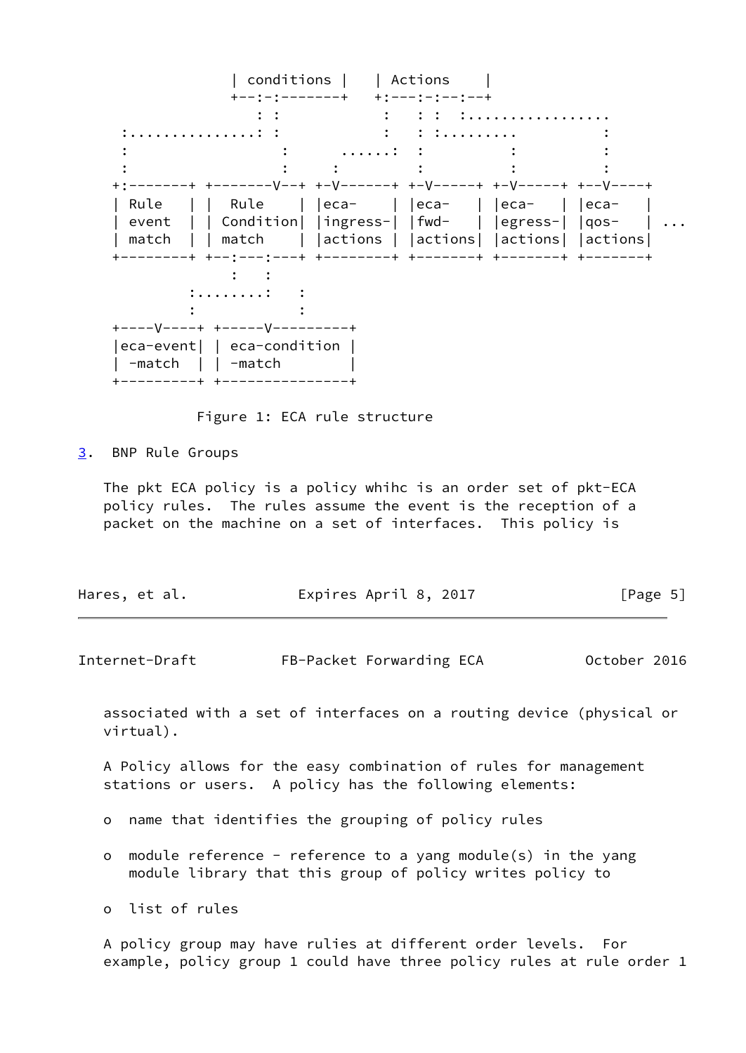```
                 | conditions |   | Actions    |
                 +--:-:-------+   +:---:-:--:--+
                    : :           :   : :  :.................
     :...............: :           :   : :.........         :
     :                :      ......:  :          :          :
     :                :     :         :          :          :
    +:-------+ +--------V--+ +-V------+ +-V-----+ +-V-----+ +--V----+
    | Rule   | |  Rule     | |eca-    | |eca-   | |eca-   | |eca-   |
    | event  | | Condition| |ingress-| |fwd-   | |egress-| |qos-   | ...
    | match  | | match     | |actions | |actions| |actions| |actions|
    +--------+ +--:---:----+ +--------+ +-------+ +-------+ +-------+
                  :   :
           :........:   :
           :            :
    +----V----+ +-----V---------+
    |eca-event| | eca-condition |
    | -match  | | -match        |
    +---------+ +---------------+
```

Figure 1: ECA rule structure

## 3. BNP Rule Groups

The pkt ECA policy is a policy whihc is an order set of pkt-ECA policy rules. The rules assume the event is the reception of a packet on the machine on a set of interfaces. This policy is associated with a set of interfaces on a routing device (physical or virtual).

A Policy allows for the easy combination of rules for management stations or users. A policy has the following elements:

- name that identifies the grouping of policy rules
- module reference - reference to a yang module(s) in the yang module library that this group of policy writes policy to
- list of rules

A policy group may have rulies at different order levels. For example, policy group 1 could have three policy rules at rule order 1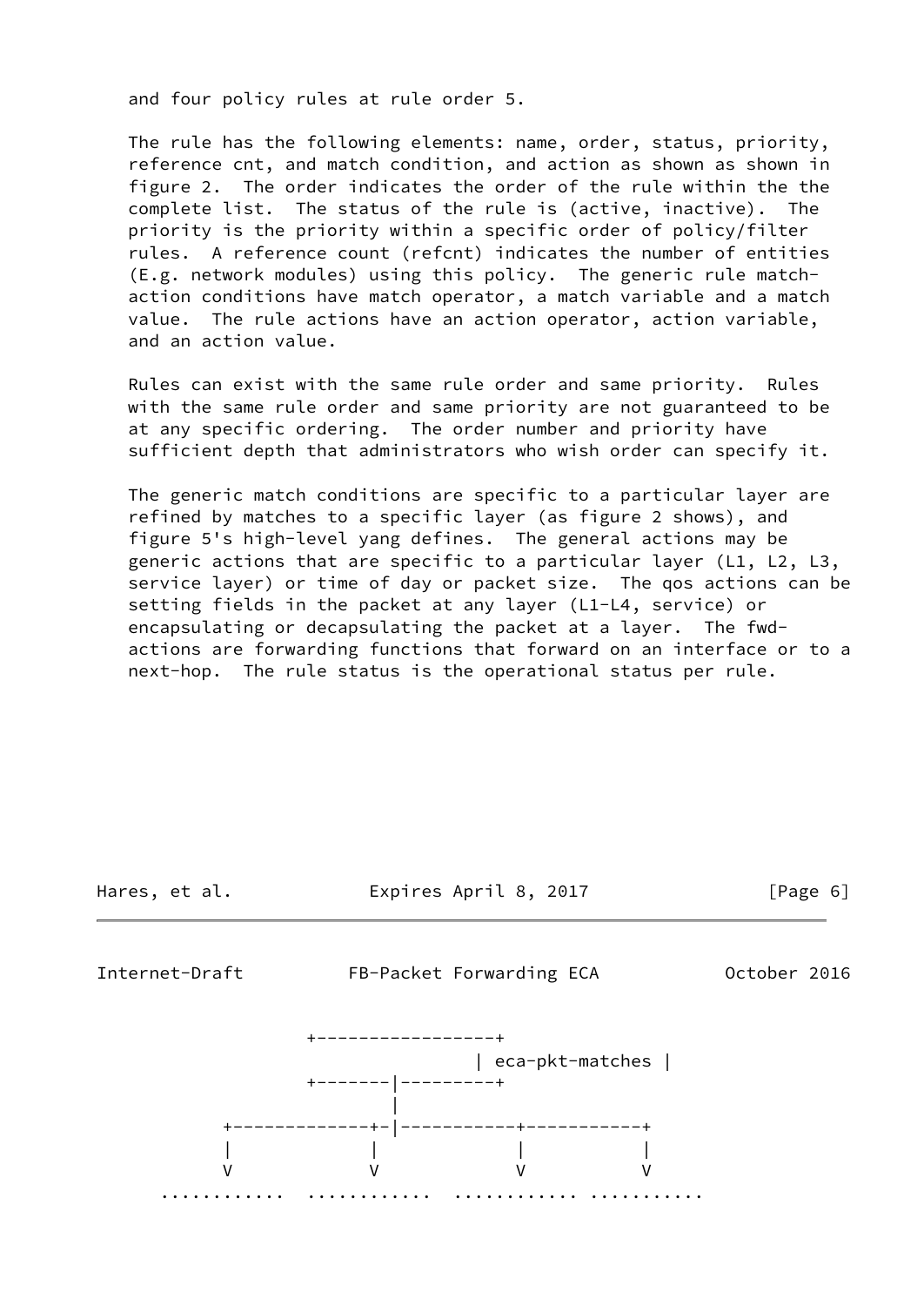and four policy rules at rule order 5.

The rule has the following elements: name, order, status, priority, reference cnt, and match condition, and action as shown as shown in figure 2. The order indicates the order of the rule within the the complete list. The status of the rule is (active, inactive). The priority is the priority within a specific order of policy/filter rules. A reference count (refcnt) indicates the number of entities (E.g. network modules) using this policy. The generic rule match-action conditions have match operator, a match variable and a match value. The rule actions have an action operator, action variable, and an action value.

Rules can exist with the same rule order and same priority. Rules with the same rule order and same priority are not guaranteed to be at any specific ordering. The order number and priority have sufficient depth that administrators who wish order can specify it.

The generic match conditions are specific to a particular layer are refined by matches to a specific layer (as figure 2 shows), and figure 5's high-level yang defines. The general actions may be generic actions that are specific to a particular layer (L1, L2, L3, service layer) or time of day or packet size. The qos actions can be setting fields in the packet at any layer (L1-L4, service) or encapsulating or decapsulating the packet at a layer. The fwd-actions are forwarding functions that forward on an interface or to a next-hop. The rule status is the operational status per rule.

```
                 +-----------------+
                 | eca-pkt-matches |
                 +-------|---------+
                         |
          +------------+-|-----------+-----------+
          |            |             |           |
          V            V             V           V
      ............ ............ ............ ..........
```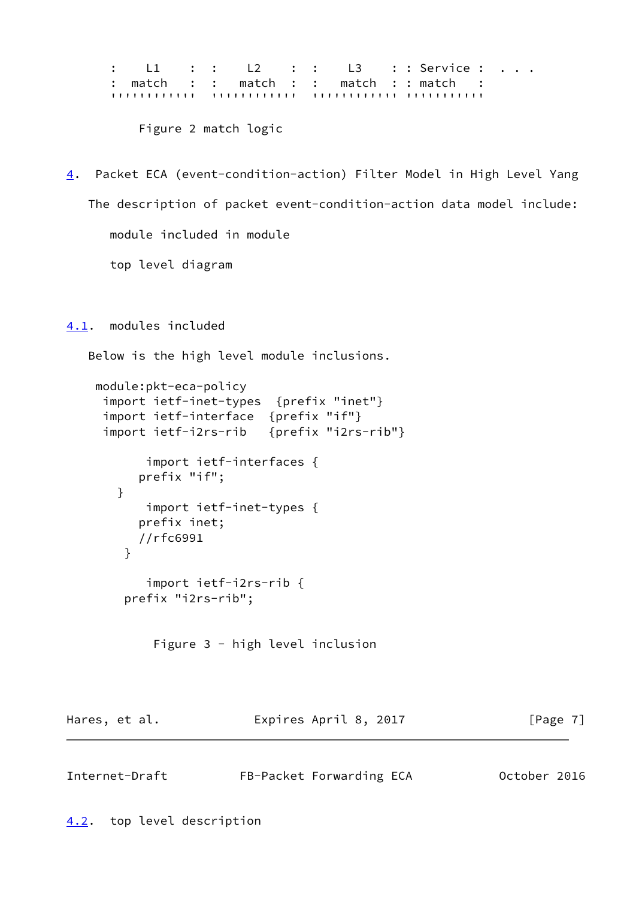```
   :    L1    :  :    L2    :  :    L3    : : Service :  . . .
   :  match   :  :   match  :  :   match  : : match   :
   ''''''''''''  ''''''''''''  '''''''''''' ''''''''''
```

Figure 2 match logic

## 4. Packet ECA (event-condition-action) Filter Model in High Level Yang

The description of packet event-condition-action data model include:

module included in module

top level diagram

### 4.1. modules included

Below is the high level module inclusions.

```
 module:pkt-eca-policy
  import ietf-inet-types  {prefix "inet"}
  import ietf-interface  {prefix "if"}
  import ietf-i2rs-rib   {prefix "i2rs-rib"}

        import ietf-interfaces {
       prefix "if";
     }
        import ietf-inet-types {
       prefix inet;
       //rfc6991
      }

        import ietf-i2rs-rib {
      prefix "i2rs-rib";
```

Figure 3 - high level inclusion

### 4.2. top level description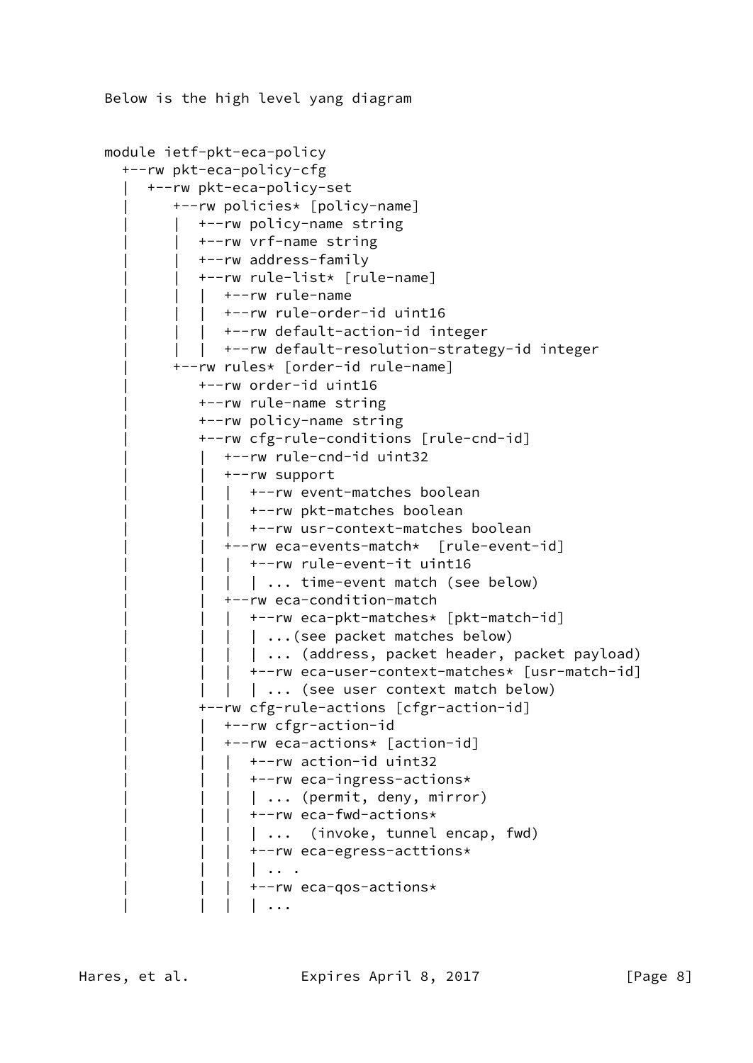Below is the high level yang diagram

```
module ietf-pkt-eca-policy
  +--rw pkt-eca-policy-cfg
  |  +--rw pkt-eca-policy-set
  |     +--rw policies* [policy-name]
  |     |  +--rw policy-name string
  |     |  +--rw vrf-name string
  |     |  +--rw address-family
  |     |  +--rw rule-list* [rule-name]
  |     |  |  +--rw rule-name
  |     |  |  +--rw rule-order-id uint16
  |     |  |  +--rw default-action-id integer
  |     |  |  +--rw default-resolution-strategy-id integer
  |     +--rw rules* [order-id rule-name]
  |        +--rw order-id uint16
  |        +--rw rule-name string
  |        +--rw policy-name string
  |        +--rw cfg-rule-conditions [rule-cnd-id]
  |        |  +--rw rule-cnd-id uint32
  |        |  +--rw support
  |        |  |  +--rw event-matches boolean
  |        |  |  +--rw pkt-matches boolean
  |        |  |  +--rw usr-context-matches boolean
  |        |  +--rw eca-events-match*  [rule-event-id]
  |        |  |  +--rw rule-event-it uint16
  |        |  |  | ... time-event match (see below)
  |        |  +--rw eca-condition-match
  |        |  |  +--rw eca-pkt-matches* [pkt-match-id]
  |        |  |  | ...(see packet matches below)
  |        |  |  | ... (address, packet header, packet payload)
  |        |  |  +--rw eca-user-context-matches* [usr-match-id]
  |        |  |  | ... (see user context match below)
  |        +--rw cfg-rule-actions [cfgr-action-id]
  |        |  +--rw cfgr-action-id
  |        |  +--rw eca-actions* [action-id]
  |        |  |  +--rw action-id uint32
  |        |  |  +--rw eca-ingress-actions*
  |        |  |  | ... (permit, deny, mirror)
  |        |  |  +--rw eca-fwd-actions*
  |        |  |  | ...  (invoke, tunnel encap, fwd)
  |        |  |  +--rw eca-egress-acttions*
  |        |  |  | .. .
  |        |  |  +--rw eca-qos-actions*
  |        |  |  | ...
```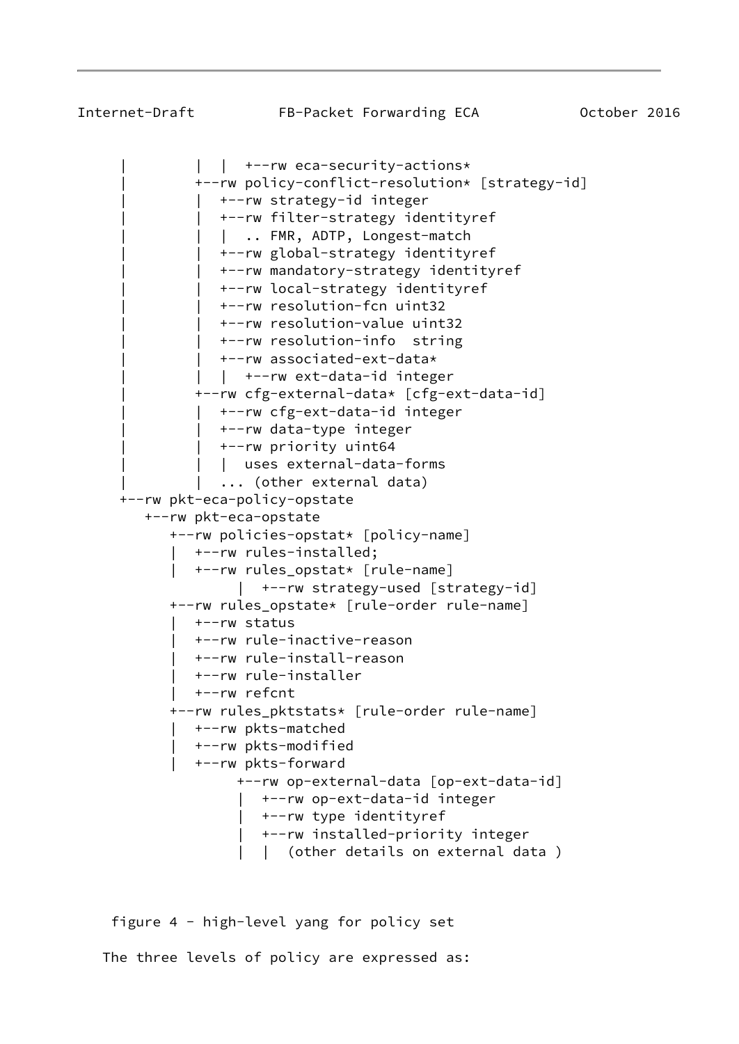```
     |        |  |  +--rw eca-security-actions*
     |        +--rw policy-conflict-resolution* [strategy-id]
     |        |  +--rw strategy-id integer
     |        |  +--rw filter-strategy identityref
     |        |  |  .. FMR, ADTP, Longest-match
     |        |  +--rw global-strategy identityref
     |        |  +--rw mandatory-strategy identityref
     |        |  +--rw local-strategy identityref
     |        |  +--rw resolution-fcn uint32
     |        |  +--rw resolution-value uint32
     |        |  +--rw resolution-info  string
     |        |  +--rw associated-ext-data*
     |        |  |  +--rw ext-data-id integer
     |        +--rw cfg-external-data* [cfg-ext-data-id]
     |        |  +--rw cfg-ext-data-id integer
     |        |  +--rw data-type integer
     |        |  +--rw priority uint64
     |        |  |  uses external-data-forms
     |        |  ... (other external data)
     +--rw pkt-eca-policy-opstate
        +--rw pkt-eca-opstate
           +--rw policies-opstat* [policy-name]
           |  +--rw rules-installed;
           |  +--rw rules_opstat* [rule-name]
                 |  +--rw strategy-used [strategy-id]
           +--rw rules_opstate* [rule-order rule-name]
           |  +--rw status
           |  +--rw rule-inactive-reason
           |  +--rw rule-install-reason
           |  +--rw rule-installer
           |  +--rw refcnt
           +--rw rules_pktstats* [rule-order rule-name]
           |  +--rw pkts-matched
           |  +--rw pkts-modified
           |  +--rw pkts-forward
                 +--rw op-external-data [op-ext-data-id]
                 |  +--rw op-ext-data-id integer
                 |  +--rw type identityref
                 |  +--rw installed-priority integer
                 |  |  (other details on external data )
```

figure 4 - high-level yang for policy set

The three levels of policy are expressed as: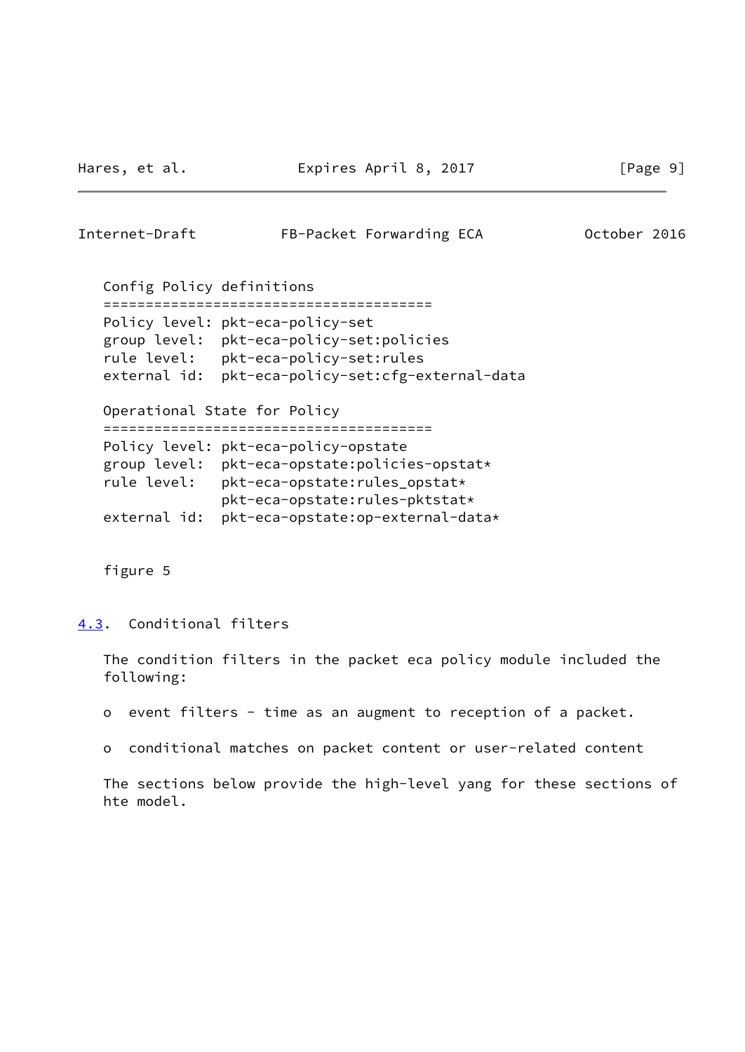```
Config Policy definitions
=======================================
Policy level: pkt-eca-policy-set
group level:  pkt-eca-policy-set:policies
rule level:   pkt-eca-policy-set:rules
external id:  pkt-eca-policy-set:cfg-external-data

Operational State for Policy
=======================================
Policy level: pkt-eca-policy-opstate
group level:  pkt-eca-opstate:policies-opstat*
rule level:   pkt-eca-opstate:rules_opstat*
              pkt-eca-opstate:rules-pktstat*
external id:  pkt-eca-opstate:op-external-data*
```

figure 5

## 4.3. Conditional filters

The condition filters in the packet eca policy module included the following:

- event filters - time as an augment to reception of a packet.
- conditional matches on packet content or user-related content

The sections below provide the high-level yang for these sections of hte model.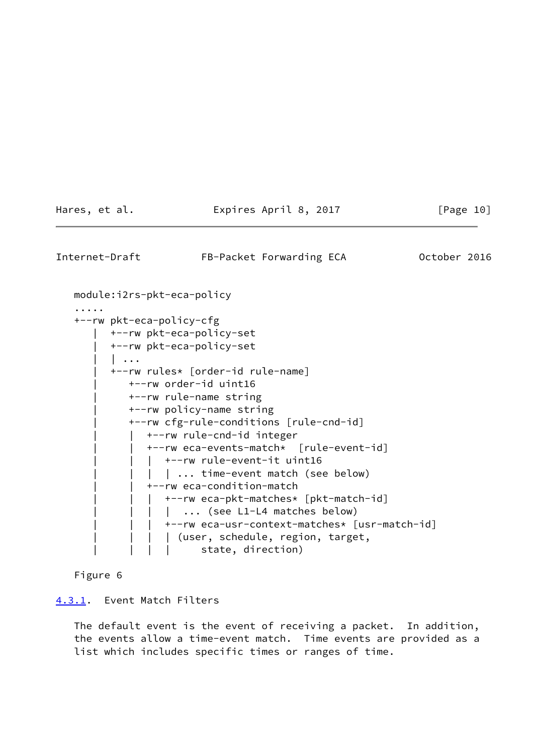```
module:i2rs-pkt-eca-policy
.....
+--rw pkt-eca-policy-cfg
   |  +--rw pkt-eca-policy-set
   |  +--rw pkt-eca-policy-set
   |  | ...
   |  +--rw rules* [order-id rule-name]
   |     +--rw order-id uint16
   |     +--rw rule-name string
   |     +--rw policy-name string
   |     +--rw cfg-rule-conditions [rule-cnd-id]
   |     |  +--rw rule-cnd-id integer
   |     |  +--rw eca-events-match*  [rule-event-id]
   |     |  |  +--rw rule-event-it uint16
   |     |  |  | ... time-event match (see below)
   |     |  +--rw eca-condition-match
   |     |  |  +--rw eca-pkt-matches* [pkt-match-id]
   |     |  |  |  ... (see L1-L4 matches below)
   |     |  |  +--rw eca-usr-context-matches* [usr-match-id]
   |     |  |  | (user, schedule, region, target,
   |     |  |  |     state, direction)
```

Figure 6

### 4.3.1. Event Match Filters

The default event is the event of receiving a packet. In addition, the events allow a time-event match. Time events are provided as a list which includes specific times or ranges of time.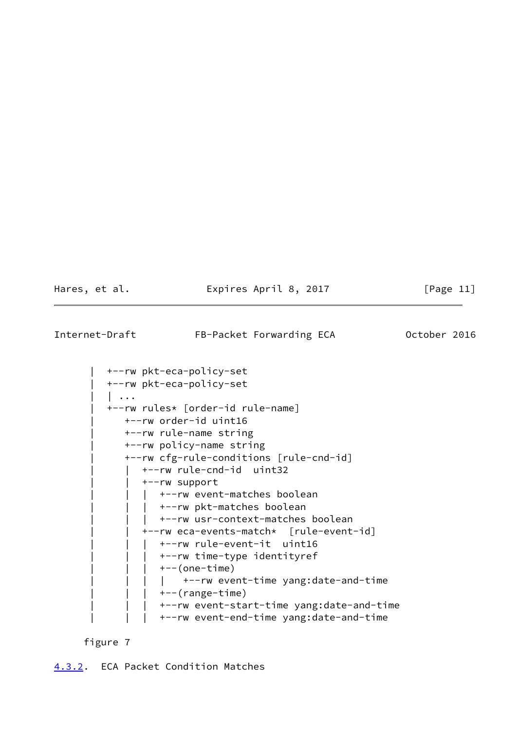```
       |  +--rw pkt-eca-policy-set
       |  +--rw pkt-eca-policy-set
       |  | ...
       |  +--rw rules* [order-id rule-name]
       |     +--rw order-id uint16
       |     +--rw rule-name string
       |     +--rw policy-name string
       |     +--rw cfg-rule-conditions [rule-cnd-id]
       |     |  +--rw rule-cnd-id  uint32
       |     |  +--rw support
       |     |  |  +--rw event-matches boolean
       |     |  |  +--rw pkt-matches boolean
       |     |  |  +--rw usr-context-matches boolean
       |     |  +--rw eca-events-match*  [rule-event-id]
       |     |  |  +--rw rule-event-it  uint16
       |     |  |  +--rw time-type identityref
       |     |  |  +--(one-time)
       |     |  |  |   +--rw event-time yang:date-and-time
       |     |  |  +--(range-time)
       |     |  |  +--rw event-start-time yang:date-and-time
       |     |  |  +--rw event-end-time yang:date-and-time
```

figure 7

4.3.2. ECA Packet Condition Matches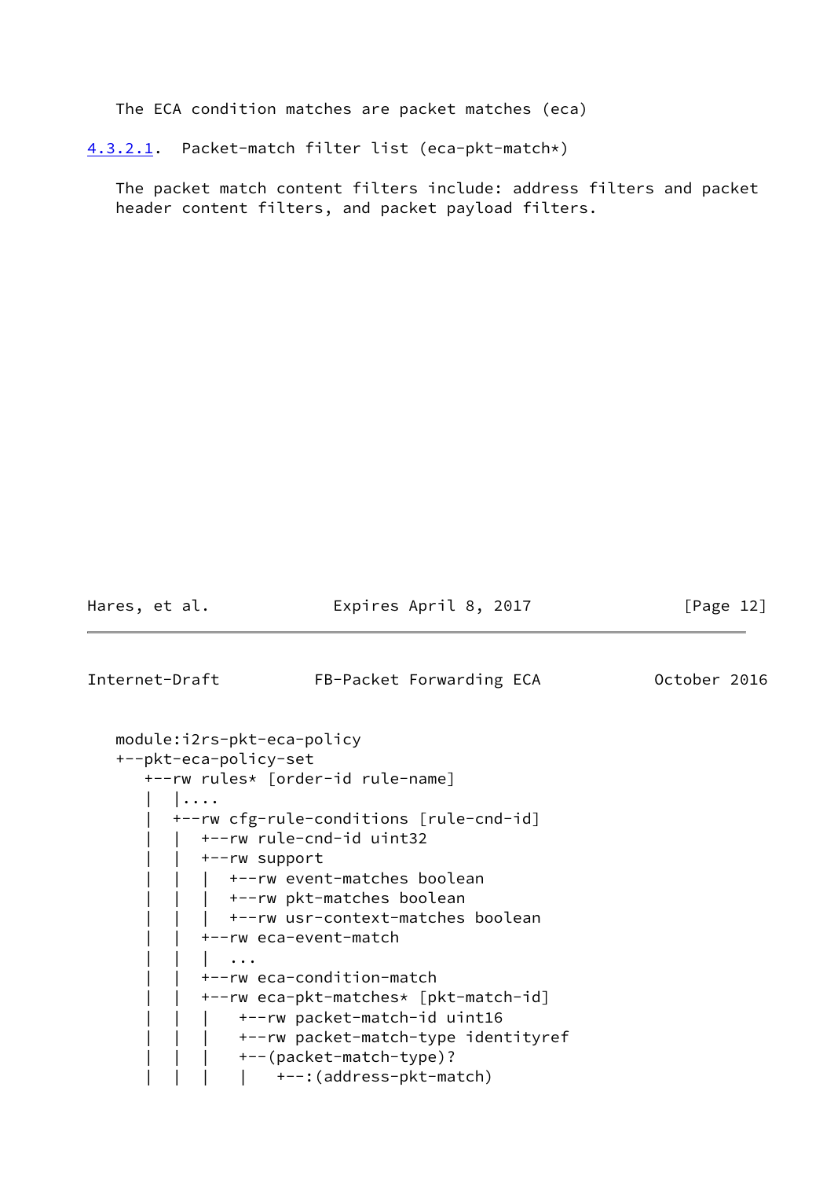The ECA condition matches are packet matches (eca)

#### 4.3.2.1. Packet-match filter list (eca-pkt-match*)

The packet match content filters include: address filters and packet header content filters, and packet payload filters.

```
module:i2rs-pkt-eca-policy
+--pkt-eca-policy-set
   +--rw rules* [order-id rule-name]
   |  |....
   |  +--rw cfg-rule-conditions [rule-cnd-id]
   |  |  +--rw rule-cnd-id uint32
   |  |  +--rw support
   |  |  |  +--rw event-matches boolean
   |  |  |  +--rw pkt-matches boolean
   |  |  |  +--rw usr-context-matches boolean
   |  |  +--rw eca-event-match
   |  |  |  ...
   |  |  +--rw eca-condition-match
   |  |  +--rw eca-pkt-matches* [pkt-match-id]
   |  |  |   +--rw packet-match-id uint16
   |  |  |   +--rw packet-match-type identityref
   |  |  |   +--(packet-match-type)?
   |  |  |   |   +--:(address-pkt-match)
```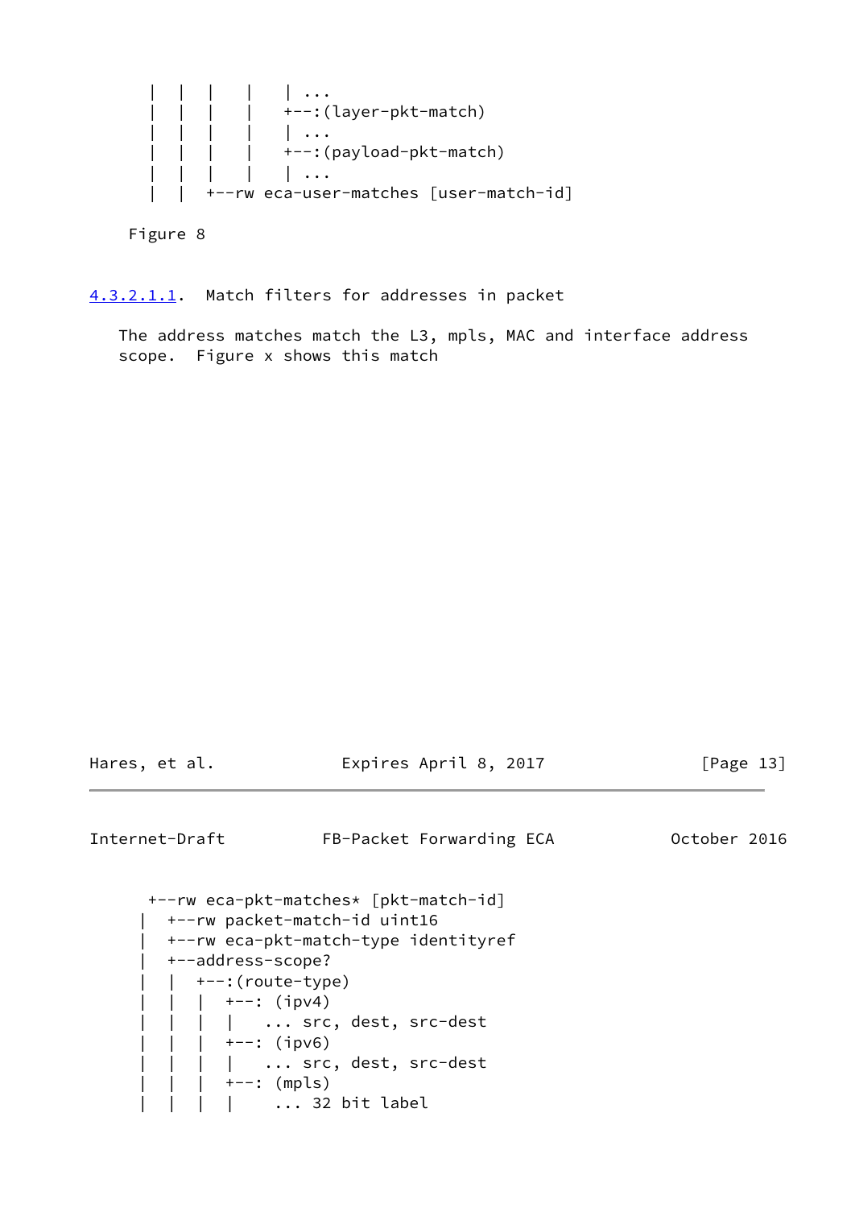```
      |  |  |    |    | ...
      |  |  |    |    +--:(layer-pkt-match)
      |  |  |    |    | ...
      |  |  |    |    +--:(payload-pkt-match)
      |  |  |    |    | ...
      |  |  +--rw eca-user-matches [user-match-id]
```

Figure 8

#### 4.3.2.1.1. Match filters for addresses in packet

The address matches match the L3, mpls, MAC and interface address scope. Figure x shows this match

```
      +--rw eca-pkt-matches* [pkt-match-id]
     |  +--rw packet-match-id uint16
     |  +--rw eca-pkt-match-type identityref
     |  +--address-scope?
     |  |  +--:(route-type)
     |  |  |  +--: (ipv4)
     |  |  |  |   ... src, dest, src-dest
     |  |  |  +--: (ipv6)
     |  |  |  |   ... src, dest, src-dest
     |  |  |  +--: (mpls)
     |  |  |  |    ... 32 bit label
```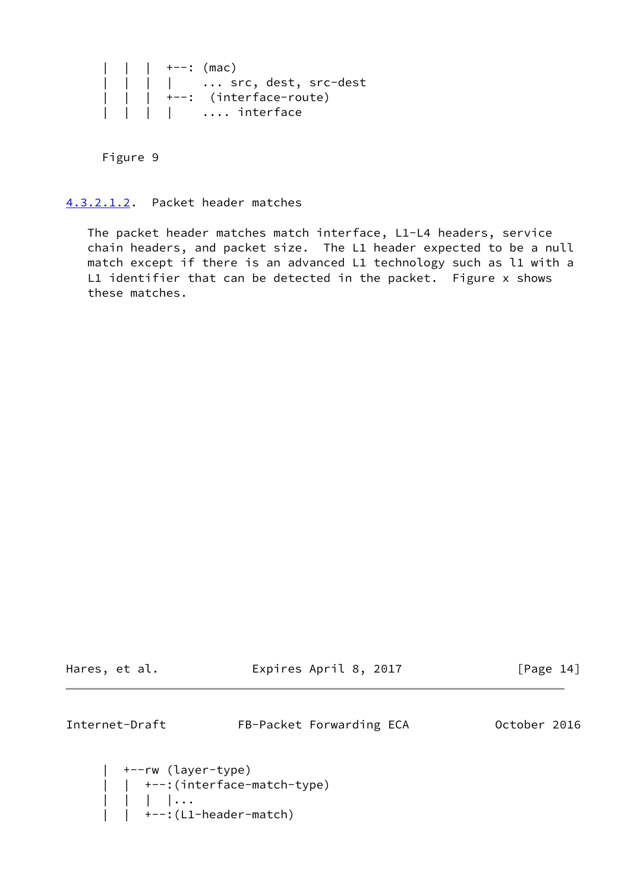```
      |  |  |  +--: (mac)
      |  |  |  |    ... src, dest, src-dest
      |  |  |  +--:  (interface-route)
      |  |  |  |    .... interface
```

Figure 9

#### 4.3.2.1.2. Packet header matches

The packet header matches match interface, L1-L4 headers, service chain headers, and packet size. The L1 header expected to be a null match except if there is an advanced L1 technology such as l1 with a L1 identifier that can be detected in the packet. Figure x shows these matches.

```
      |  +--rw (layer-type)
      |  |  +--:(interface-match-type)
      |  |  |  |...
      |  |  +--:(L1-header-match)
```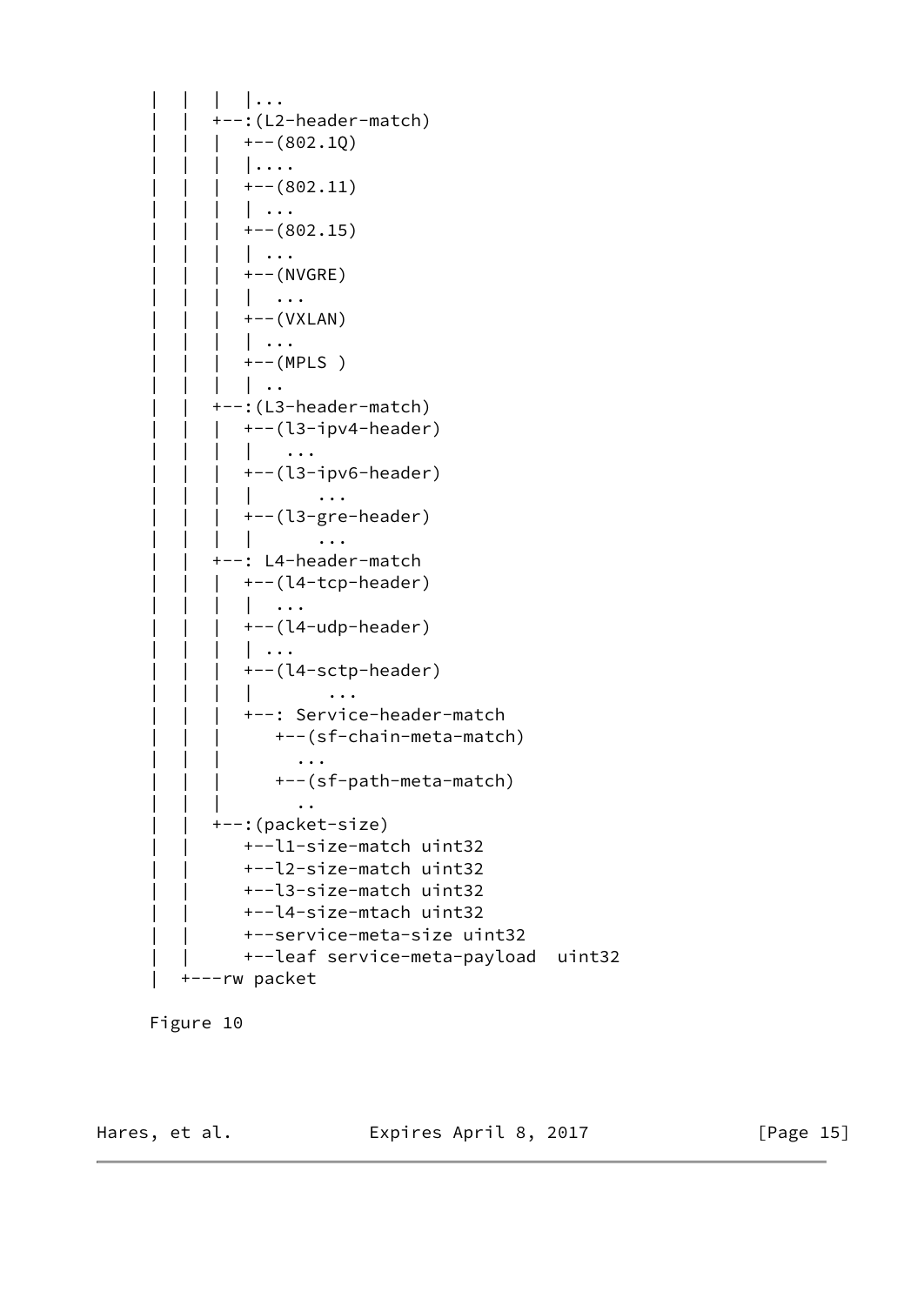```
   |  |  |  |...
   |  |  +--:(L2-header-match)
   |  |  |  +--(802.1Q)
   |  |  |  |....
   |  |  |  +--(802.11)
   |  |  |  | ...
   |  |  |  +--(802.15)
   |  |  |  | ...
   |  |  |  +--(NVGRE)
   |  |  |  |  ...
   |  |  |  +--(VXLAN)
   |  |  |  | ...
   |  |  |  +--(MPLS )
   |  |  |  | ..
   |  |  +--:(L3-header-match)
   |  |  |  +--(l3-ipv4-header)
   |  |  |  |    ...
   |  |  |  +--(l3-ipv6-header)
   |  |  |  |       ...
   |  |  |  +--(l3-gre-header)
   |  |  |  |       ...
   |  |  +--: L4-header-match
   |  |  |  +--(l4-tcp-header)
   |  |  |  |  ...
   |  |  |  +--(l4-udp-header)
   |  |  |  | ...
   |  |  |  +--(l4-sctp-header)
   |  |  |  |        ...
   |  |  |  +--: Service-header-match
   |  |  |     +--(sf-chain-meta-match)
   |  |  |       ...
   |  |  |     +--(sf-path-meta-match)
   |  |  |       ..
   |  |  +--:(packet-size)
   |  |     +--l1-size-match uint32
   |  |     +--l2-size-match uint32
   |  |     +--l3-size-match uint32
   |  |     +--l4-size-mtach uint32
   |  |     +--service-meta-size uint32
   |  |     +--leaf service-meta-payload  uint32
   |  +---rw packet
```

Figure 10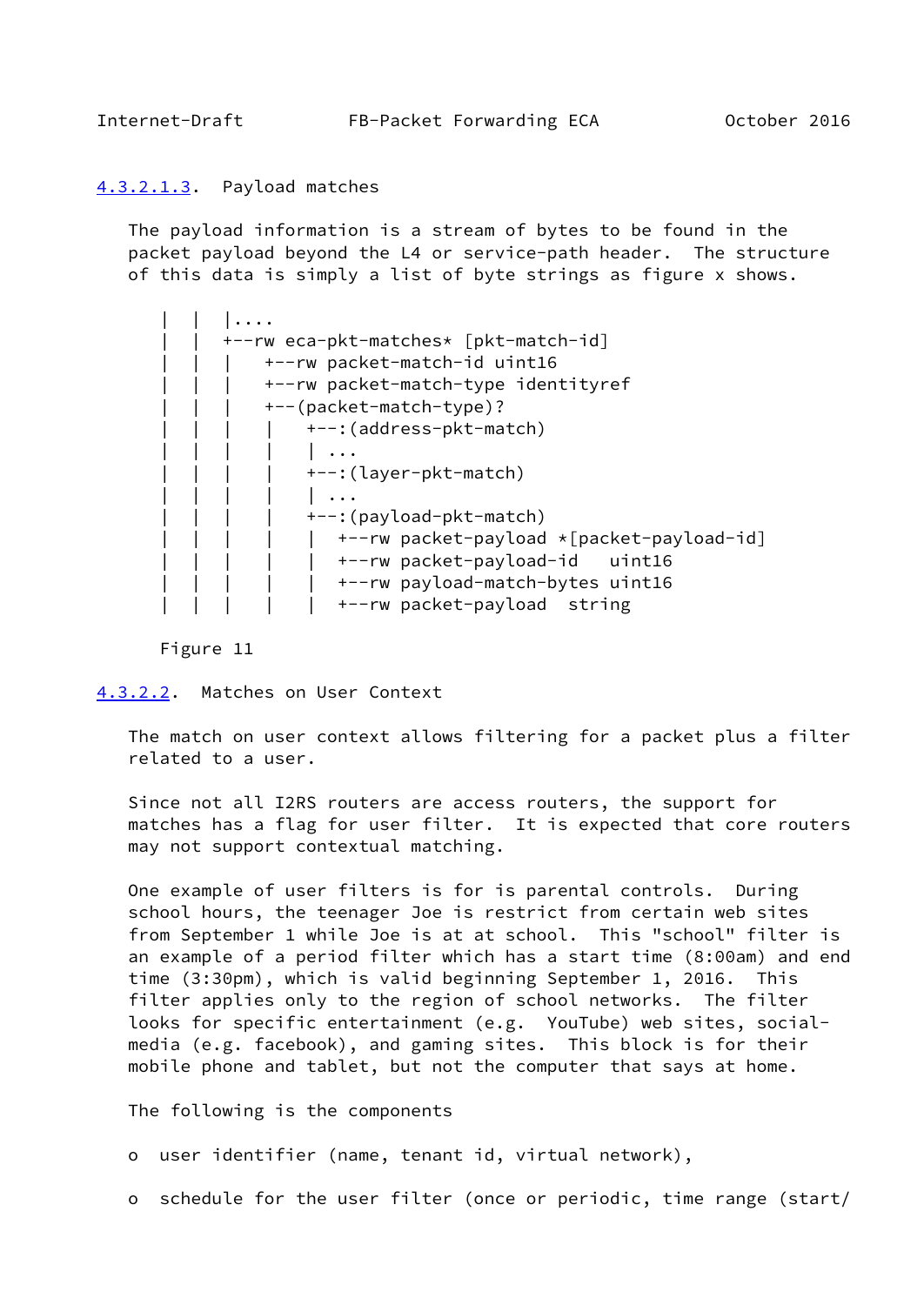#### 4.3.2.1.3. Payload matches

The payload information is a stream of bytes to be found in the packet payload beyond the L4 or service-path header. The structure of this data is simply a list of byte strings as figure x shows.

```
|  |  |....
|  |  +--rw eca-pkt-matches* [pkt-match-id]
|  |  |   +--rw packet-match-id uint16
|  |  |   +--rw packet-match-type identityref
|  |  |   +--(packet-match-type)?
|  |  |   |    +--:(address-pkt-match)
|  |  |   |    | ...
|  |  |   |    +--:(layer-pkt-match)
|  |  |   |    | ...
|  |  |   |    +--:(payload-pkt-match)
|  |  |   |    |  +--rw packet-payload *[packet-payload-id]
|  |  |   |    |  +--rw packet-payload-id   uint16
|  |  |   |    |  +--rw payload-match-bytes uint16
|  |  |   |    |  +--rw packet-payload  string
```

Figure 11

#### 4.3.2.2. Matches on User Context

The match on user context allows filtering for a packet plus a filter related to a user.

Since not all I2RS routers are access routers, the support for matches has a flag for user filter. It is expected that core routers may not support contextual matching.

One example of user filters is for is parental controls. During school hours, the teenager Joe is restrict from certain web sites from September 1 while Joe is at at school. This "school" filter is an example of a period filter which has a start time (8:00am) and end time (3:30pm), which is valid beginning September 1, 2016. This filter applies only to the region of school networks. The filter looks for specific entertainment (e.g. YouTube) web sites, social-media (e.g. facebook), and gaming sites. This block is for their mobile phone and tablet, but not the computer that says at home.

The following is the components

- o user identifier (name, tenant id, virtual network),
- o schedule for the user filter (once or periodic, time range (start/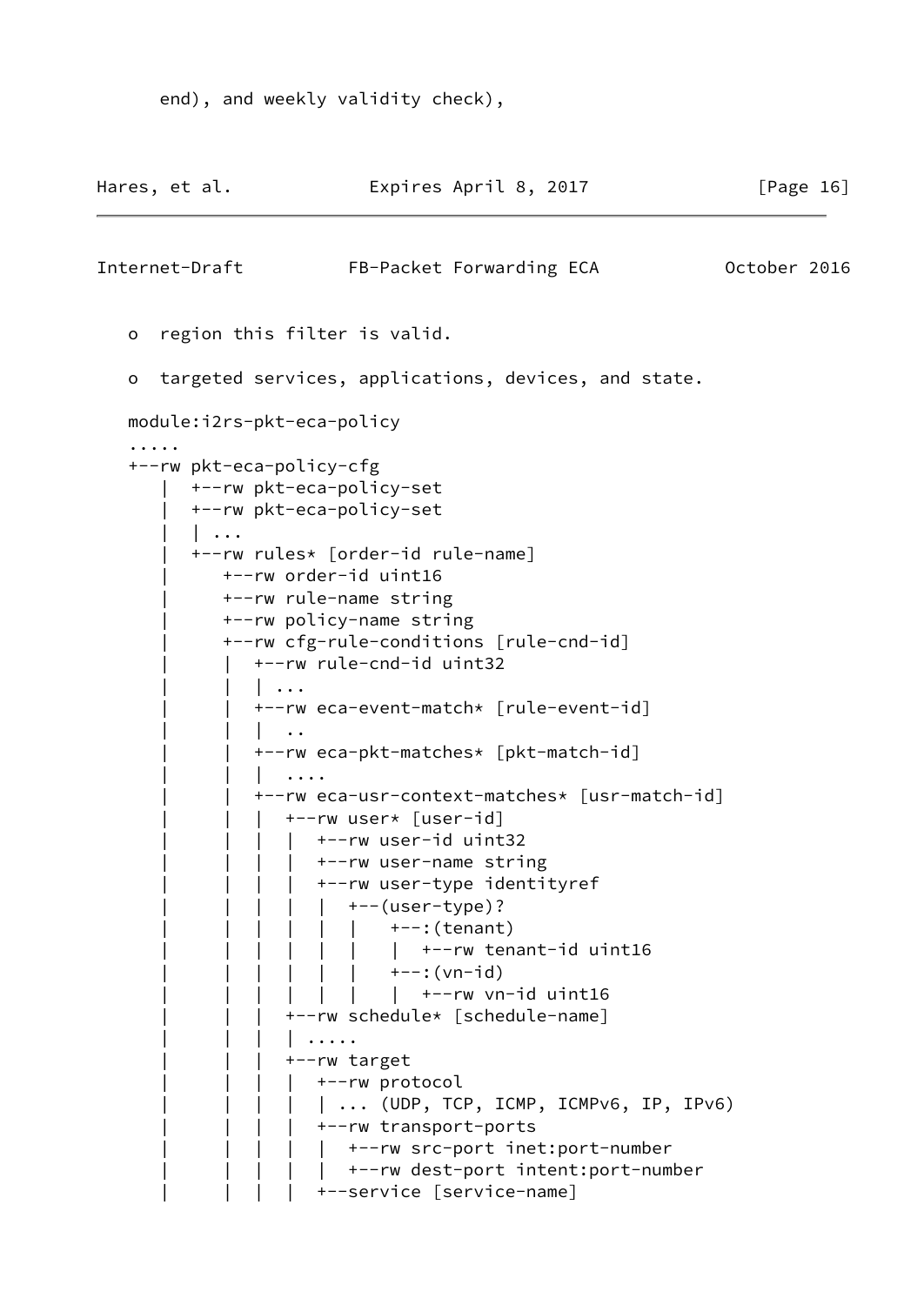end), and weekly validity check),

o  region this filter is valid.

o  targeted services, applications, devices, and state.

```
module:i2rs-pkt-eca-policy
.....
+--rw pkt-eca-policy-cfg
    |  +--rw pkt-eca-policy-set
    |  +--rw pkt-eca-policy-set
    |  | ...
    |  +--rw rules* [order-id rule-name]
    |     +--rw order-id uint16
    |     +--rw rule-name string
    |     +--rw policy-name string
    |     +--rw cfg-rule-conditions [rule-cnd-id]
    |     |  +--rw rule-cnd-id uint32
    |     |  | ...
    |     |  +--rw eca-event-match* [rule-event-id]
    |     |  |  ..
    |     |  +--rw eca-pkt-matches* [pkt-match-id]
    |     |  |  ....
    |     |  +--rw eca-usr-context-matches* [usr-match-id]
    |     |  |  +--rw user* [user-id]
    |     |  |  |  +--rw user-id uint32
    |     |  |  |  +--rw user-name string
    |     |  |  |  +--rw user-type identityref
    |     |  |  |  |  +--(user-type)?
    |     |  |  |  |  |  |   +--:(tenant)
    |     |  |  |  |  |  |   |  +--rw tenant-id uint16
    |     |  |  |  |  |  |   +--:(vn-id)
    |     |  |  |  |  |  |   |  +--rw vn-id uint16
    |     |  |  +--rw schedule* [schedule-name]
    |     |  |  | .....
    |     |  |  +--rw target
    |     |  |  |  +--rw protocol
    |     |  |  |  | ... (UDP, TCP, ICMP, ICMPv6, IP, IPv6)
    |     |  |  |  +--rw transport-ports
    |     |  |  |  |  +--rw src-port inet:port-number
    |     |  |  |  |  +--rw dest-port intent:port-number
    |     |  |  |  +--service [service-name]
```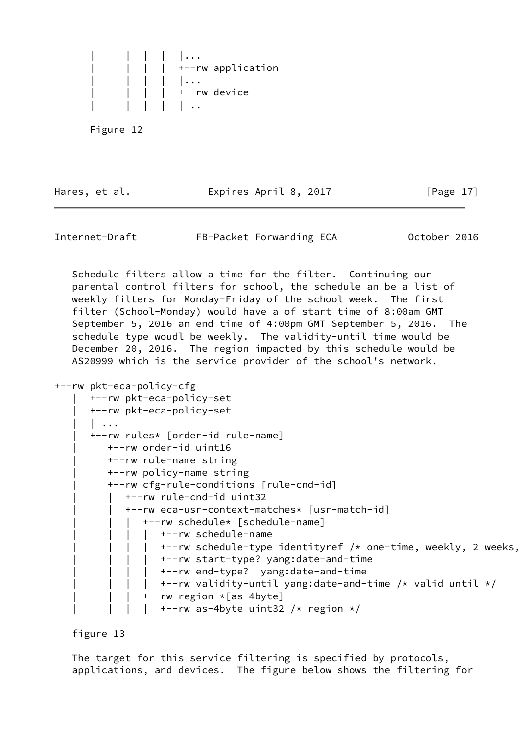```
      |      |  |  |  |...
      |      |  |  |  +--rw application
      |      |  |  |  |...
      |      |  |  |  +--rw device
      |      |  |  |  | ..
```

Figure 12

Schedule filters allow a time for the filter. Continuing our parental control filters for school, the schedule an be a list of weekly filters for Monday-Friday of the school week. The first filter (School-Monday) would have a of start time of 8:00am GMT September 5, 2016 an end time of 4:00pm GMT September 5, 2016. The schedule type woudl be weekly. The validity-until time would be December 20, 2016. The region impacted by this schedule would be AS20999 which is the service provider of the school's network.

```
+--rw pkt-eca-policy-cfg
   |  +--rw pkt-eca-policy-set
   |  +--rw pkt-eca-policy-set
   |  | ...
   |  +--rw rules* [order-id rule-name]
   |     +--rw order-id uint16
   |     +--rw rule-name string
   |     +--rw policy-name string
   |     +--rw cfg-rule-conditions [rule-cnd-id]
   |     |  +--rw rule-cnd-id uint32
   |     |  +--rw eca-usr-context-matches* [usr-match-id]
   |     |  |  +--rw schedule* [schedule-name]
   |     |  |  |  +--rw schedule-name
   |     |  |  |  +--rw schedule-type identityref /* one-time, weekly, 2 weeks,
   |     |  |  |  +--rw start-type? yang:date-and-time
   |     |  |  |  +--rw end-type?  yang:date-and-time
   |     |  |  |  +--rw validity-until yang:date-and-time /* valid until */
   |     |  |  +--rw region *[as-4byte]
   |     |  |  |  +--rw as-4byte uint32 /* region */
```

figure 13

The target for this service filtering is specified by protocols, applications, and devices. The figure below shows the filtering for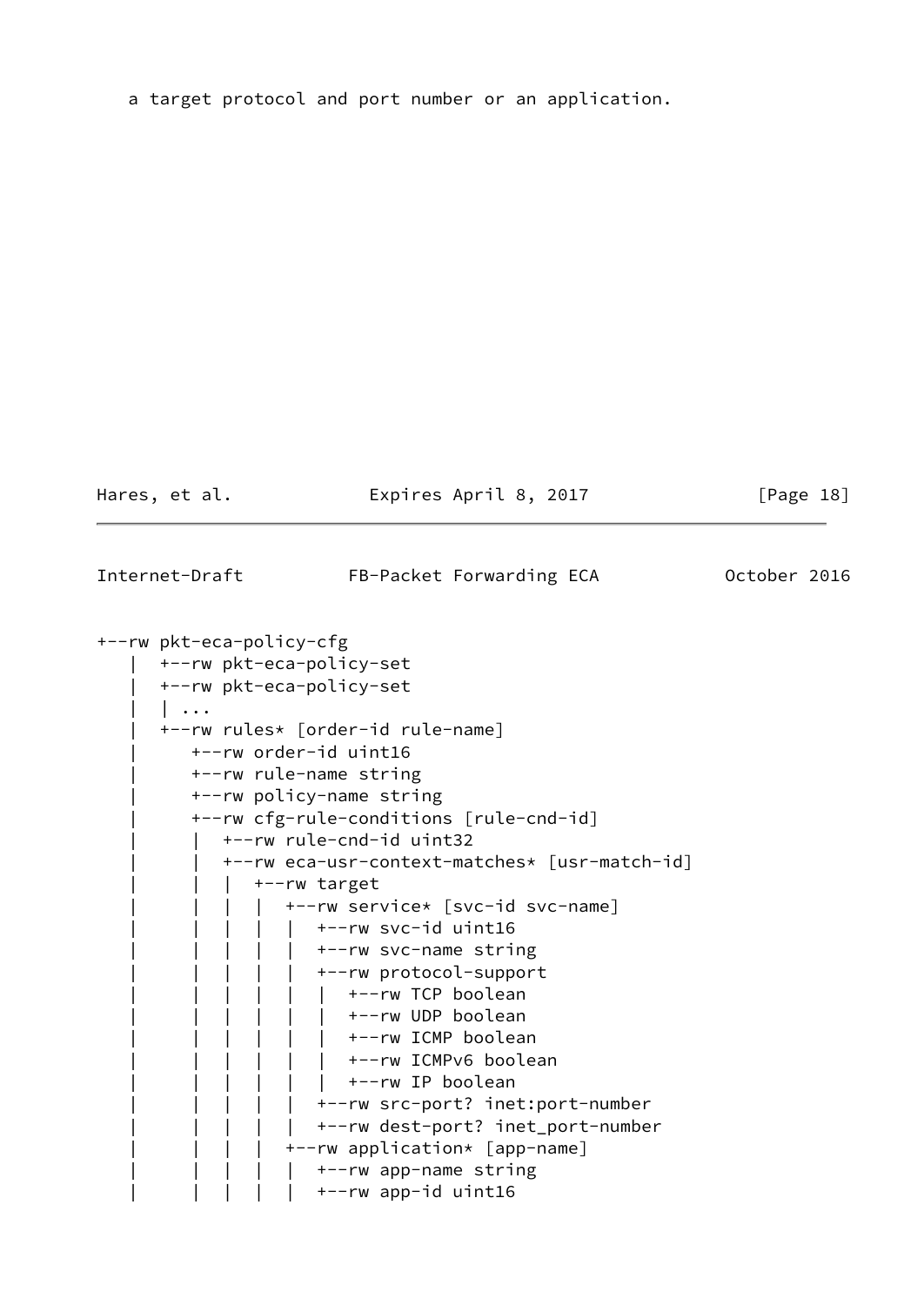a target protocol and port number or an application.

```
+--rw pkt-eca-policy-cfg
   |  +--rw pkt-eca-policy-set
   |  +--rw pkt-eca-policy-set
   |  | ...
   |  +--rw rules* [order-id rule-name]
   |     +--rw order-id uint16
   |     +--rw rule-name string
   |     +--rw policy-name string
   |     +--rw cfg-rule-conditions [rule-cnd-id]
   |     |  +--rw rule-cnd-id uint32
   |     |  +--rw eca-usr-context-matches* [usr-match-id]
   |     |  |  +--rw target
   |     |  |  |  +--rw service* [svc-id svc-name]
   |     |  |  |  |  +--rw svc-id uint16
   |     |  |  |  |  +--rw svc-name string
   |     |  |  |  |  +--rw protocol-support
   |     |  |  |  |  |  +--rw TCP boolean
   |     |  |  |  |  |  +--rw UDP boolean
   |     |  |  |  |  |  +--rw ICMP boolean
   |     |  |  |  |  |  +--rw ICMPv6 boolean
   |     |  |  |  |  |  +--rw IP boolean
   |     |  |  |  |  +--rw src-port? inet:port-number
   |     |  |  |  |  +--rw dest-port? inet_port-number
   |     |  |  |  +--rw application* [app-name]
   |     |  |  |  |  +--rw app-name string
   |     |  |  |  |  +--rw app-id uint16
```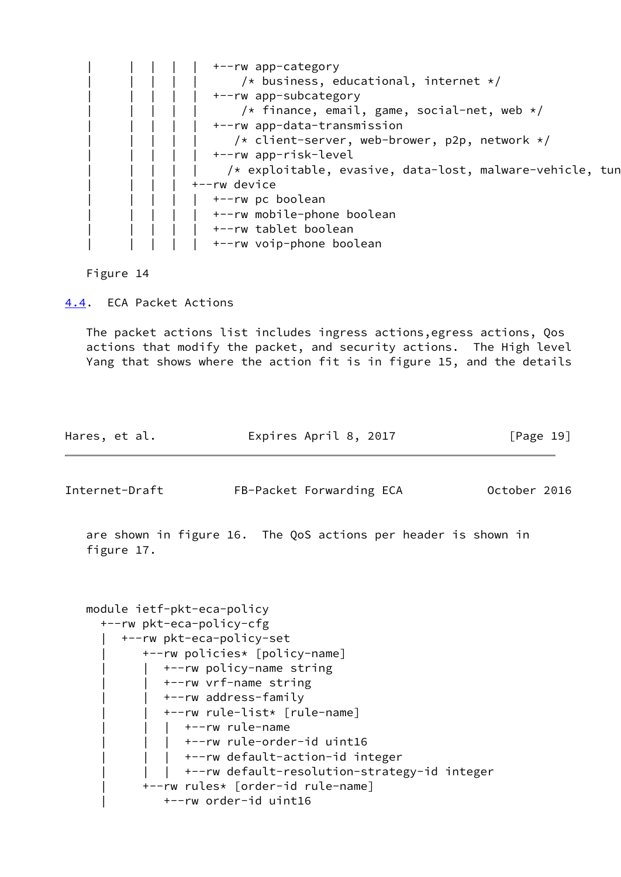```
   |     |  |  |  |  +--rw app-category
   |     |  |  |  |      /* business, educational, internet */
   |     |  |  |  |  +--rw app-subcategory
   |     |  |  |  |      /* finance, email, game, social-net, web */
   |     |  |  |  |  +--rw app-data-transmission
   |     |  |  |  |     /* client-server, web-brower, p2p, network */
   |     |  |  |  |  +--rw app-risk-level
   |     |  |  |  |    /* exploitable, evasive, data-lost, malware-vehicle, tun
   |     |  |  |  +--rw device
   |     |  |  |  |  +--rw pc boolean
   |     |  |  |  |  +--rw mobile-phone boolean
   |     |  |  |  |  +--rw tablet boolean
   |     |  |  |  |  +--rw voip-phone boolean
```

Figure 14

## 4.4. ECA Packet Actions

The packet actions list includes ingress actions,egress actions, Qos actions that modify the packet, and security actions. The High level Yang that shows where the action fit is in figure 15, and the details are shown in figure 16. The QoS actions per header is shown in figure 17.

```
module ietf-pkt-eca-policy
  +--rw pkt-eca-policy-cfg
  |  +--rw pkt-eca-policy-set
  |     +--rw policies* [policy-name]
  |     |  +--rw policy-name string
  |     |  +--rw vrf-name string
  |     |  +--rw address-family
  |     |  +--rw rule-list* [rule-name]
  |     |  |  +--rw rule-name
  |     |  |  +--rw rule-order-id uint16
  |     |  |  +--rw default-action-id integer
  |     |  |  +--rw default-resolution-strategy-id integer
  |     +--rw rules* [order-id rule-name]
  |        +--rw order-id uint16
```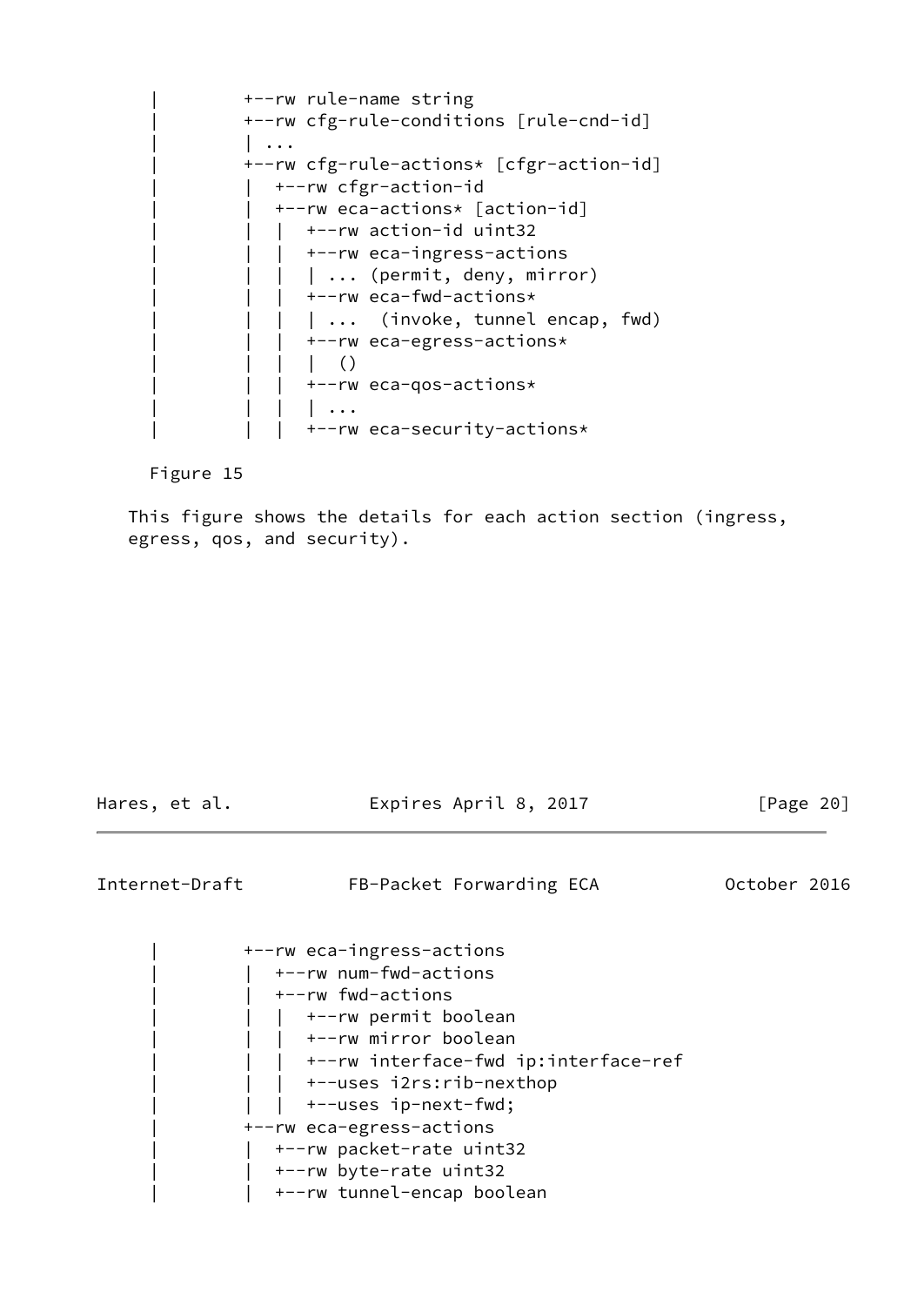```
     |        +--rw rule-name string
     |        +--rw cfg-rule-conditions [rule-cnd-id]
     |        | ...
     |        +--rw cfg-rule-actions* [cfgr-action-id]
     |        |  +--rw cfgr-action-id
     |        |  +--rw eca-actions* [action-id]
     |        |  |  +--rw action-id uint32
     |        |  |  +--rw eca-ingress-actions
     |        |  |  | ... (permit, deny, mirror)
     |        |  |  +--rw eca-fwd-actions*
     |        |  |  | ...  (invoke, tunnel encap, fwd)
     |        |  |  +--rw eca-egress-actions*
     |        |  |  |  ()
     |        |  |  +--rw eca-qos-actions*
     |        |  |  | ...
     |        |  |  +--rw eca-security-actions*
```

Figure 15

This figure shows the details for each action section (ingress, egress, qos, and security).

```
     |        +--rw eca-ingress-actions
     |        |  +--rw num-fwd-actions
     |        |  +--rw fwd-actions
     |        |  |  +--rw permit boolean
     |        |  |  +--rw mirror boolean
     |        |  |  +--rw interface-fwd ip:interface-ref
     |        |  |  +--uses i2rs:rib-nexthop
     |        |  |  +--uses ip-next-fwd;
     |        +--rw eca-egress-actions
     |        |  +--rw packet-rate uint32
     |        |  +--rw byte-rate uint32
     |        |  +--rw tunnel-encap boolean
```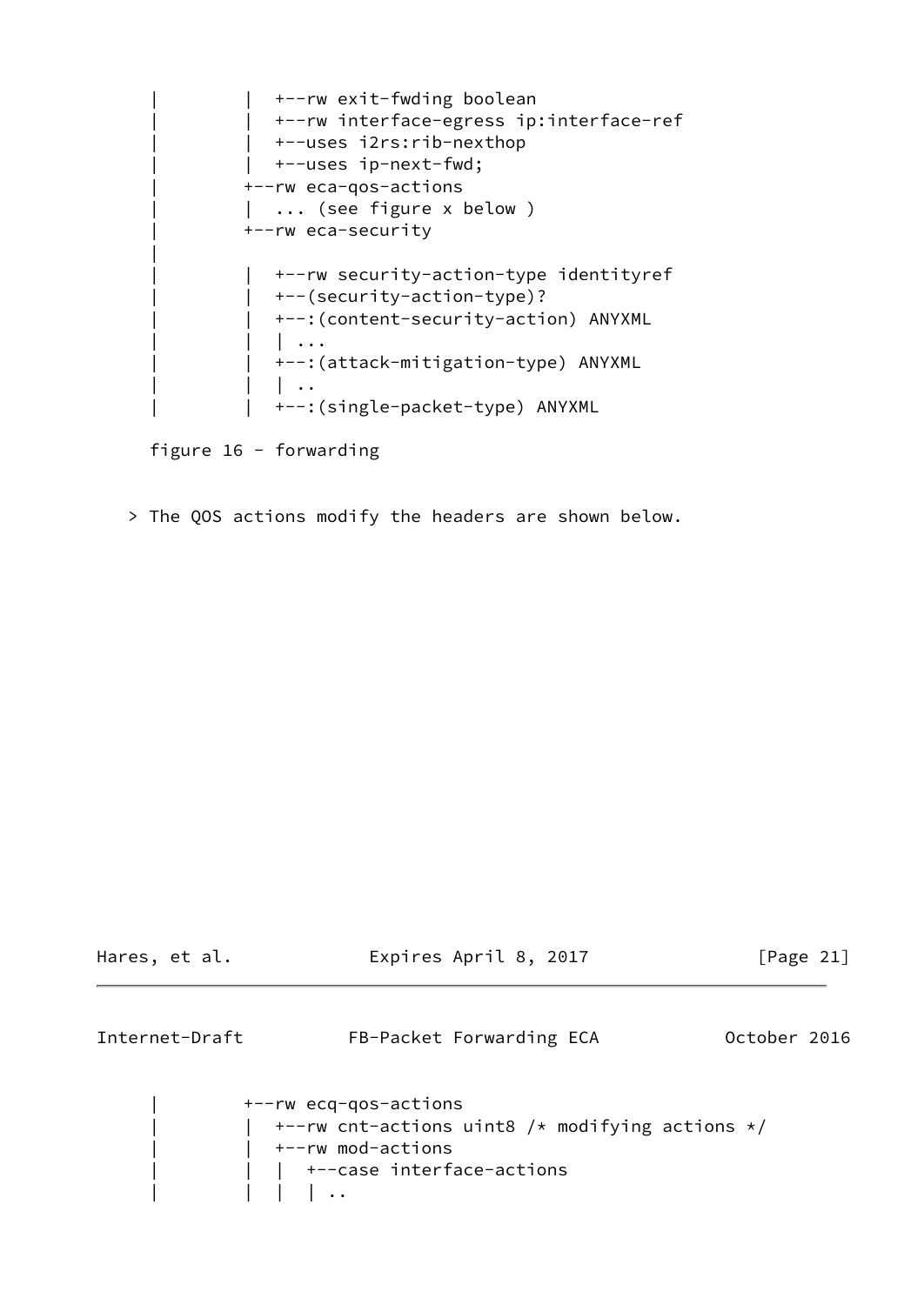```
     |         |  +--rw exit-fwding boolean
     |         |  +--rw interface-egress ip:interface-ref
     |         |  +--uses i2rs:rib-nexthop
     |         |  +--uses ip-next-fwd;
     |         +--rw eca-qos-actions
     |         |  ... (see figure x below )
     |         +--rw eca-security
     |
     |         |  +--rw security-action-type identityref
     |         |  +--(security-action-type)?
     |         |  +--:(content-security-action) ANYXML
     |         |  | ...
     |         |  +--:(attack-mitigation-type) ANYXML
     |         |  | ..
     |         |  +--:(single-packet-type) ANYXML
```

figure 16 - forwarding

> The QOS actions modify the headers are shown below.

```
     |         +--rw ecq-qos-actions
     |         |  +--rw cnt-actions uint8 /* modifying actions */
     |         |  +--rw mod-actions
     |         |  |  +--case interface-actions
     |         |  |  | ..
```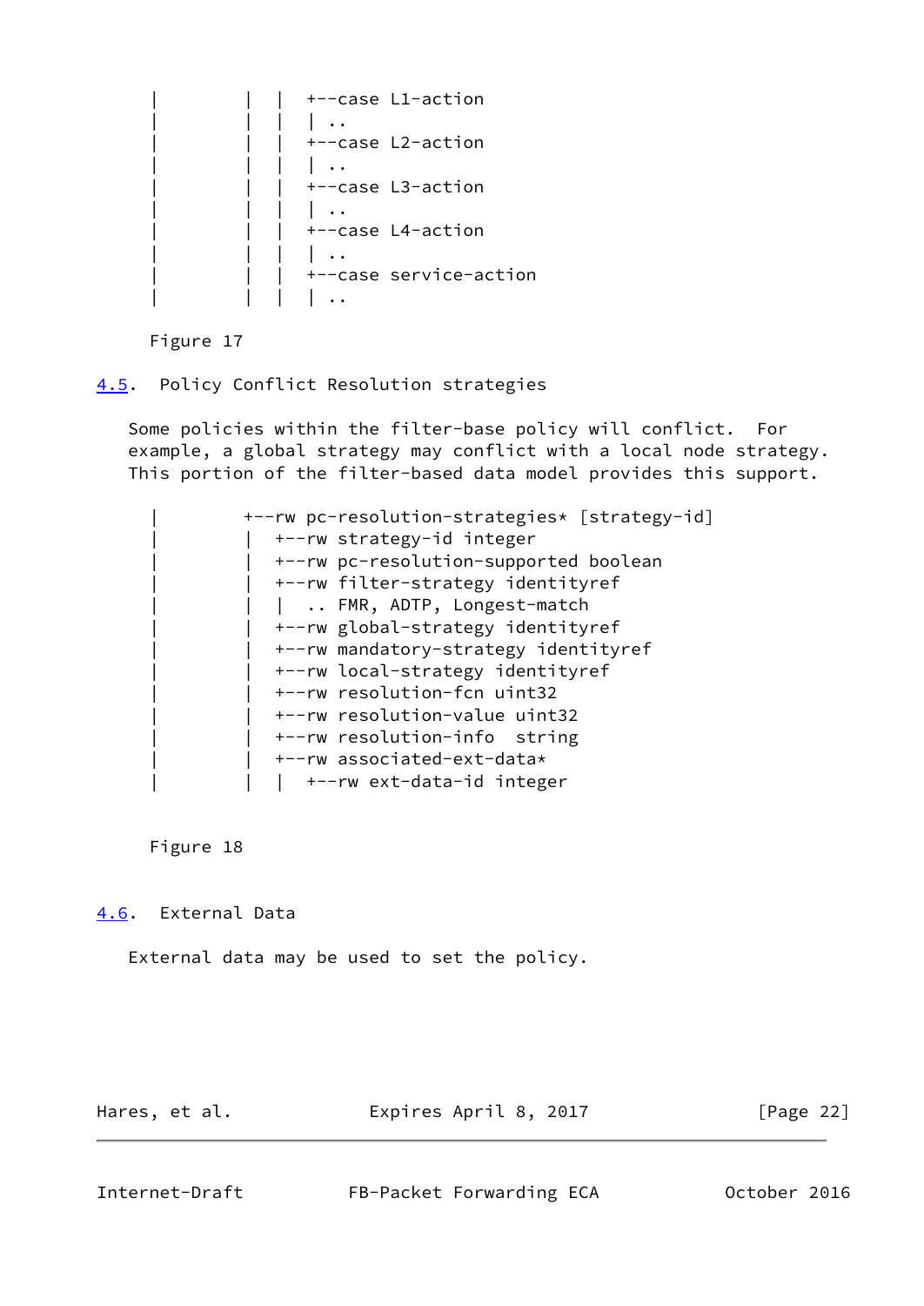```
     |         |  |  +--case L1-action
     |         |  |  | ..
     |         |  |  +--case L2-action
     |         |  |  | ..
     |         |  |  +--case L3-action
     |         |  |  | ..
     |         |  |  +--case L4-action
     |         |  |  | ..
     |         |  |  +--case service-action
     |         |  |  | ..
```

Figure 17

## 4.5. Policy Conflict Resolution strategies

Some policies within the filter-base policy will conflict. For example, a global strategy may conflict with a local node strategy. This portion of the filter-based data model provides this support.

```
     |        +--rw pc-resolution-strategies* [strategy-id]
     |        |  +--rw strategy-id integer
     |        |  +--rw pc-resolution-supported boolean
     |        |  +--rw filter-strategy identityref
     |        |  |  .. FMR, ADTP, Longest-match
     |        |  +--rw global-strategy identityref
     |        |  +--rw mandatory-strategy identityref
     |        |  +--rw local-strategy identityref
     |        |  +--rw resolution-fcn uint32
     |        |  +--rw resolution-value uint32
     |        |  +--rw resolution-info  string
     |        |  +--rw associated-ext-data*
     |        |  |  +--rw ext-data-id integer
```

Figure 18

## 4.6. External Data

External data may be used to set the policy.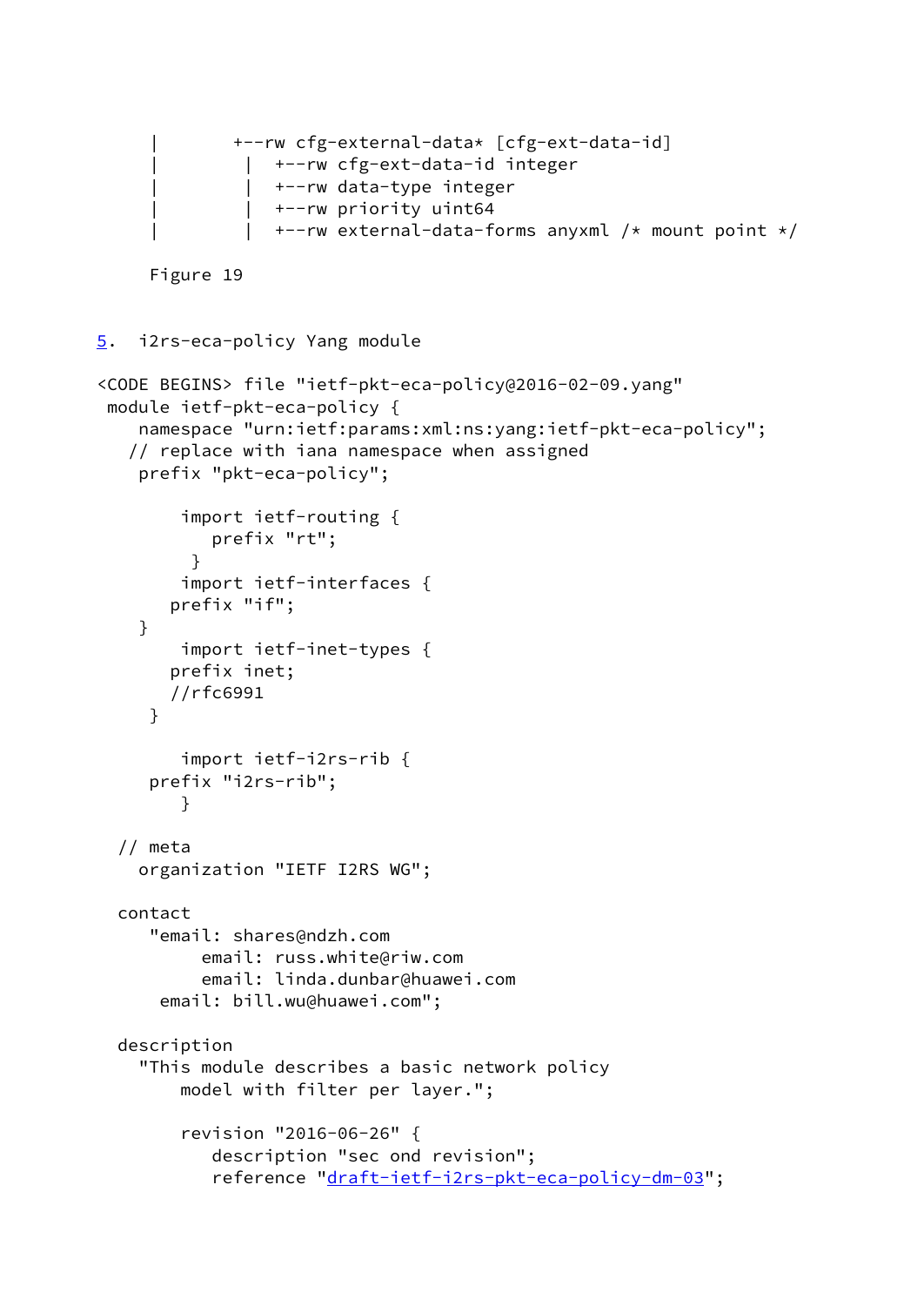```
     |       +--rw cfg-external-data* [cfg-ext-data-id]
     |        |  +--rw cfg-ext-data-id integer
     |        |  +--rw data-type integer
     |        |  +--rw priority uint64
     |        |  +--rw external-data-forms anyxml /* mount point */
```

Figure 19

## 5. i2rs-eca-policy Yang module

```
<CODE BEGINS> file "ietf-pkt-eca-policy@2016-02-09.yang"
 module ietf-pkt-eca-policy {
    namespace "urn:ietf:params:xml:ns:yang:ietf-pkt-eca-policy";
   // replace with iana namespace when assigned
    prefix "pkt-eca-policy";

        import ietf-routing {
           prefix "rt";
         }
        import ietf-interfaces {
       prefix "if";
    }
        import ietf-inet-types {
       prefix inet;
       //rfc6991
     }

        import ietf-i2rs-rib {
     prefix "i2rs-rib";
        }

  // meta
    organization "IETF I2RS WG";

  contact
     "email: shares@ndzh.com
          email: russ.white@riw.com
          email: linda.dunbar@huawei.com
      email: bill.wu@huawei.com";

  description
    "This module describes a basic network policy
        model with filter per layer.";

        revision "2016-06-26" {
           description "sec ond revision";
           reference "draft-ietf-i2rs-pkt-eca-policy-dm-03";
```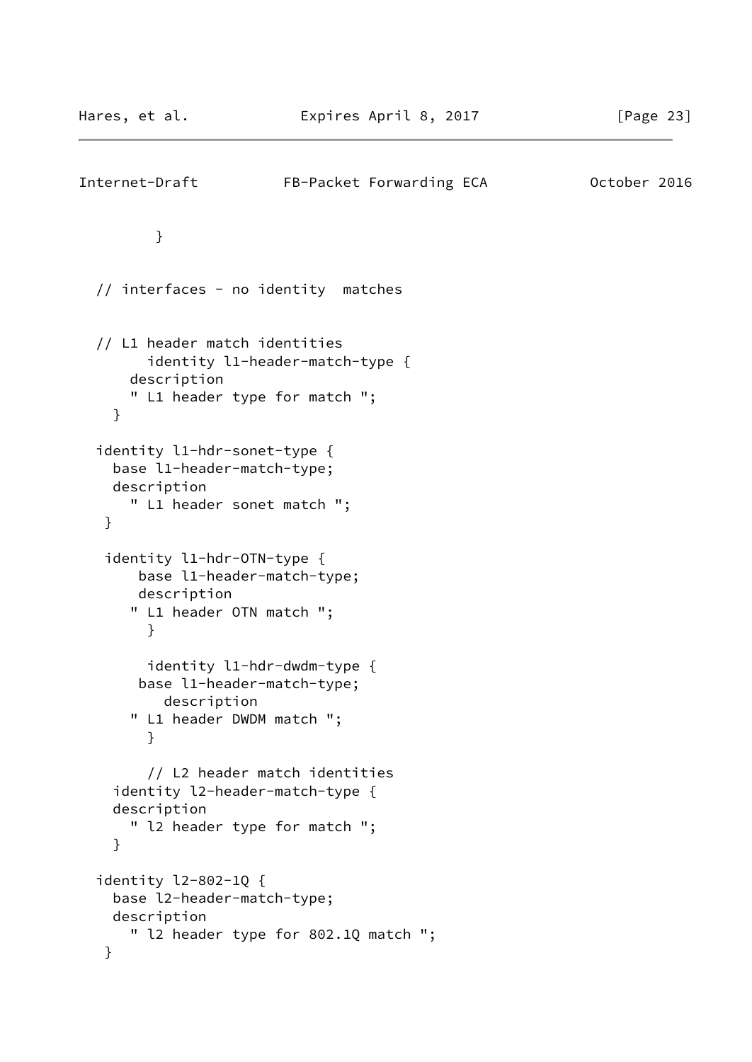```
         }

  // interfaces - no identity  matches


  // L1 header match identities
        identity l1-header-match-type {
      description
      " L1 header type for match ";
    }

  identity l1-hdr-sonet-type {
    base l1-header-match-type;
    description
      " L1 header sonet match ";
   }

   identity l1-hdr-OTN-type {
       base l1-header-match-type;
       description
      " L1 header OTN match ";
        }

        identity l1-hdr-dwdm-type {
       base l1-header-match-type;
          description
      " L1 header DWDM match ";
        }

        // L2 header match identities
    identity l2-header-match-type {
    description
      " l2 header type for match ";
    }

  identity l2-802-1Q {
    base l2-header-match-type;
    description
      " l2 header type for 802.1Q match ";
   }
```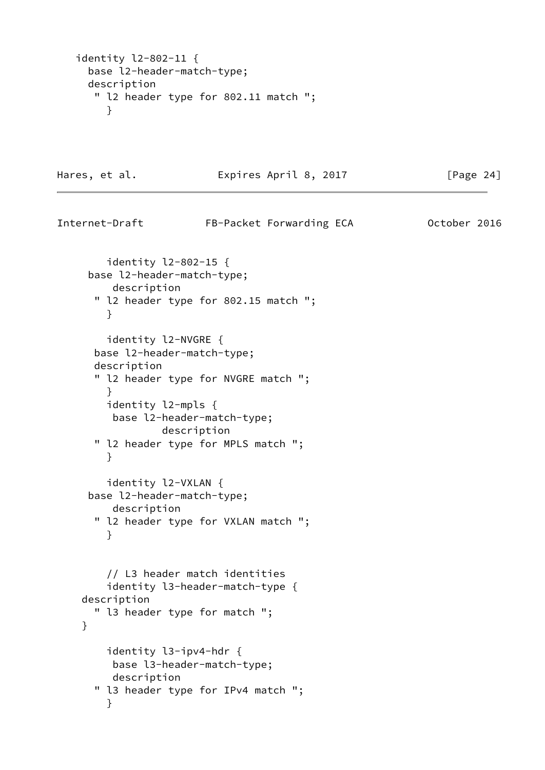```
   identity l2-802-11 {
     base l2-header-match-type;
     description
      " l2 header type for 802.11 match ";
        }
```

```
        identity l2-802-15 {
     base l2-header-match-type;
         description
      " l2 header type for 802.15 match ";
        }

        identity l2-NVGRE {
      base l2-header-match-type;
      description
      " l2 header type for NVGRE match ";
        }
        identity l2-mpls {
         base l2-header-match-type;
                 description
      " l2 header type for MPLS match ";
        }

        identity l2-VXLAN {
     base l2-header-match-type;
         description
      " l2 header type for VXLAN match ";
        }


        // L3 header match identities
        identity l3-header-match-type {
    description
      " l3 header type for match ";
    }

        identity l3-ipv4-hdr {
         base l3-header-match-type;
         description
      " l3 header type for IPv4 match ";
        }
```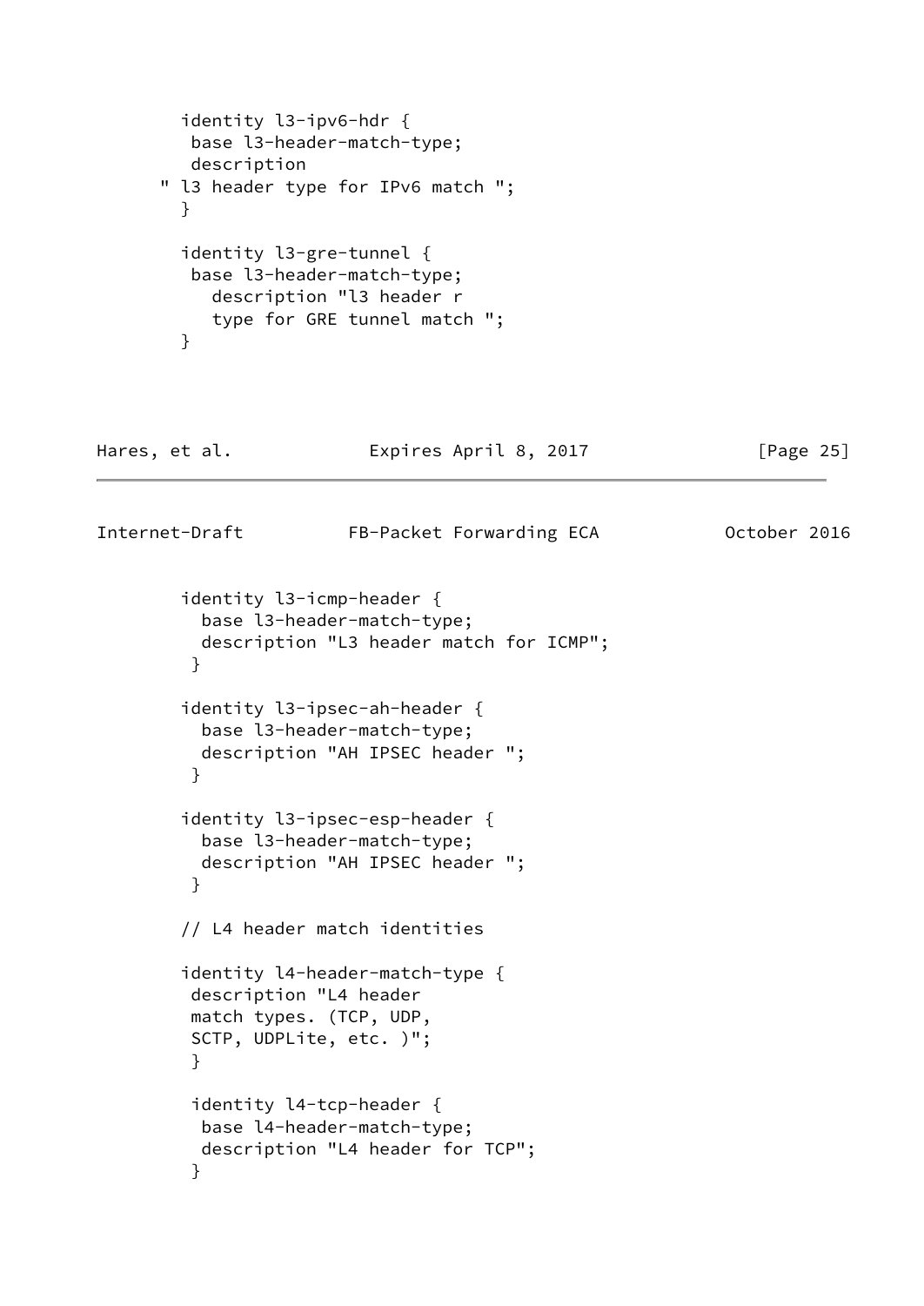```
        identity l3-ipv6-hdr {
         base l3-header-match-type;
         description
      " l3 header type for IPv6 match ";
        }

        identity l3-gre-tunnel {
         base l3-header-match-type;
           description "l3 header r
           type for GRE tunnel match ";
        }
```

```
        identity l3-icmp-header {
          base l3-header-match-type;
          description "L3 header match for ICMP";
         }

        identity l3-ipsec-ah-header {
          base l3-header-match-type;
          description "AH IPSEC header ";
         }

        identity l3-ipsec-esp-header {
          base l3-header-match-type;
          description "AH IPSEC header ";
         }

        // L4 header match identities

        identity l4-header-match-type {
         description "L4 header
         match types. (TCP, UDP,
         SCTP, UDPLite, etc. )";
         }

         identity l4-tcp-header {
          base l4-header-match-type;
          description "L4 header for TCP";
         }
```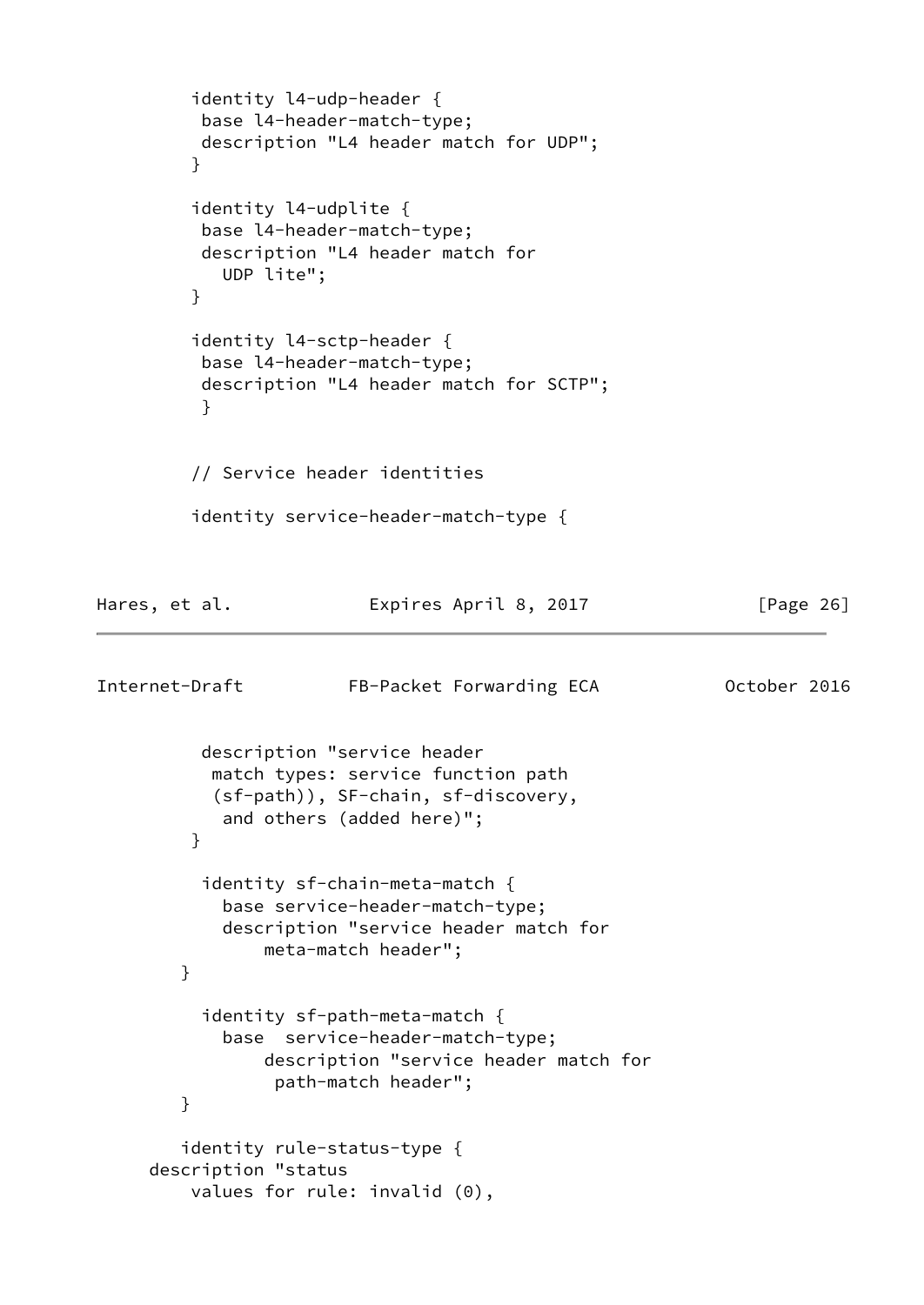```
         identity l4-udp-header {
          base l4-header-match-type;
          description "L4 header match for UDP";
         }

         identity l4-udplite {
          base l4-header-match-type;
          description "L4 header match for
            UDP lite";
         }

         identity l4-sctp-header {
          base l4-header-match-type;
          description "L4 header match for SCTP";
          }


         // Service header identities

         identity service-header-match-type {
```

```
          description "service header
           match types: service function path
           (sf-path)), SF-chain, sf-discovery,
            and others (added here)";
         }

          identity sf-chain-meta-match {
            base service-header-match-type;
            description "service header match for
                meta-match header";
        }

          identity sf-path-meta-match {
            base  service-header-match-type;
                description "service header match for
                 path-match header";
        }

        identity rule-status-type {
     description "status
         values for rule: invalid (0),
```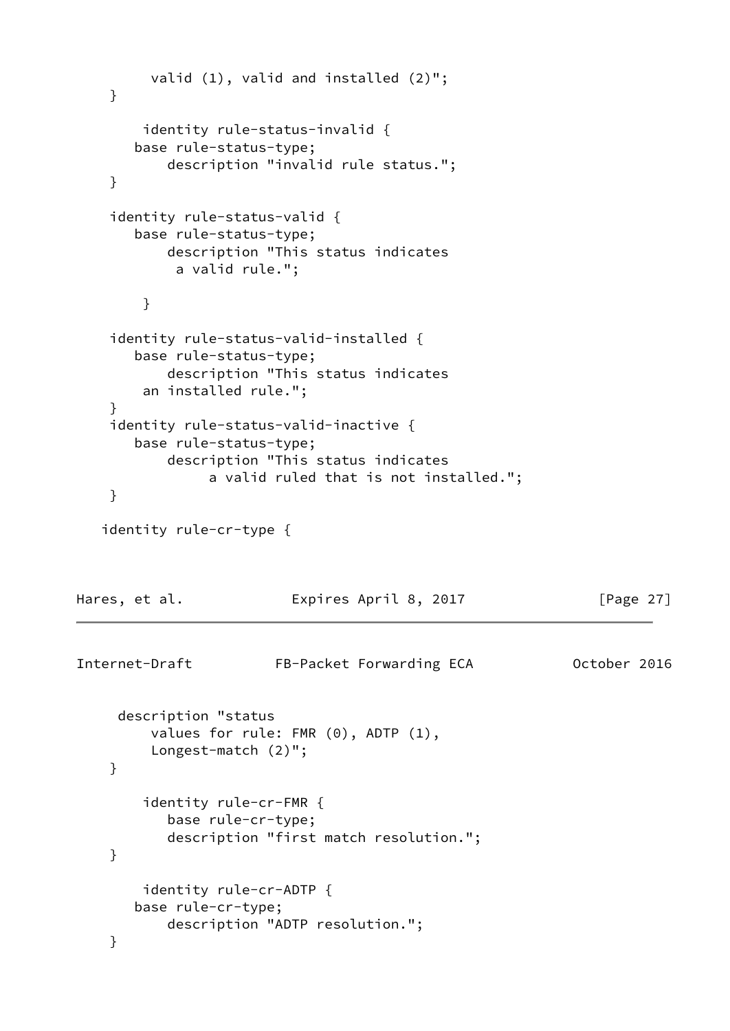```
         valid (1), valid and installed (2)";
    }

        identity rule-status-invalid {
       base rule-status-type;
           description "invalid rule status.";
    }

    identity rule-status-valid {
       base rule-status-type;
           description "This status indicates
            a valid rule.";

        }

    identity rule-status-valid-installed {
       base rule-status-type;
           description "This status indicates
        an installed rule.";
    }
    identity rule-status-valid-inactive {
       base rule-status-type;
           description "This status indicates
                a valid ruled that is not installed.";
    }

   identity rule-cr-type {
```

```
     description "status
         values for rule: FMR (0), ADTP (1),
         Longest-match (2)";
    }

        identity rule-cr-FMR {
           base rule-cr-type;
           description "first match resolution.";
    }

        identity rule-cr-ADTP {
       base rule-cr-type;
           description "ADTP resolution.";
    }
```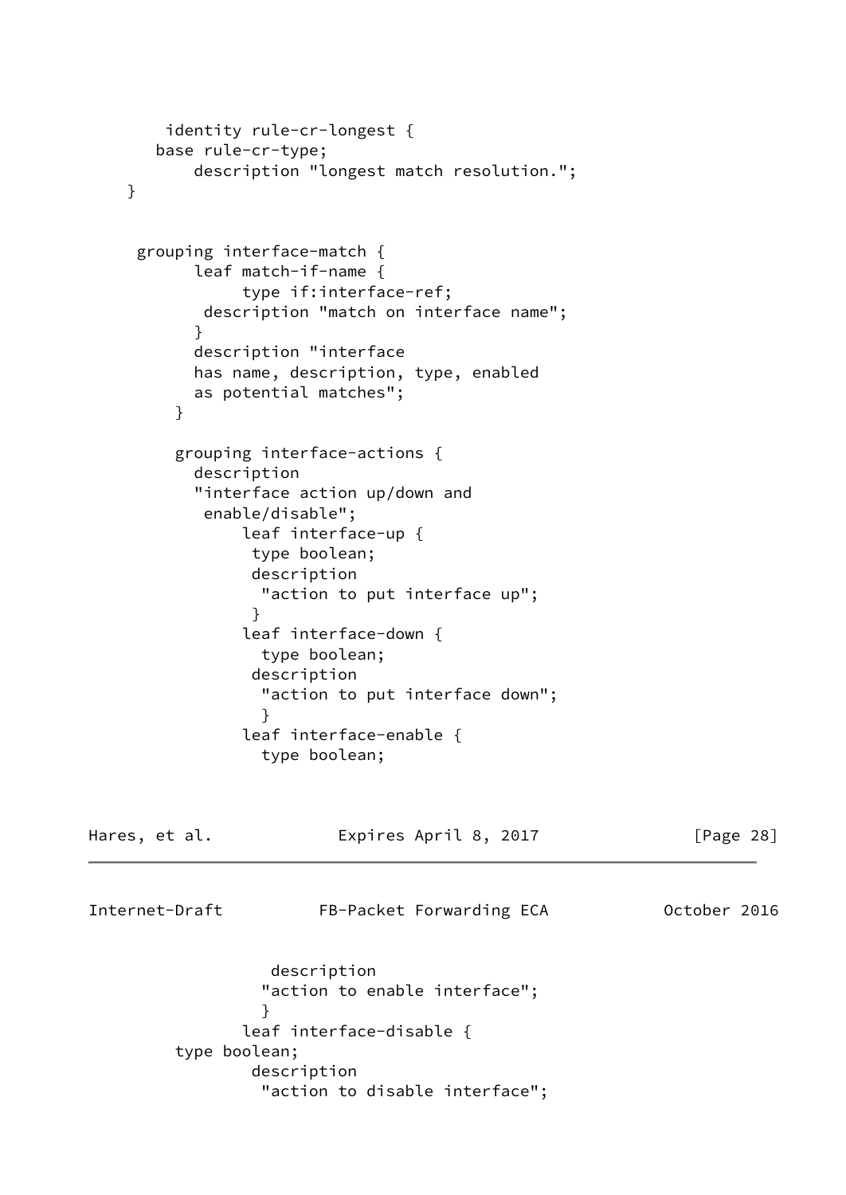```
        identity rule-cr-longest {
       base rule-cr-type;
           description "longest match resolution.";
    }


     grouping interface-match {
           leaf match-if-name {
                type if:interface-ref;
            description "match on interface name";
           }
           description "interface
           has name, description, type, enabled
           as potential matches";
         }

        grouping interface-actions {
          description
          "interface action up/down and
           enable/disable";
               leaf interface-up {
                type boolean;
                description
                 "action to put interface up";
                }
               leaf interface-down {
                 type boolean;
                description
                 "action to put interface down";
                 }
               leaf interface-enable {
                 type boolean;
```

```
                  description
                 "action to enable interface";
                 }
               leaf interface-disable {
        type boolean;
                description
                 "action to disable interface";
```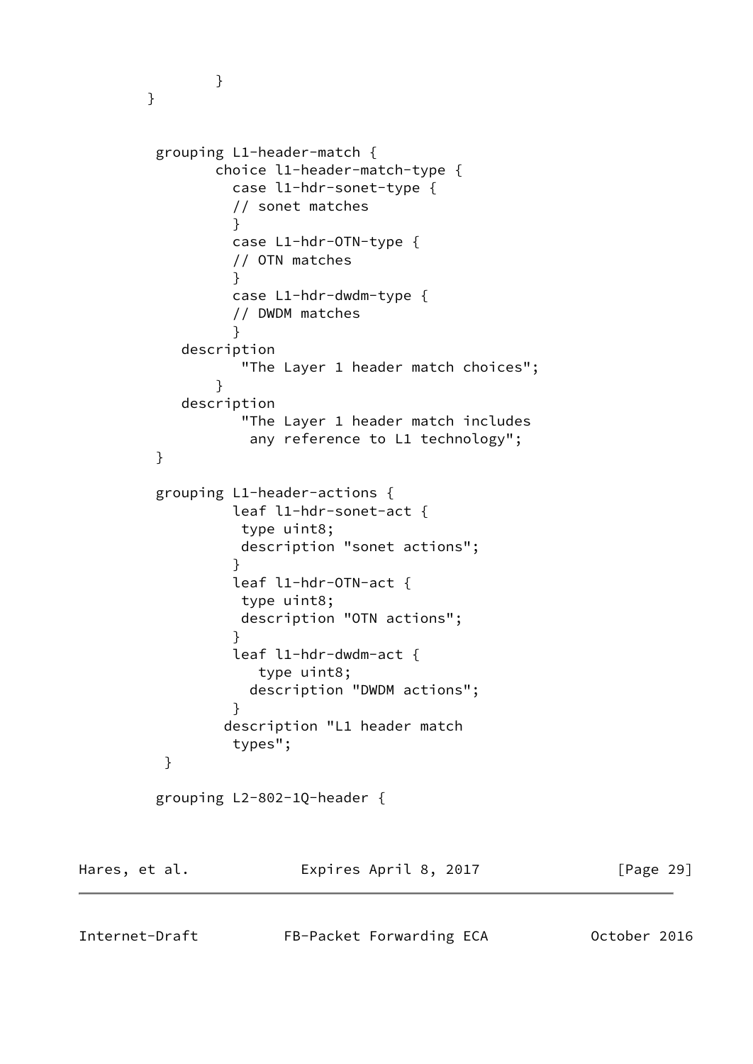```
                }
        }


         grouping L1-header-match {
                choice l1-header-match-type {
                  case l1-hdr-sonet-type {
                  // sonet matches
                  }
                  case L1-hdr-OTN-type {
                  // OTN matches
                  }
                  case L1-hdr-dwdm-type {
                  // DWDM matches
                  }
            description
                   "The Layer 1 header match choices";
                }
            description
                   "The Layer 1 header match includes
                    any reference to L1 technology";
         }

         grouping L1-header-actions {
                  leaf l1-hdr-sonet-act {
                   type uint8;
                   description "sonet actions";
                  }
                  leaf l1-hdr-OTN-act {
                   type uint8;
                   description "OTN actions";
                  }
                  leaf l1-hdr-dwdm-act {
                     type uint8;
                    description "DWDM actions";
                  }
                 description "L1 header match
                  types";
          }

         grouping L2-802-1Q-header {
```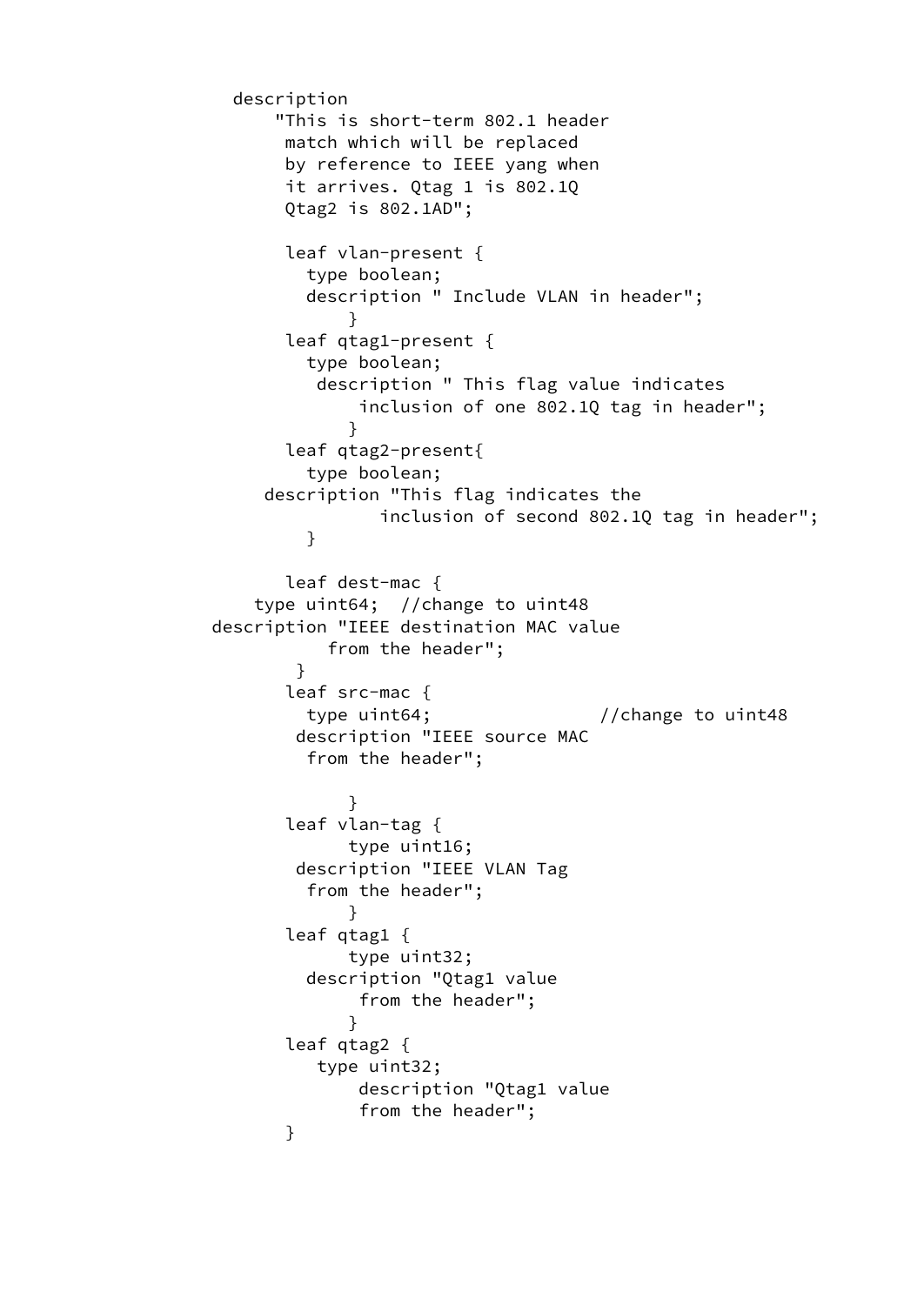```
        description
            "This is short-term 802.1 header
             match which will be replaced
             by reference to IEEE yang when
             it arrives. Qtag 1 is 802.1Q
             Qtag2 is 802.1AD";

             leaf vlan-present {
               type boolean;
               description " Include VLAN in header";
                   }
             leaf qtag1-present {
               type boolean;
                description " This flag value indicates
                    inclusion of one 802.1Q tag in header";
                   }
             leaf qtag2-present{
               type boolean;
           description "This flag indicates the
                      inclusion of second 802.1Q tag in header";
               }

             leaf dest-mac {
          type uint64;  //change to uint48
      description "IEEE destination MAC value
                 from the header";
              }
             leaf src-mac {
               type uint64;                //change to uint48
              description "IEEE source MAC
               from the header";

                   }
             leaf vlan-tag {
                   type uint16;
              description "IEEE VLAN Tag
               from the header";
                   }
             leaf qtag1 {
                   type uint32;
               description "Qtag1 value
                    from the header";
                   }
             leaf qtag2 {
                type uint32;
                    description "Qtag1 value
                    from the header";
             }
```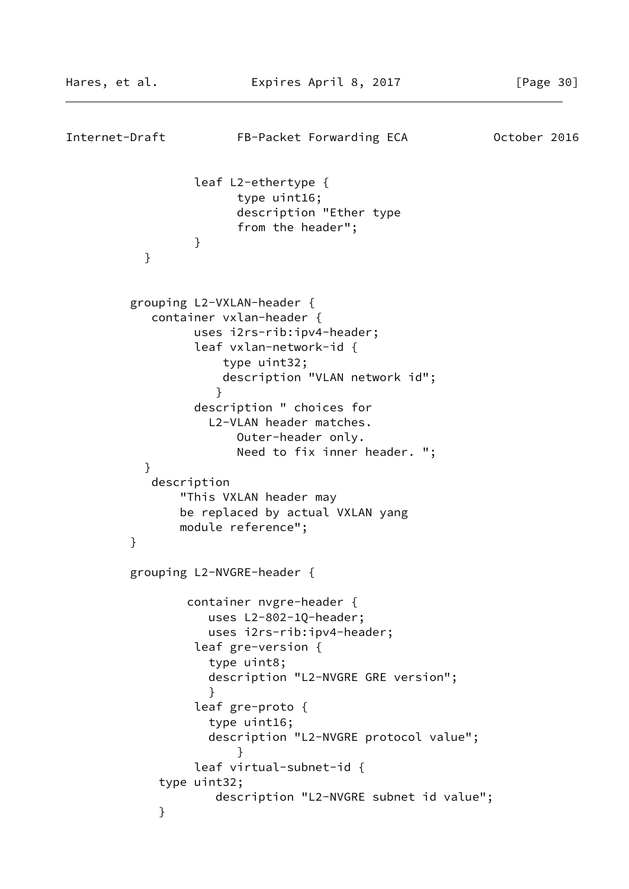```
                 leaf L2-ethertype {
                       type uint16;
                       description "Ether type
                       from the header";
                 }
          }


         grouping L2-VXLAN-header {
            container vxlan-header {
                  uses i2rs-rib:ipv4-header;
                  leaf vxlan-network-id {
                      type uint32;
                      description "VLAN network id";
                     }
                  description " choices for
                    L2-VLAN header matches.
                       Outer-header only.
                       Need to fix inner header. ";
          }
           description
               "This VXLAN header may
               be replaced by actual VXLAN yang
               module reference";
         }

         grouping L2-NVGRE-header {

                 container nvgre-header {
                    uses L2-802-1Q-header;
                    uses i2rs-rib:ipv4-header;
                  leaf gre-version {
                    type uint8;
                    description "L2-NVGRE GRE version";
                    }
                  leaf gre-proto {
                    type uint16;
                    description "L2-NVGRE protocol value";
                        }
                  leaf virtual-subnet-id {
             type uint32;
                   description "L2-NVGRE subnet id value";
             }
```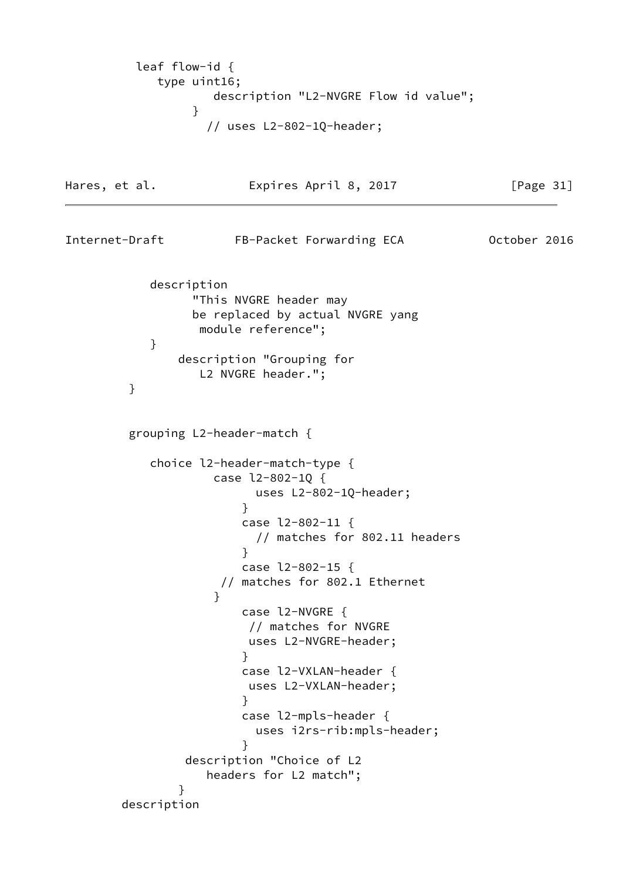```
          leaf flow-id {
             type uint16;
                     description "L2-NVGRE Flow id value";
                 }
                   // uses L2-802-1Q-header;
```

```
            description
                  "This NVGRE header may
                  be replaced by actual NVGRE yang
                   module reference";
            }
                description "Grouping for
                   L2 NVGRE header.";
         }


         grouping L2-header-match {

            choice l2-header-match-type {
                     case l2-802-1Q {
                           uses L2-802-1Q-header;
                         }
                         case l2-802-11 {
                           // matches for 802.11 headers
                         }
                         case l2-802-15 {
                      // matches for 802.1 Ethernet
                     }
                         case l2-NVGRE {
                          // matches for NVGRE
                          uses L2-NVGRE-header;
                         }
                         case l2-VXLAN-header {
                          uses L2-VXLAN-header;
                         }
                         case l2-mpls-header {
                           uses i2rs-rib:mpls-header;
                         }
                 description "Choice of L2
                    headers for L2 match";
                }
        description
```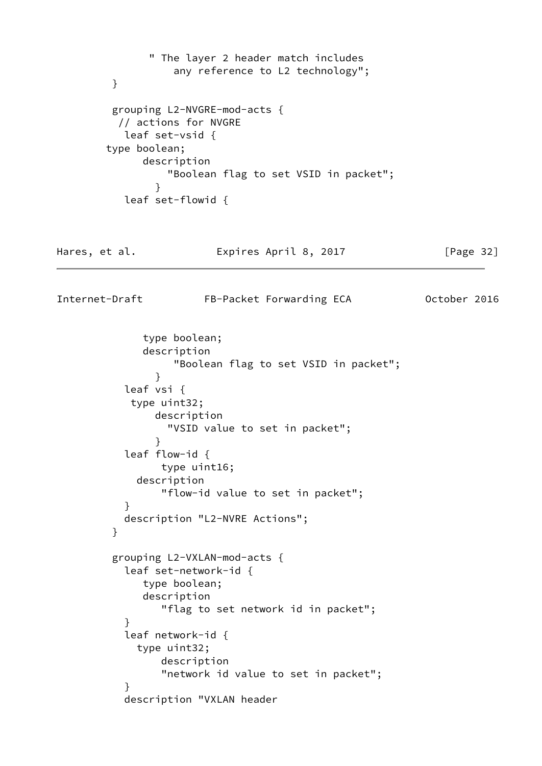```
               " The layer 2 header match includes
                   any reference to L2 technology";
         }

         grouping L2-NVGRE-mod-acts {
          // actions for NVGRE
           leaf set-vsid {
        type boolean;
                description
                    "Boolean flag to set VSID in packet";
                  }
           leaf set-flowid {
```

```
              type boolean;
              description
                   "Boolean flag to set VSID in packet";
                 }
           leaf vsi {
            type uint32;
                description
                  "VSID value to set in packet";
                }
           leaf flow-id {
                 type uint16;
             description
                 "flow-id value to set in packet";
           }
           description "L2-NVRE Actions";
         }

         grouping L2-VXLAN-mod-acts {
           leaf set-network-id {
              type boolean;
              description
                 "flag to set network id in packet";
           }
           leaf network-id {
             type uint32;
                 description
                 "network id value to set in packet";
           }
           description "VXLAN header
```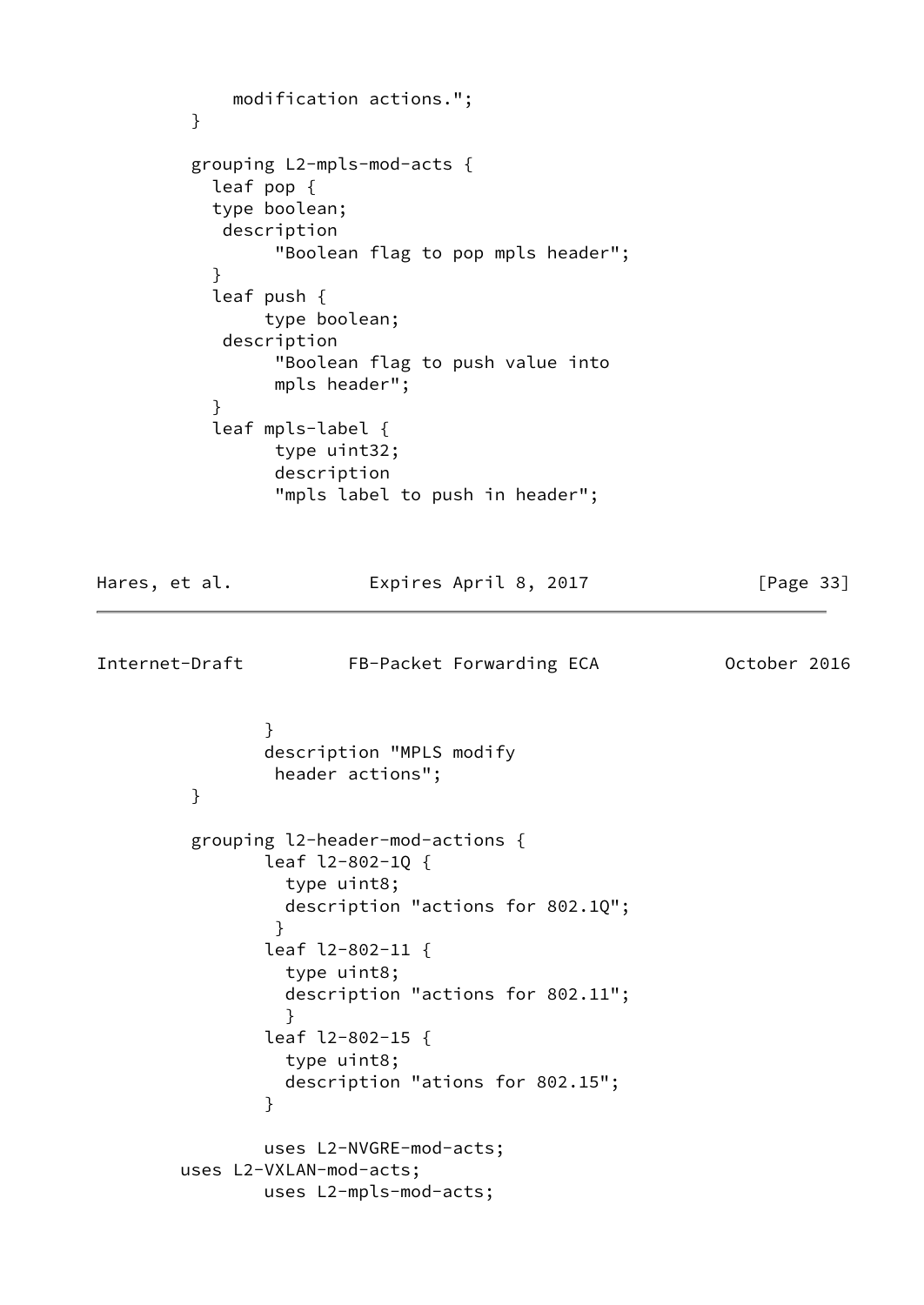```
             modification actions.";
         }

         grouping L2-mpls-mod-acts {
           leaf pop {
           type boolean;
            description
                 "Boolean flag to pop mpls header";
           }
           leaf push {
                type boolean;
            description
                 "Boolean flag to push value into
                 mpls header";
           }
           leaf mpls-label {
                 type uint32;
                 description
                 "mpls label to push in header";
```

```
                }
                description "MPLS modify
                 header actions";
         }

         grouping l2-header-mod-actions {
                leaf l2-802-1Q {
                  type uint8;
                  description "actions for 802.1Q";
                 }
                leaf l2-802-11 {
                  type uint8;
                  description "actions for 802.11";
                  }
                leaf l2-802-15 {
                  type uint8;
                  description "ations for 802.15";
                }

                uses L2-NVGRE-mod-acts;
        uses L2-VXLAN-mod-acts;
                uses L2-mpls-mod-acts;
```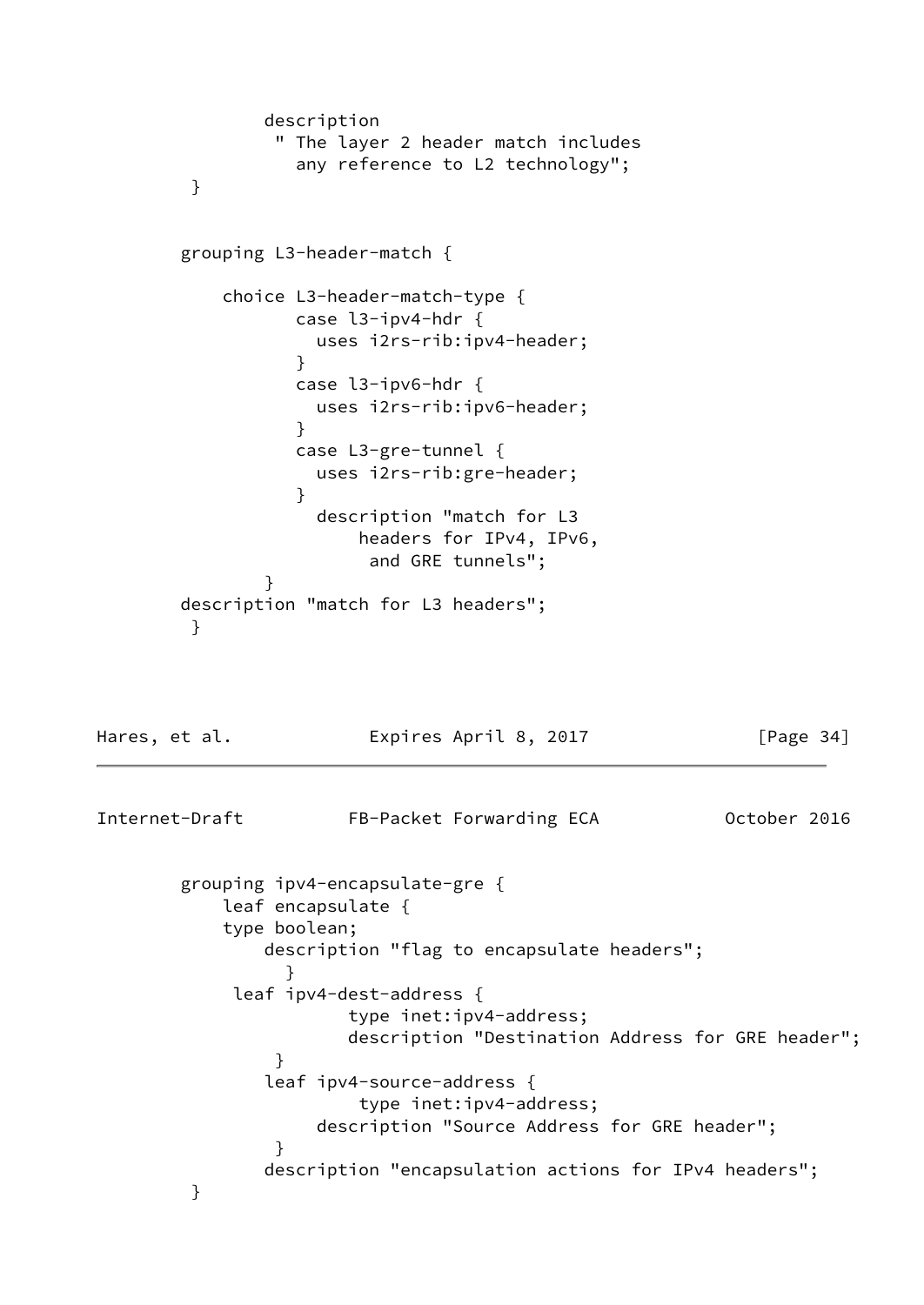```
            description
             " The layer 2 header match includes
               any reference to L2 technology";
         }


        grouping L3-header-match {

            choice L3-header-match-type {
                   case l3-ipv4-hdr {
                     uses i2rs-rib:ipv4-header;
                   }
                   case l3-ipv6-hdr {
                     uses i2rs-rib:ipv6-header;
                   }
                   case L3-gre-tunnel {
                     uses i2rs-rib:gre-header;
                   }
                     description "match for L3
                         headers for IPv4, IPv6,
                          and GRE tunnels";
                }
        description "match for L3 headers";
         }
```

```
        grouping ipv4-encapsulate-gre {
            leaf encapsulate {
            type boolean;
                description "flag to encapsulate headers";
                  }
             leaf ipv4-dest-address {
                     type inet:ipv4-address;
                     description "Destination Address for GRE header";
                 }
                leaf ipv4-source-address {
                      type inet:ipv4-address;
                     description "Source Address for GRE header";
                 }
                description "encapsulation actions for IPv4 headers";
         }
```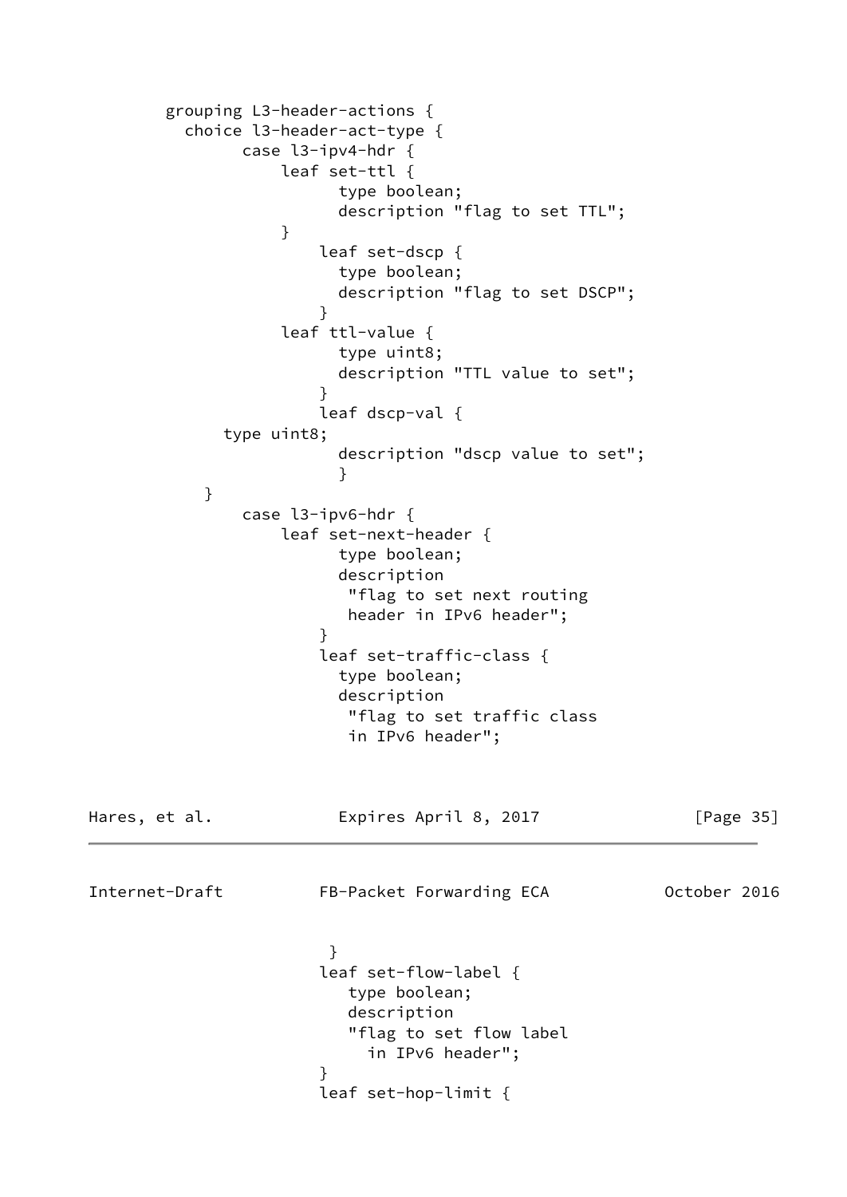```
        grouping L3-header-actions {
          choice l3-header-act-type {
                case l3-ipv4-hdr {
                    leaf set-ttl {
                          type boolean;
                          description "flag to set TTL";
                    }
                        leaf set-dscp {
                          type boolean;
                          description "flag to set DSCP";
                        }
                    leaf ttl-value {
                          type uint8;
                          description "TTL value to set";
                        }
                        leaf dscp-val {
              type uint8;
                          description "dscp value to set";
                          }
            }
                case l3-ipv6-hdr {
                    leaf set-next-header {
                          type boolean;
                          description
                           "flag to set next routing
                           header in IPv6 header";
                        }
                        leaf set-traffic-class {
                          type boolean;
                          description
                           "flag to set traffic class
                           in IPv6 header";
```

```
                         }
                        leaf set-flow-label {
                           type boolean;
                           description
                           "flag to set flow label
                             in IPv6 header";
                        }
                        leaf set-hop-limit {
```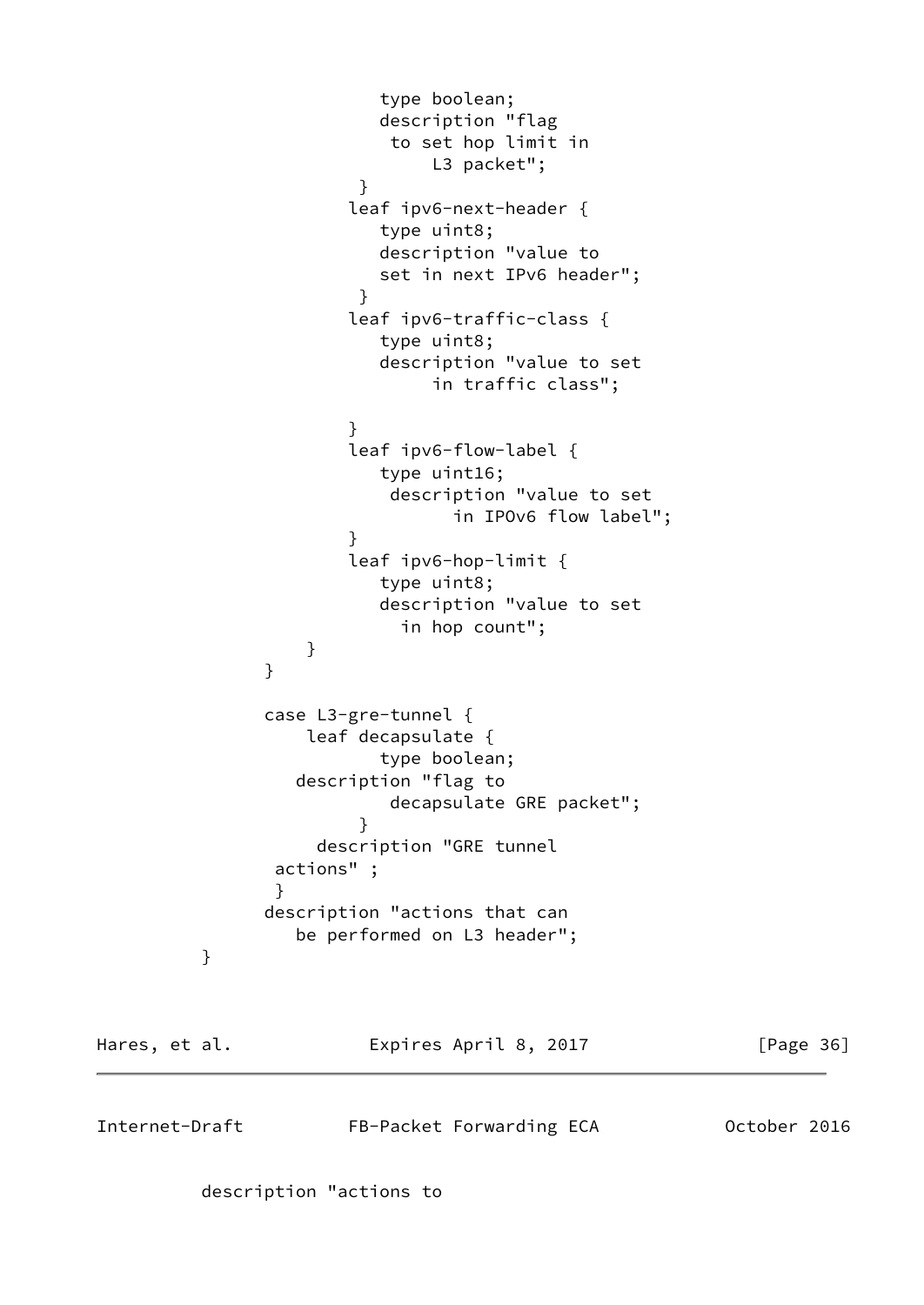```
                  type boolean;
                  description "flag
                   to set hop limit in
                        L3 packet";
               }
               leaf ipv6-next-header {
                  type uint8;
                  description "value to
                  set in next IPv6 header";
               }
               leaf ipv6-traffic-class {
                  type uint8;
                  description "value to set
                       in traffic class";

               }
               leaf ipv6-flow-label {
                  type uint16;
                   description "value to set
                         in IPOv6 flow label";
               }
               leaf ipv6-hop-limit {
                  type uint8;
                  description "value to set
                    in hop count";
            }
          }

          case L3-gre-tunnel {
              leaf decapsulate {
                     type boolean;
             description "flag to
                      decapsulate GRE packet";
                  }
               description "GRE tunnel
           actions" ;
           }
          description "actions that can
             be performed on L3 header";
    }
```

```
    description "actions to
```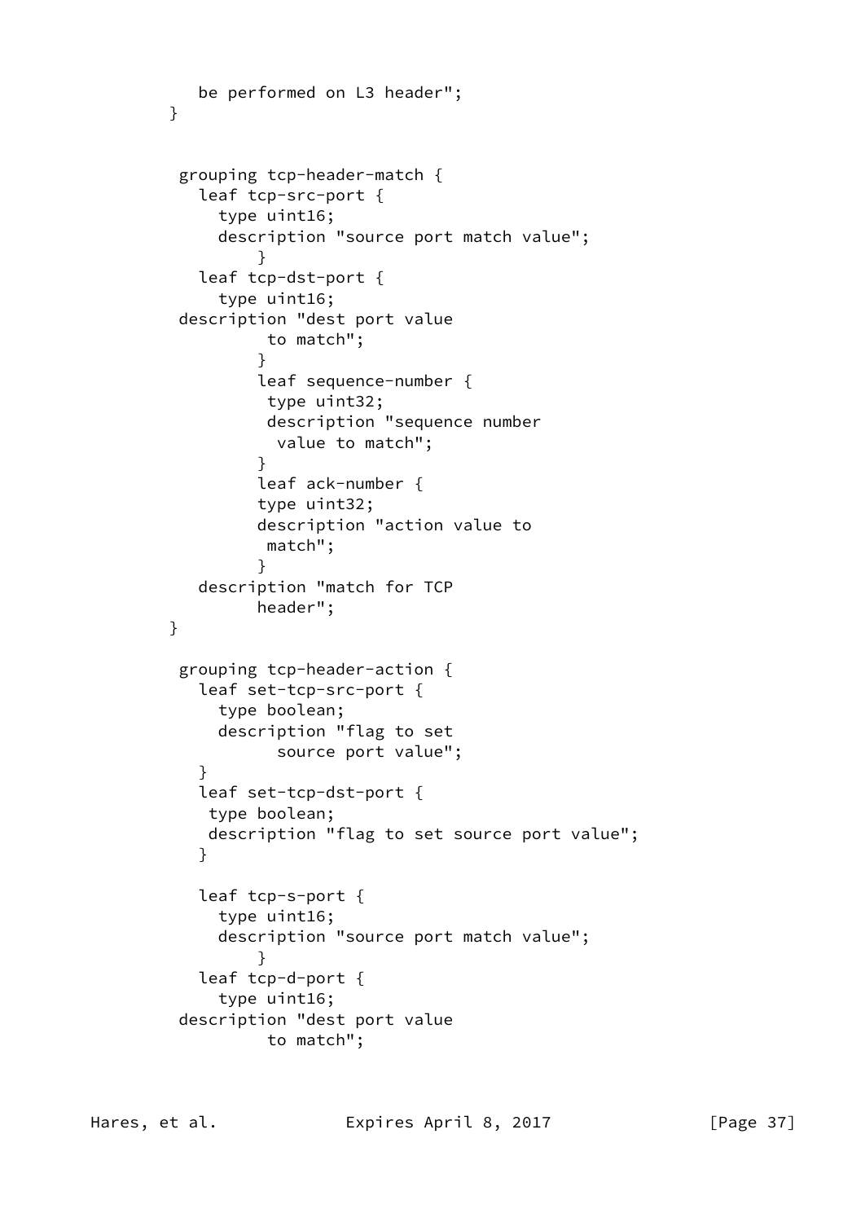```
           be performed on L3 header";
        }


         grouping tcp-header-match {
           leaf tcp-src-port {
             type uint16;
             description "source port match value";
                 }
           leaf tcp-dst-port {
             type uint16;
         description "dest port value
                  to match";
                 }
                 leaf sequence-number {
                  type uint32;
                  description "sequence number
                   value to match";
                 }
                 leaf ack-number {
                 type uint32;
                 description "action value to
                  match";
                 }
           description "match for TCP
                 header";
        }

         grouping tcp-header-action {
           leaf set-tcp-src-port {
             type boolean;
             description "flag to set
                   source port value";
           }
           leaf set-tcp-dst-port {
            type boolean;
            description "flag to set source port value";
           }

           leaf tcp-s-port {
             type uint16;
             description "source port match value";
                 }
           leaf tcp-d-port {
             type uint16;
         description "dest port value
                  to match";
```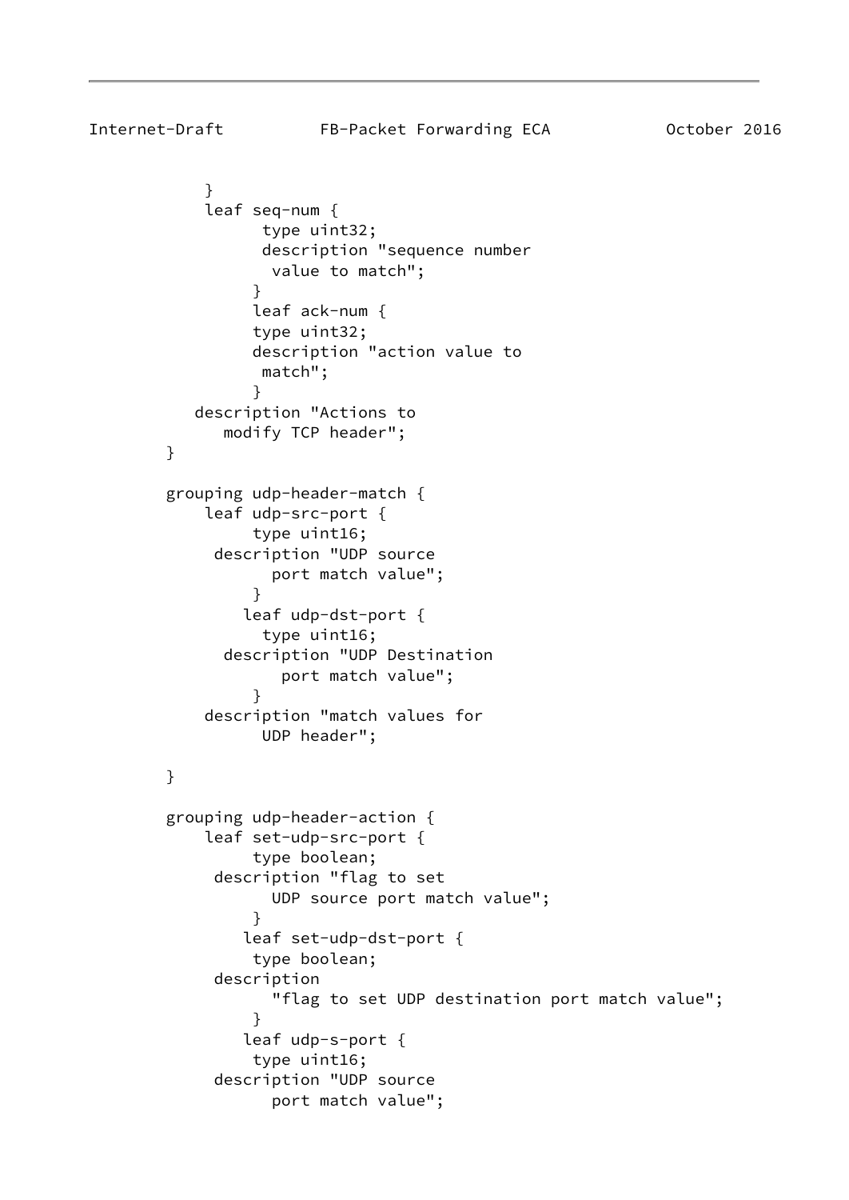```
            }
            leaf seq-num {
                  type uint32;
                  description "sequence number
                   value to match";
                 }
                 leaf ack-num {
                 type uint32;
                 description "action value to
                  match";
                 }
           description "Actions to
              modify TCP header";
        }

        grouping udp-header-match {
            leaf udp-src-port {
                 type uint16;
             description "UDP source
                   port match value";
                 }
                leaf udp-dst-port {
                  type uint16;
              description "UDP Destination
                    port match value";
                 }
            description "match values for
                  UDP header";

        }

        grouping udp-header-action {
            leaf set-udp-src-port {
                 type boolean;
             description "flag to set
                   UDP source port match value";
                 }
                leaf set-udp-dst-port {
                 type boolean;
             description
                   "flag to set UDP destination port match value";
                 }
                leaf udp-s-port {
                 type uint16;
             description "UDP source
                   port match value";
```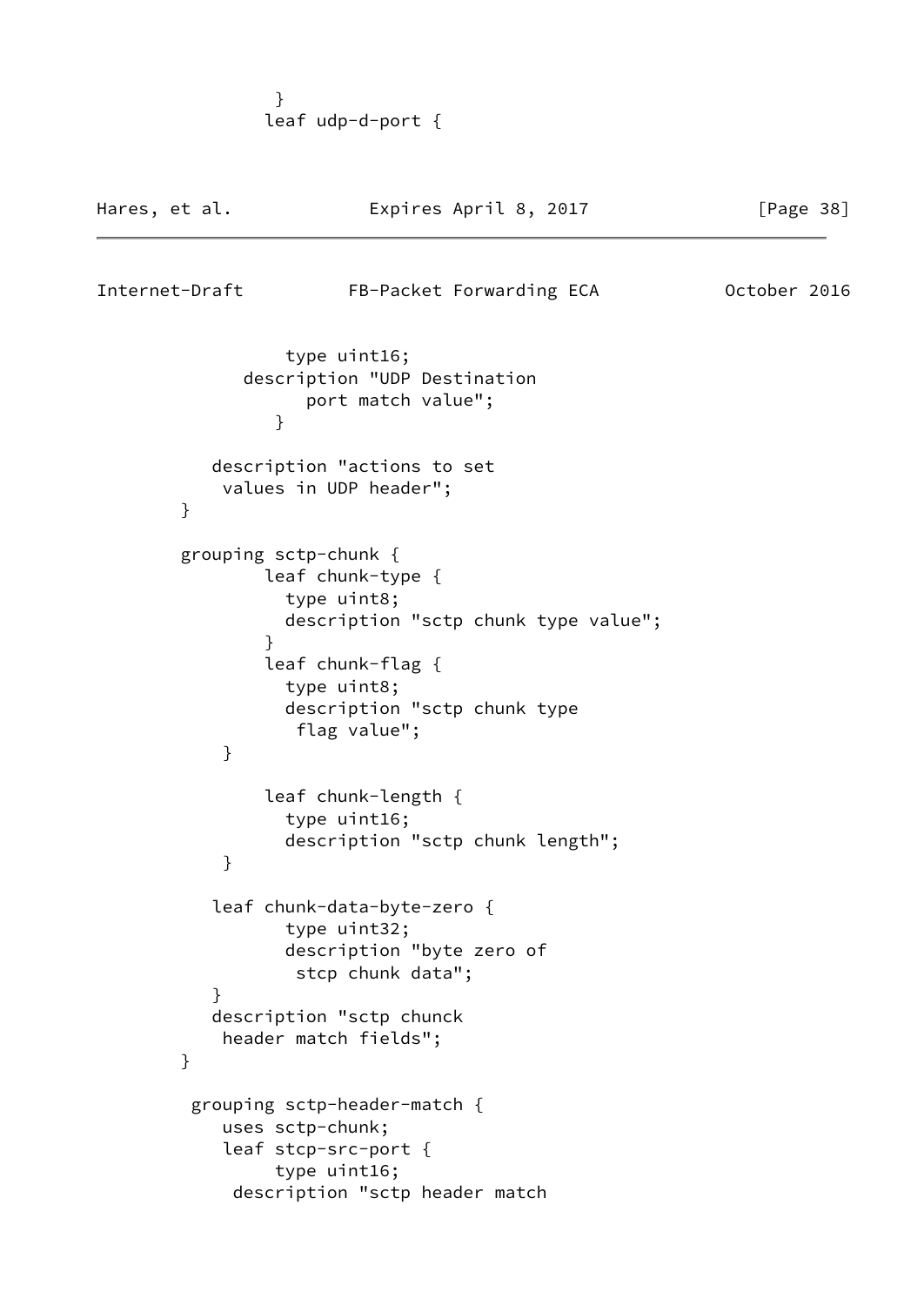```
              }
             leaf udp-d-port {
```

```
                 type uint16;
             description "UDP Destination
                   port match value";
               }

           description "actions to set
            values in UDP header";
        }

        grouping sctp-chunk {
                leaf chunk-type {
                  type uint8;
                  description "sctp chunk type value";
                }
                leaf chunk-flag {
                  type uint8;
                  description "sctp chunk type
                   flag value";
            }

                leaf chunk-length {
                  type uint16;
                  description "sctp chunk length";
            }

           leaf chunk-data-byte-zero {
                  type uint32;
                  description "byte zero of
                   stcp chunk data";
           }
           description "sctp chunck
            header match fields";
        }

         grouping sctp-header-match {
            uses sctp-chunk;
            leaf stcp-src-port {
                 type uint16;
             description "sctp header match
```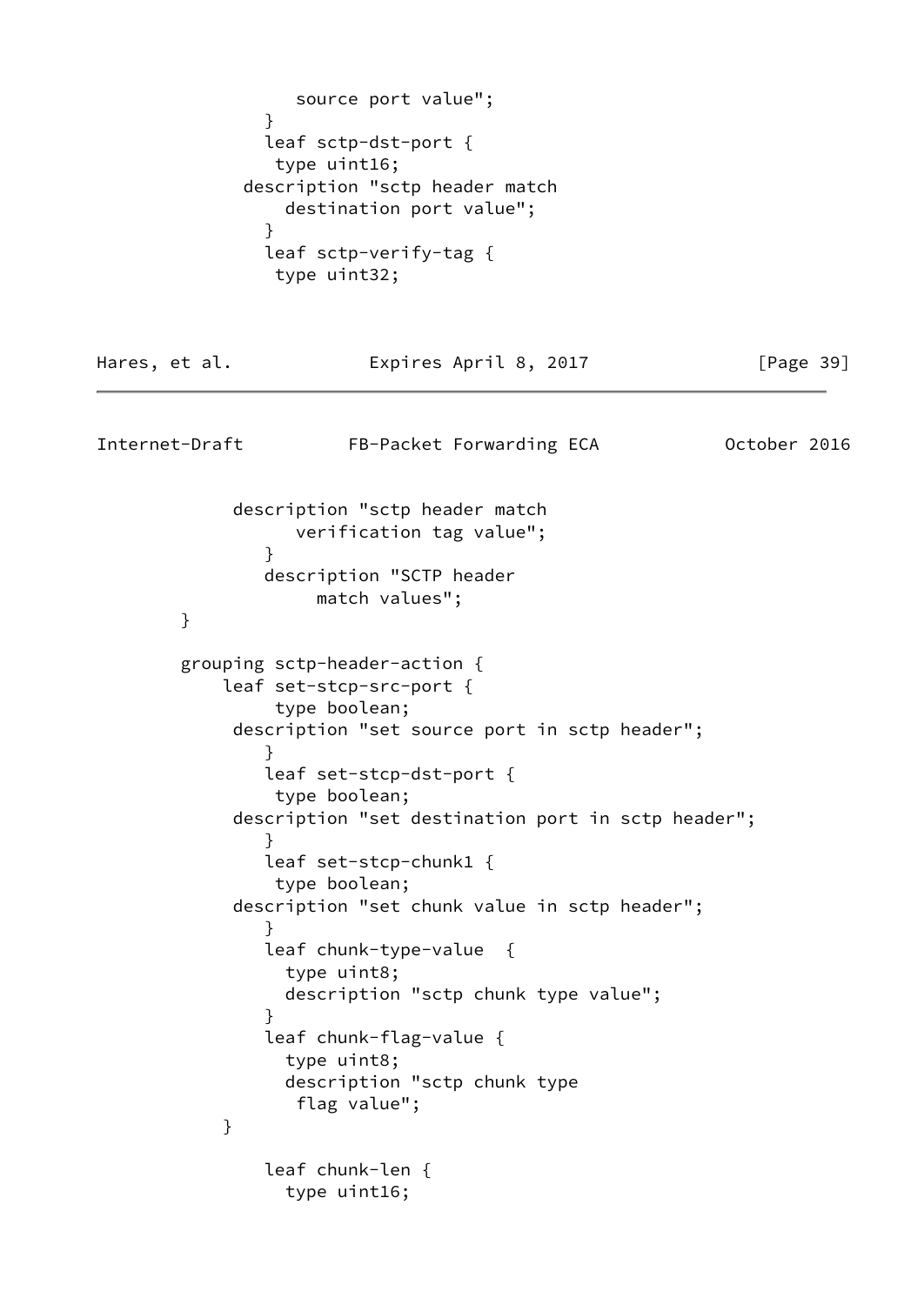```
                  source port value";
               }
               leaf sctp-dst-port {
                type uint16;
             description "sctp header match
                 destination port value";
               }
               leaf sctp-verify-tag {
                type uint32;
```

```
            description "sctp header match
                  verification tag value";
               }
               description "SCTP header
                    match values";
        }

        grouping sctp-header-action {
            leaf set-stcp-src-port {
                 type boolean;
            description "set source port in sctp header";
               }
               leaf set-stcp-dst-port {
                type boolean;
            description "set destination port in sctp header";
               }
               leaf set-stcp-chunk1 {
                type boolean;
            description "set chunk value in sctp header";
               }
               leaf chunk-type-value  {
                 type uint8;
                 description "sctp chunk type value";
               }
               leaf chunk-flag-value {
                 type uint8;
                 description "sctp chunk type
                  flag value";
           }

               leaf chunk-len {
                 type uint16;
```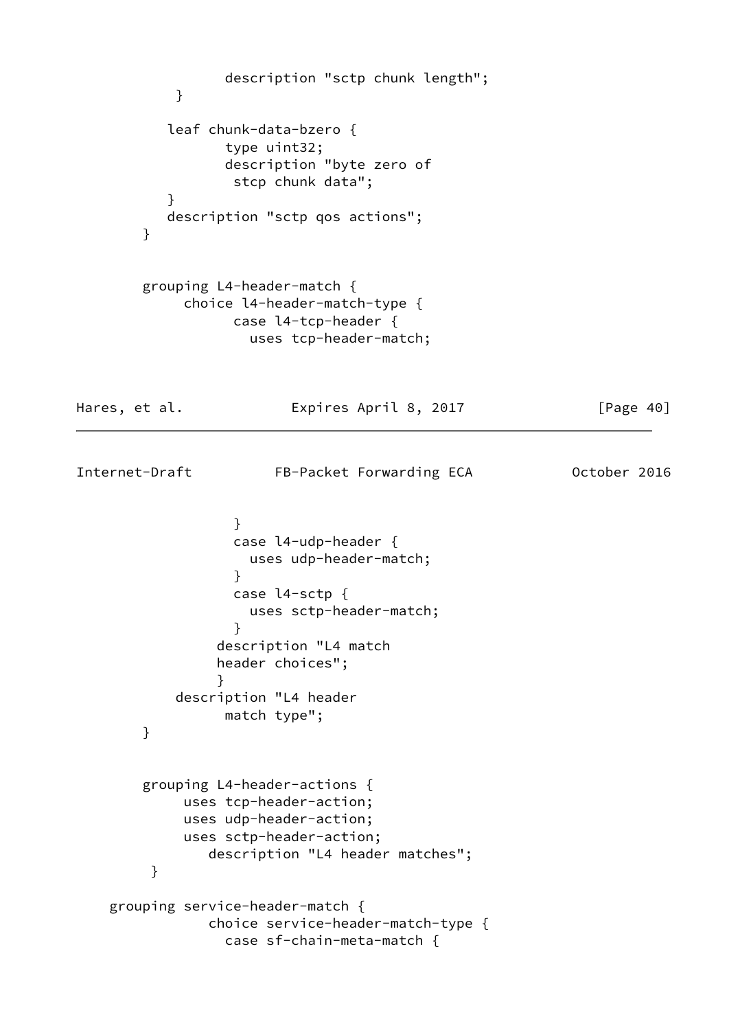```
                  description "sctp chunk length";
           }

           leaf chunk-data-bzero {
                  type uint32;
                  description "byte zero of
                   stcp chunk data";
           }
           description "sctp qos actions";
        }


        grouping L4-header-match {
             choice l4-header-match-type {
                   case l4-tcp-header {
                     uses tcp-header-match;
```

```
                   }
                   case l4-udp-header {
                     uses udp-header-match;
                   }
                   case l4-sctp {
                     uses sctp-header-match;
                   }
                 description "L4 match
                 header choices";
                 }
            description "L4 header
                  match type";
        }


        grouping L4-header-actions {
             uses tcp-header-action;
             uses udp-header-action;
             uses sctp-header-action;
                description "L4 header matches";
         }

    grouping service-header-match {
                choice service-header-match-type {
                  case sf-chain-meta-match {
```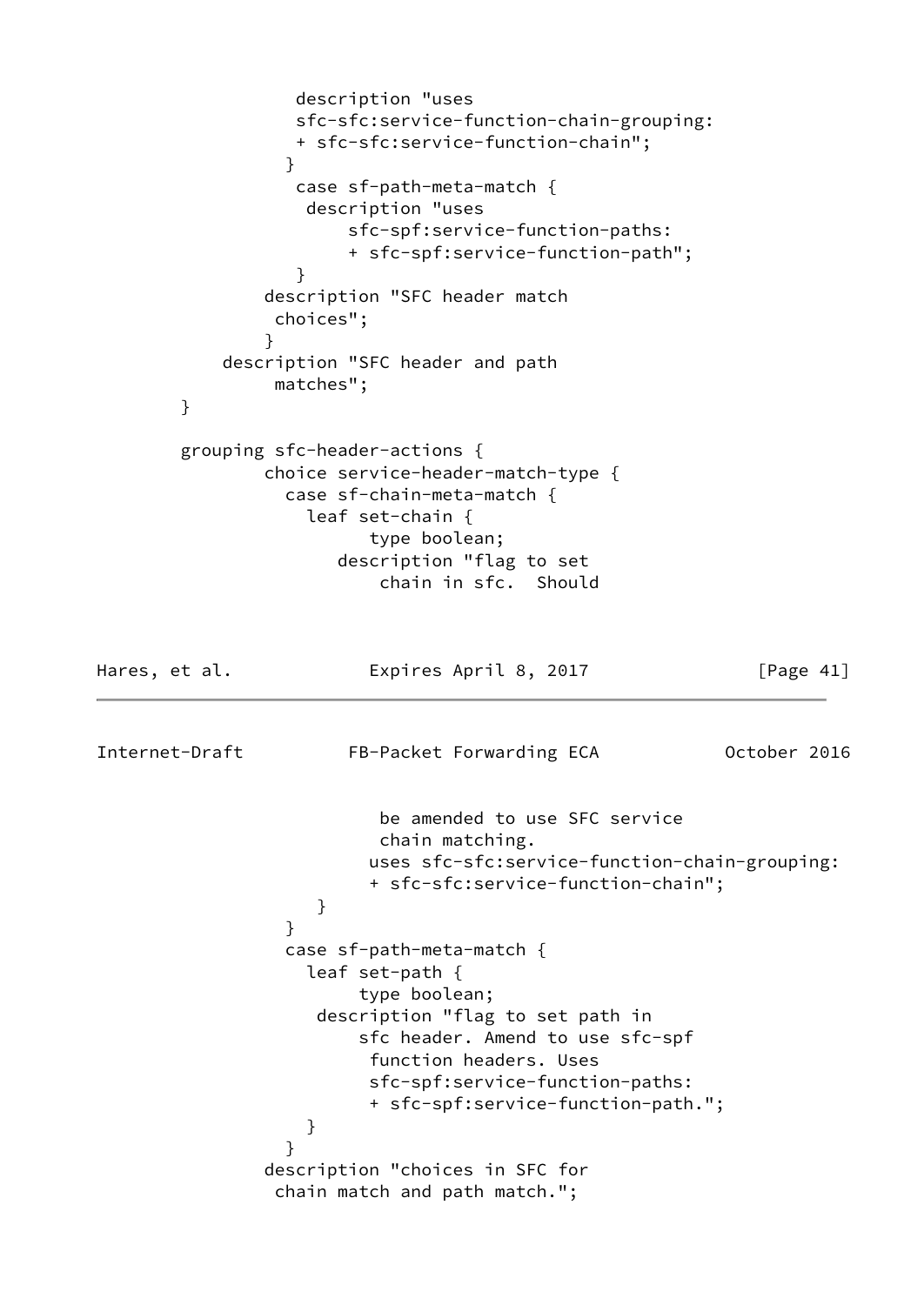```
                description "uses
                sfc-sfc:service-function-chain-grouping:
                + sfc-sfc:service-function-chain";
               }
                case sf-path-meta-match {
                 description "uses
                     sfc-spf:service-function-paths:
                     + sfc-spf:service-function-path";
                }
             description "SFC header match
              choices";
             }
         description "SFC header and path
              matches";
     }

     grouping sfc-header-actions {
             choice service-header-match-type {
               case sf-chain-meta-match {
                 leaf set-chain {
                       type boolean;
                    description "flag to set
                        chain in sfc.  Should
```

```
                        be amended to use SFC service
                        chain matching.
                       uses sfc-sfc:service-function-chain-grouping:
                       + sfc-sfc:service-function-chain";
                  }
               }
               case sf-path-meta-match {
                 leaf set-path {
                      type boolean;
                  description "flag to set path in
                      sfc header. Amend to use sfc-spf
                       function headers. Uses
                       sfc-spf:service-function-paths:
                       + sfc-spf:service-function-path.";
                  }
               }
             description "choices in SFC for
              chain match and path match.";
```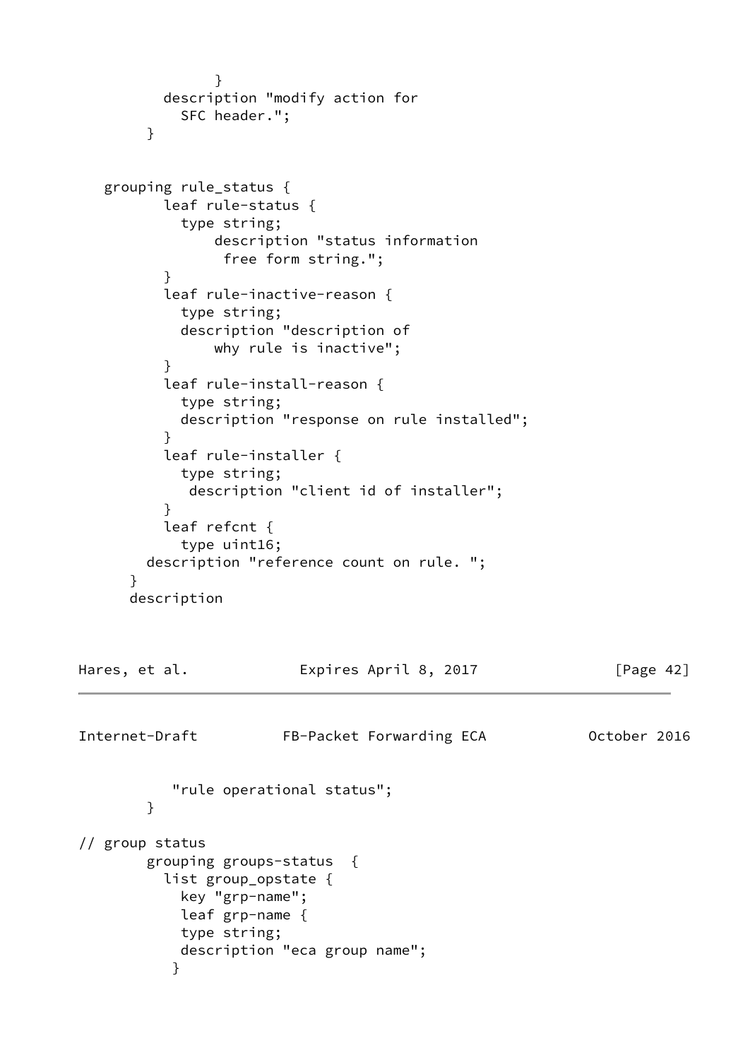```
                }
          description "modify action for
            SFC header.";
        }


   grouping rule_status {
          leaf rule-status {
            type string;
                description "status information
                 free form string.";
          }
          leaf rule-inactive-reason {
            type string;
            description "description of
                why rule is inactive";
          }
          leaf rule-install-reason {
            type string;
            description "response on rule installed";
          }
          leaf rule-installer {
            type string;
             description "client id of installer";
          }
          leaf refcnt {
            type uint16;
        description "reference count on rule. ";
      }
      description
```

```
           "rule operational status";
        }

// group status
        grouping groups-status  {
          list group_opstate {
            key "grp-name";
            leaf grp-name {
            type string;
            description "eca group name";
           }
```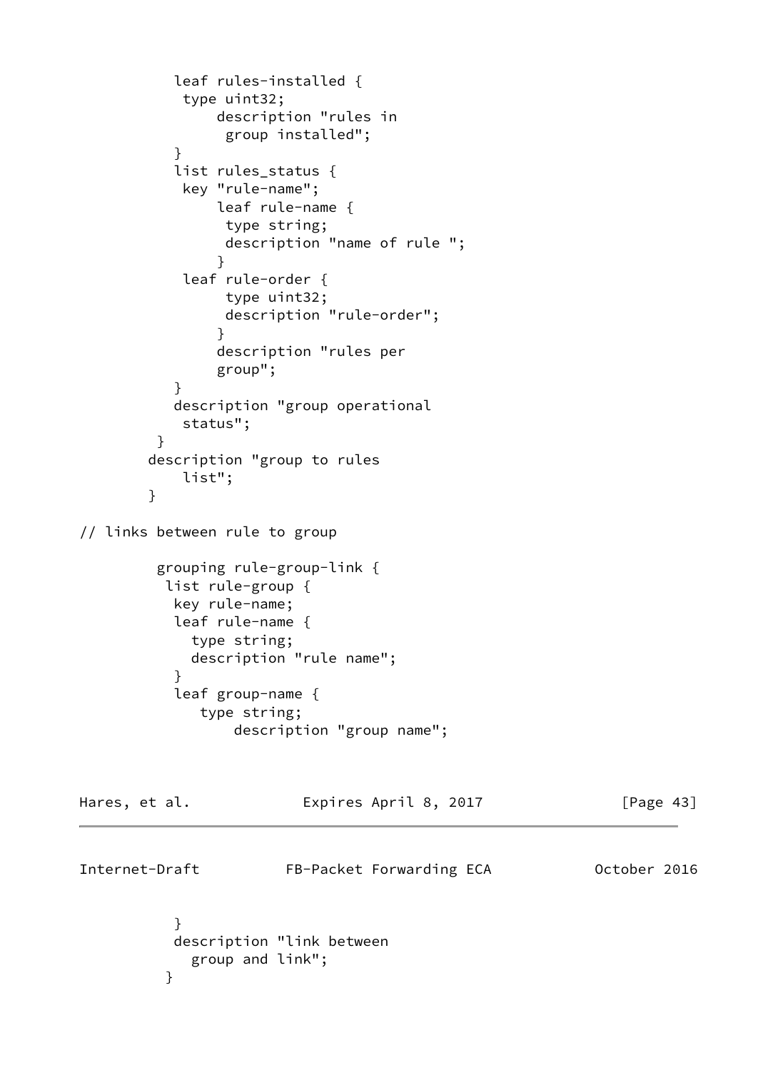```
           leaf rules-installed {
            type uint32;
                description "rules in
                 group installed";
           }
           list rules_status {
            key "rule-name";
                leaf rule-name {
                 type string;
                 description "name of rule ";
                }
            leaf rule-order {
                 type uint32;
                 description "rule-order";
                }
                description "rules per
                group";
           }
           description "group operational
            status";
         }
        description "group to rules
            list";
        }

// links between rule to group

         grouping rule-group-link {
          list rule-group {
           key rule-name;
           leaf rule-name {
             type string;
             description "rule name";
           }
           leaf group-name {
              type string;
                  description "group name";
```

```
           }
           description "link between
             group and link";
          }
```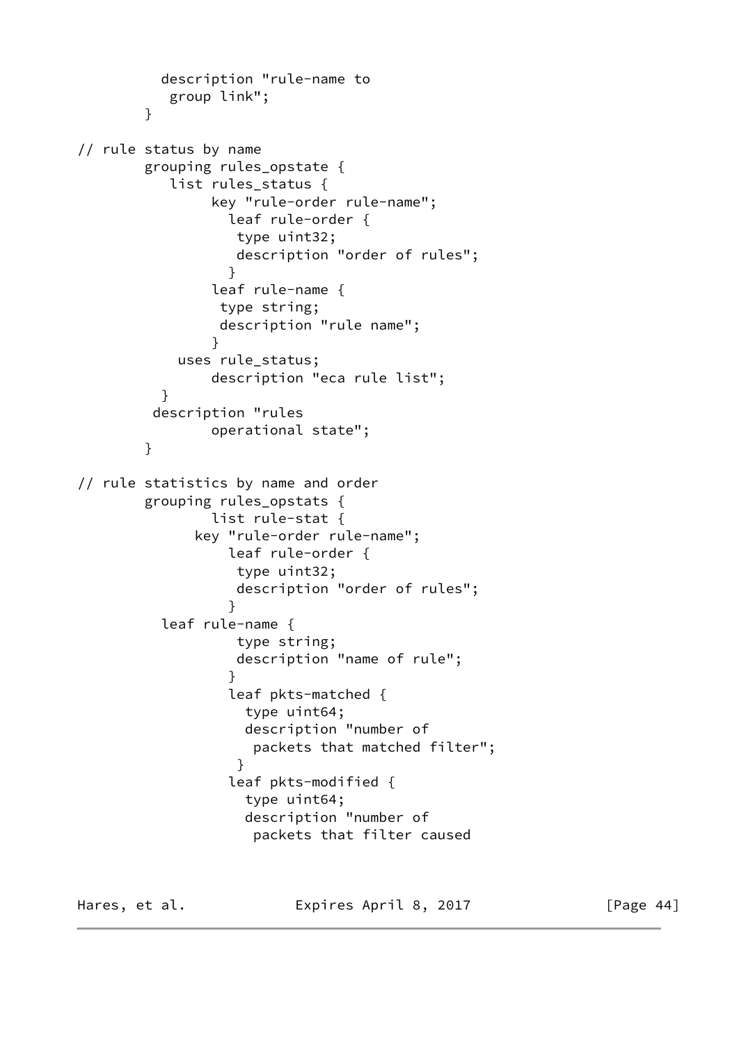```
          description "rule-name to
           group link";
        }

// rule status by name
        grouping rules_opstate {
           list rules_status {
                key "rule-order rule-name";
                  leaf rule-order {
                   type uint32;
                   description "order of rules";
                  }
                leaf rule-name {
                 type string;
                 description "rule name";
                }
            uses rule_status;
                description "eca rule list";
          }
         description "rules
                operational state";
        }

// rule statistics by name and order
        grouping rules_opstats {
                list rule-stat {
              key "rule-order rule-name";
                  leaf rule-order {
                   type uint32;
                   description "order of rules";
                  }
          leaf rule-name {
                   type string;
                   description "name of rule";
                  }
                  leaf pkts-matched {
                    type uint64;
                    description "number of
                     packets that matched filter";
                   }
                  leaf pkts-modified {
                    type uint64;
                    description "number of
                     packets that filter caused
```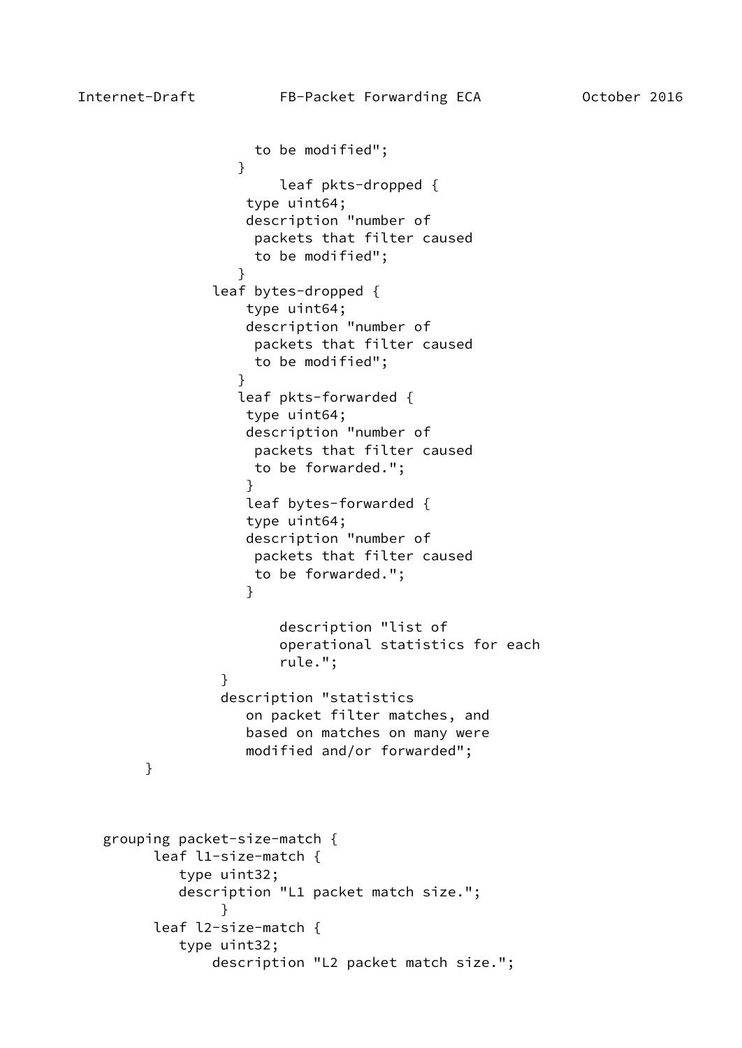```
                    to be modified";
                  }
                       leaf pkts-dropped {
                   type uint64;
                   description "number of
                    packets that filter caused
                    to be modified";
                  }
              leaf bytes-dropped {
                   type uint64;
                   description "number of
                    packets that filter caused
                    to be modified";
                  }
                  leaf pkts-forwarded {
                   type uint64;
                   description "number of
                    packets that filter caused
                    to be forwarded.";
                   }
                   leaf bytes-forwarded {
                   type uint64;
                   description "number of
                    packets that filter caused
                    to be forwarded.";
                   }

                       description "list of
                       operational statistics for each
                       rule.";
                }
                description "statistics
                   on packet filter matches, and
                   based on matches on many were
                   modified and/or forwarded";
        }



   grouping packet-size-match {
         leaf l1-size-match {
            type uint32;
            description "L1 packet match size.";
                 }
         leaf l2-size-match {
            type uint32;
                description "L2 packet match size.";
```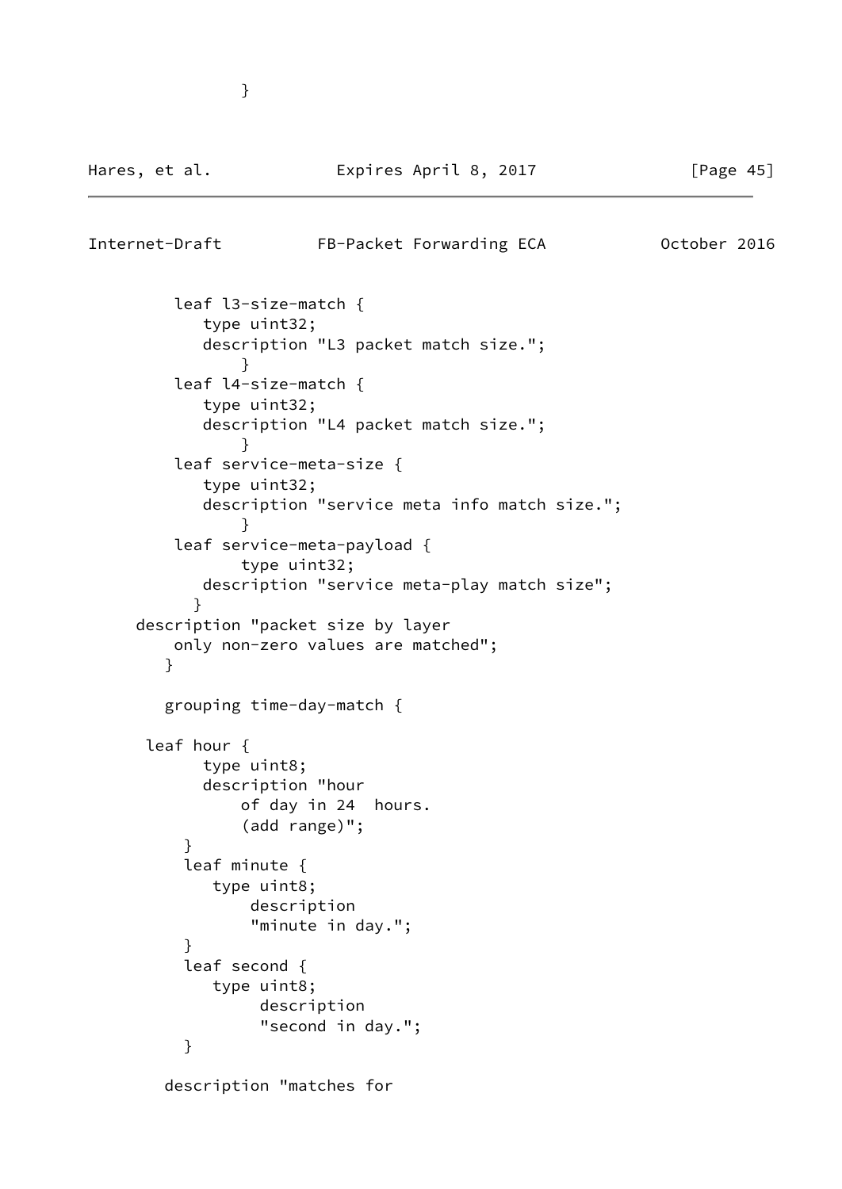```
               }
```

```
          leaf l3-size-match {
             type uint32;
             description "L3 packet match size.";
                 }
          leaf l4-size-match {
             type uint32;
             description "L4 packet match size.";
                 }
          leaf service-meta-size {
             type uint32;
             description "service meta info match size.";
                 }
          leaf service-meta-payload {
                 type uint32;
             description "service meta-play match size";
            }
      description "packet size by layer
          only non-zero values are matched";
         }

         grouping time-day-match {

       leaf hour {
             type uint8;
             description "hour
                 of day in 24  hours.
                 (add range)";
           }
           leaf minute {
              type uint8;
                  description
                  "minute in day.";
           }
           leaf second {
              type uint8;
                   description
                   "second in day.";
           }

         description "matches for
```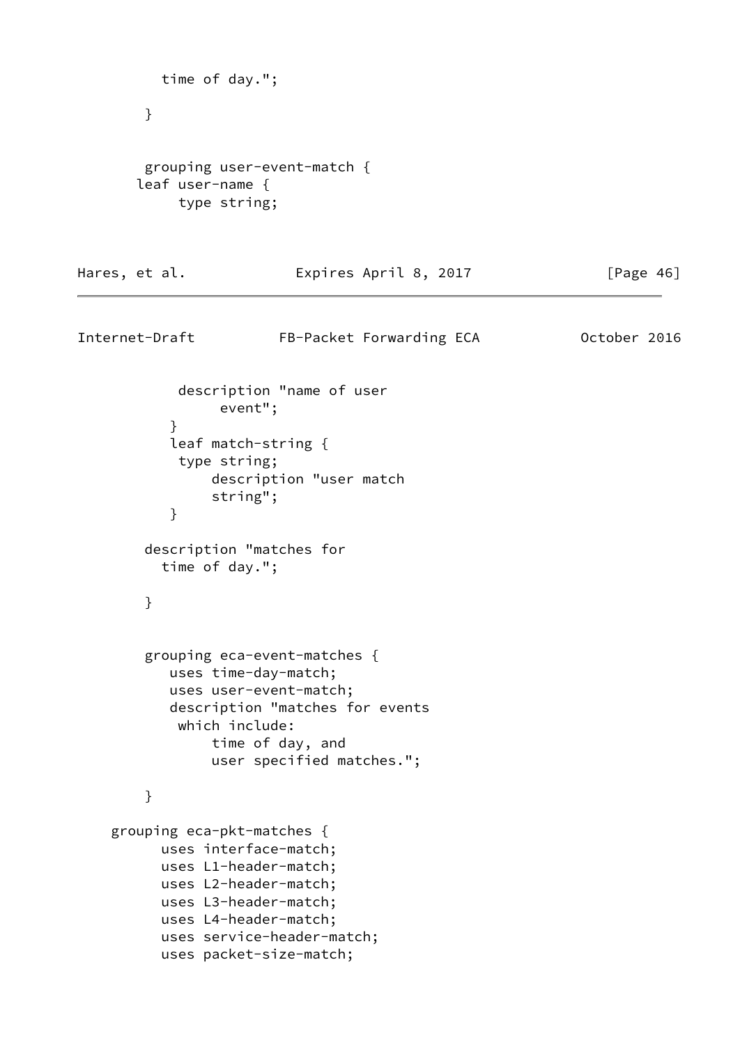```
          time of day.";

        }


        grouping user-event-match {
       leaf user-name {
            type string;
```

```
            description "name of user
                 event";
           }
           leaf match-string {
            type string;
                description "user match
                string";
           }

        description "matches for
          time of day.";

        }


        grouping eca-event-matches {
           uses time-day-match;
           uses user-event-match;
           description "matches for events
            which include:
                time of day, and
                user specified matches.";

        }

    grouping eca-pkt-matches {
          uses interface-match;
          uses L1-header-match;
          uses L2-header-match;
          uses L3-header-match;
          uses L4-header-match;
          uses service-header-match;
          uses packet-size-match;
```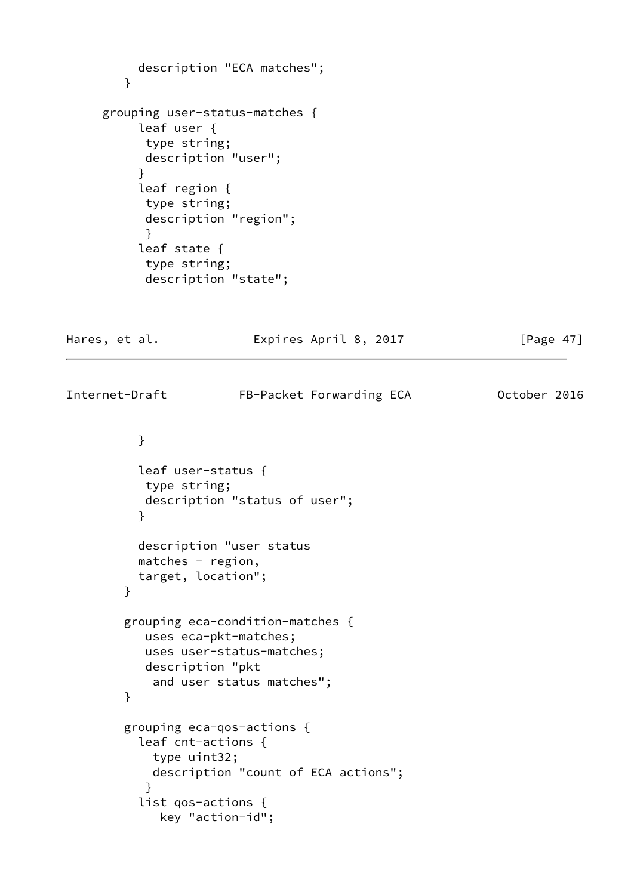```
          description "ECA matches";
        }

      grouping user-status-matches {
          leaf user {
           type string;
           description "user";
          }
          leaf region {
           type string;
           description "region";
           }
          leaf state {
           type string;
           description "state";

          }

          leaf user-status {
           type string;
           description "status of user";
          }

          description "user status
          matches - region,
          target, location";
        }

        grouping eca-condition-matches {
           uses eca-pkt-matches;
           uses user-status-matches;
           description "pkt
            and user status matches";
        }

        grouping eca-qos-actions {
          leaf cnt-actions {
            type uint32;
            description "count of ECA actions";
           }
          list qos-actions {
             key "action-id";
```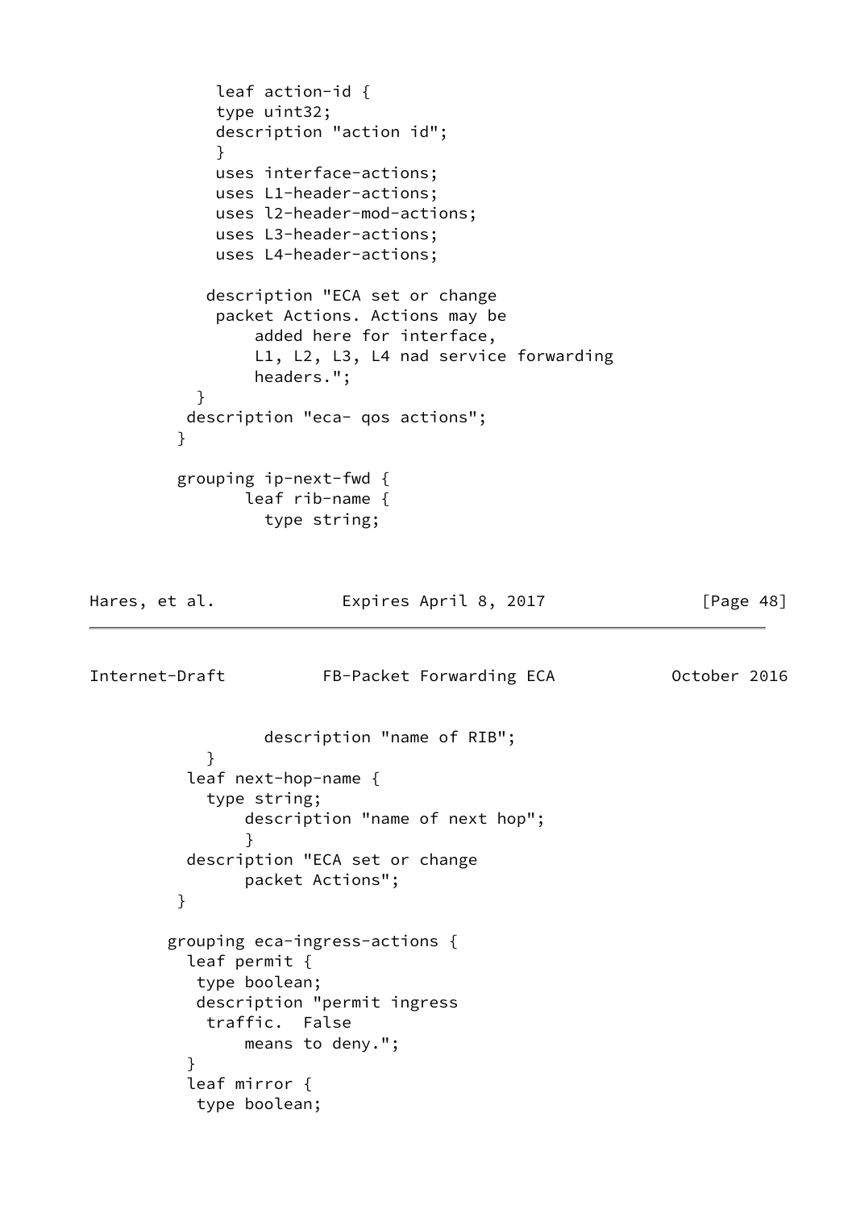```
            leaf action-id {
            type uint32;
            description "action id";
            }
            uses interface-actions;
            uses L1-header-actions;
            uses l2-header-mod-actions;
            uses L3-header-actions;
            uses L4-header-actions;

           description "ECA set or change
            packet Actions. Actions may be
                added here for interface,
                L1, L2, L3, L4 nad service forwarding
                headers.";
          }
         description "eca- qos actions";
        }

        grouping ip-next-fwd {
               leaf rib-name {
                 type string;
```

```
                 description "name of RIB";
             }
         leaf next-hop-name {
           type string;
               description "name of next hop";
               }
         description "ECA set or change
               packet Actions";
        }

       grouping eca-ingress-actions {
         leaf permit {
          type boolean;
          description "permit ingress
           traffic.  False
               means to deny.";
         }
         leaf mirror {
          type boolean;
```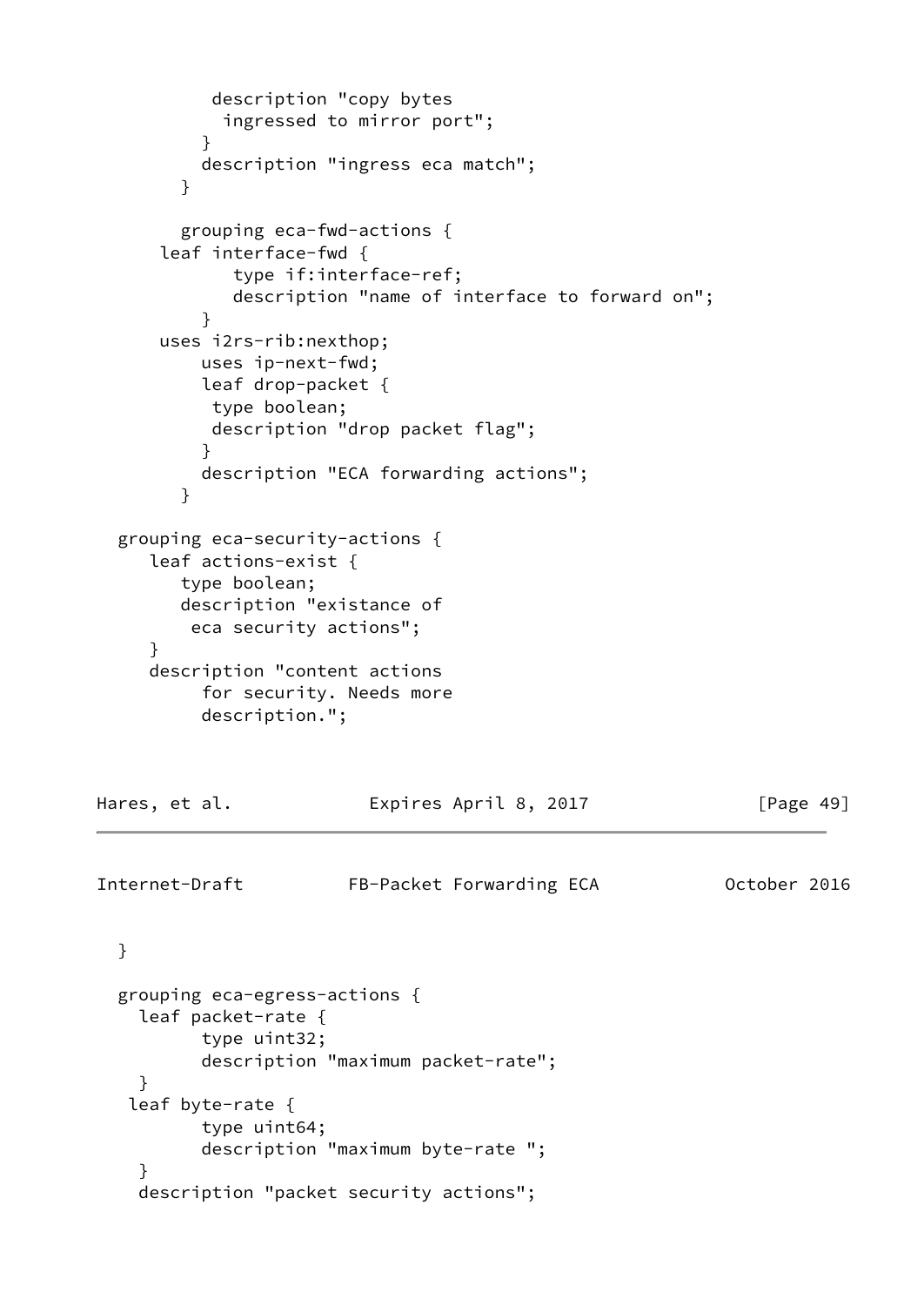```
           description "copy bytes
             ingressed to mirror port";
          }
          description "ingress eca match";
        }

        grouping eca-fwd-actions {
      leaf interface-fwd {
             type if:interface-ref;
             description "name of interface to forward on";
          }
      uses i2rs-rib:nexthop;
          uses ip-next-fwd;
          leaf drop-packet {
           type boolean;
           description "drop packet flag";
          }
          description "ECA forwarding actions";
        }

  grouping eca-security-actions {
     leaf actions-exist {
        type boolean;
        description "existance of
         eca security actions";
     }
     description "content actions
          for security. Needs more
          description.";
```

```
  }

  grouping eca-egress-actions {
    leaf packet-rate {
          type uint32;
          description "maximum packet-rate";
    }
   leaf byte-rate {
          type uint64;
          description "maximum byte-rate ";
    }
    description "packet security actions";
```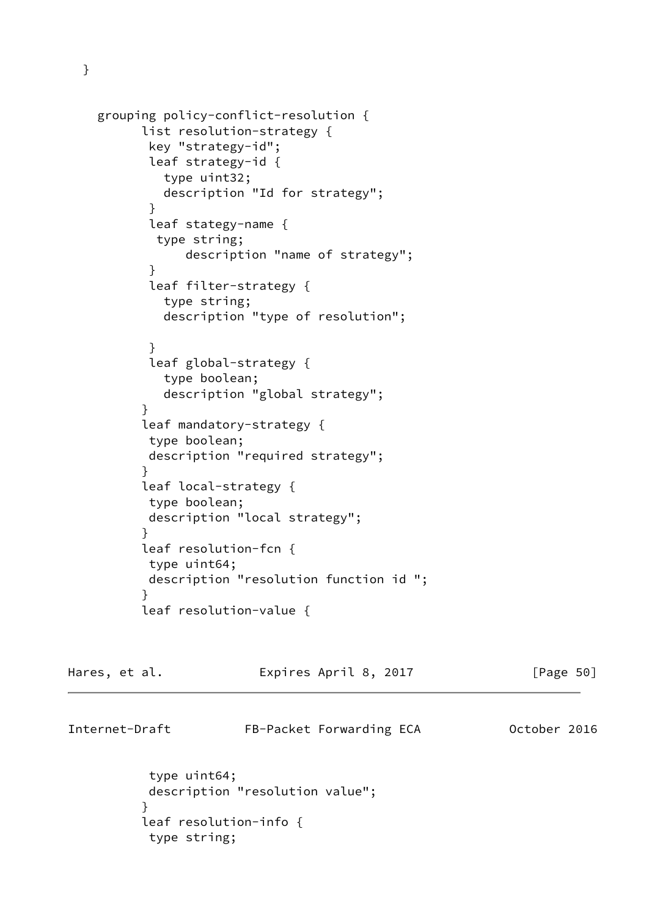```
  }


    grouping policy-conflict-resolution {
          list resolution-strategy {
           key "strategy-id";
           leaf strategy-id {
             type uint32;
             description "Id for strategy";
           }
           leaf stategy-name {
            type string;
                description "name of strategy";
           }
           leaf filter-strategy {
             type string;
             description "type of resolution";

           }
           leaf global-strategy {
             type boolean;
             description "global strategy";
          }
          leaf mandatory-strategy {
           type boolean;
           description "required strategy";
          }
          leaf local-strategy {
           type boolean;
           description "local strategy";
          }
          leaf resolution-fcn {
           type uint64;
           description "resolution function id ";
          }
          leaf resolution-value {
```

```
           type uint64;
           description "resolution value";
          }
          leaf resolution-info {
           type string;
```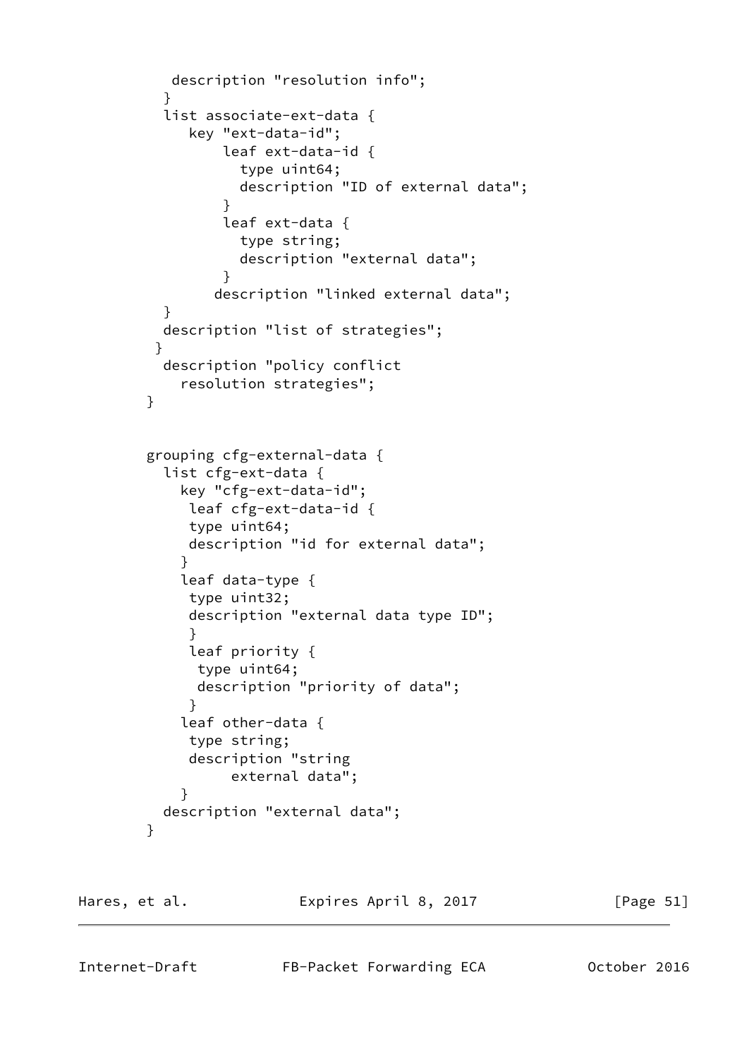```
           description "resolution info";
          }
          list associate-ext-data {
             key "ext-data-id";
                 leaf ext-data-id {
                   type uint64;
                   description "ID of external data";
                 }
                 leaf ext-data {
                   type string;
                   description "external data";
                 }
                description "linked external data";
          }
          description "list of strategies";
         }
          description "policy conflict
            resolution strategies";
        }


        grouping cfg-external-data {
          list cfg-ext-data {
            key "cfg-ext-data-id";
             leaf cfg-ext-data-id {
             type uint64;
             description "id for external data";
            }
            leaf data-type {
             type uint32;
             description "external data type ID";
             }
             leaf priority {
              type uint64;
              description "priority of data";
             }
            leaf other-data {
             type string;
             description "string
                  external data";
            }
          description "external data";
        }
```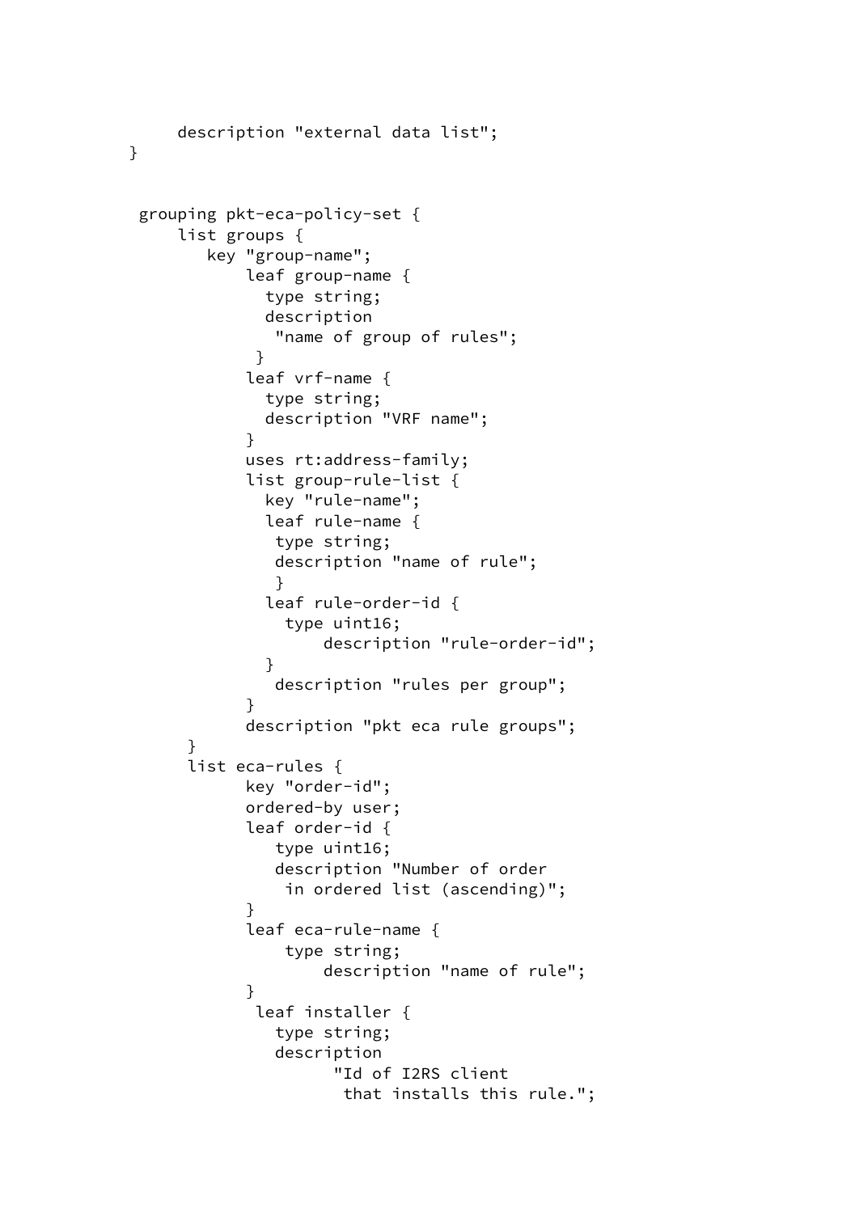```
      description "external data list";
   }


   grouping pkt-eca-policy-set {
       list groups {
          key "group-name";
              leaf group-name {
                type string;
                description
                 "name of group of rules";
               }
              leaf vrf-name {
                type string;
                description "VRF name";
              }
              uses rt:address-family;
              list group-rule-list {
                key "rule-name";
                leaf rule-name {
                 type string;
                 description "name of rule";
                 }
                leaf rule-order-id {
                  type uint16;
                      description "rule-order-id";
                }
                 description "rules per group";
              }
              description "pkt eca rule groups";
        }
        list eca-rules {
              key "order-id";
              ordered-by user;
              leaf order-id {
                 type uint16;
                 description "Number of order
                  in ordered list (ascending)";
              }
              leaf eca-rule-name {
                  type string;
                      description "name of rule";
              }
               leaf installer {
                 type string;
                 description
                       "Id of I2RS client
                        that installs this rule.";
```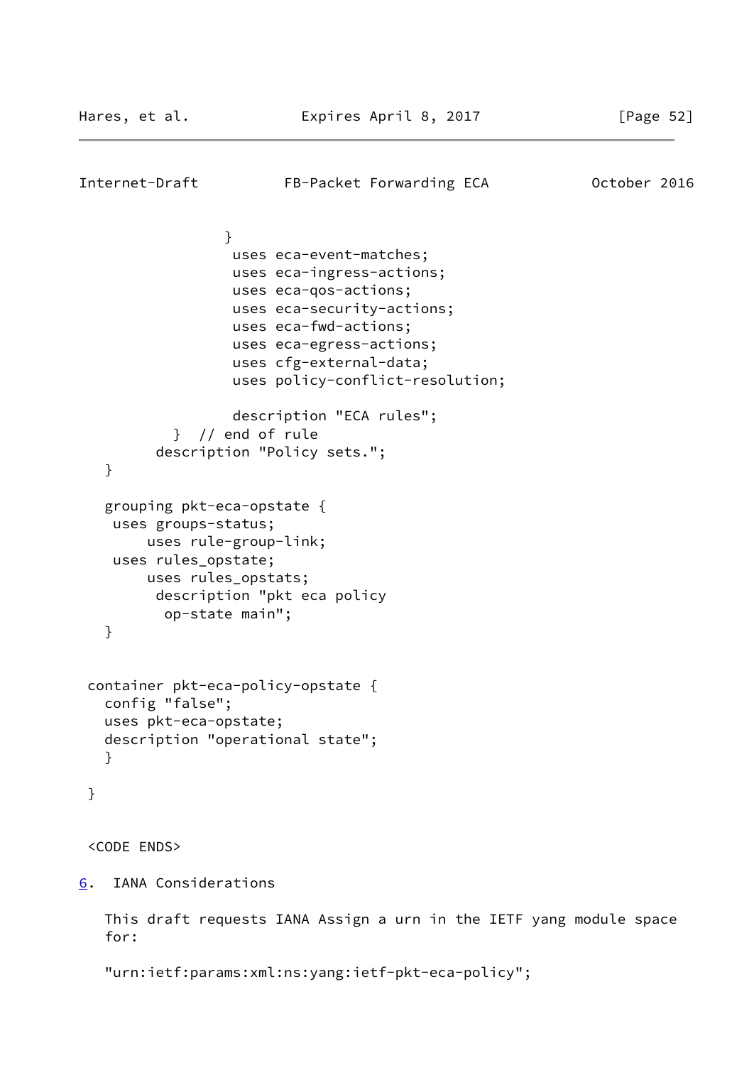```
                 }
                  uses eca-event-matches;
                  uses eca-ingress-actions;
                  uses eca-qos-actions;
                  uses eca-security-actions;
                  uses eca-fwd-actions;
                  uses eca-egress-actions;
                  uses cfg-external-data;
                  uses policy-conflict-resolution;

                  description "ECA rules";
           }  // end of rule
         description "Policy sets.";
   }

   grouping pkt-eca-opstate {
    uses groups-status;
        uses rule-group-link;
    uses rules_opstate;
        uses rules_opstats;
         description "pkt eca policy
          op-state main";
   }


 container pkt-eca-policy-opstate {
   config "false";
   uses pkt-eca-opstate;
   description "operational state";
   }

 }


 <CODE ENDS>
```

## 6. IANA Considerations

This draft requests IANA Assign a urn in the IETF yang module space for:

"urn:ietf:params:xml:ns:yang:ietf-pkt-eca-policy";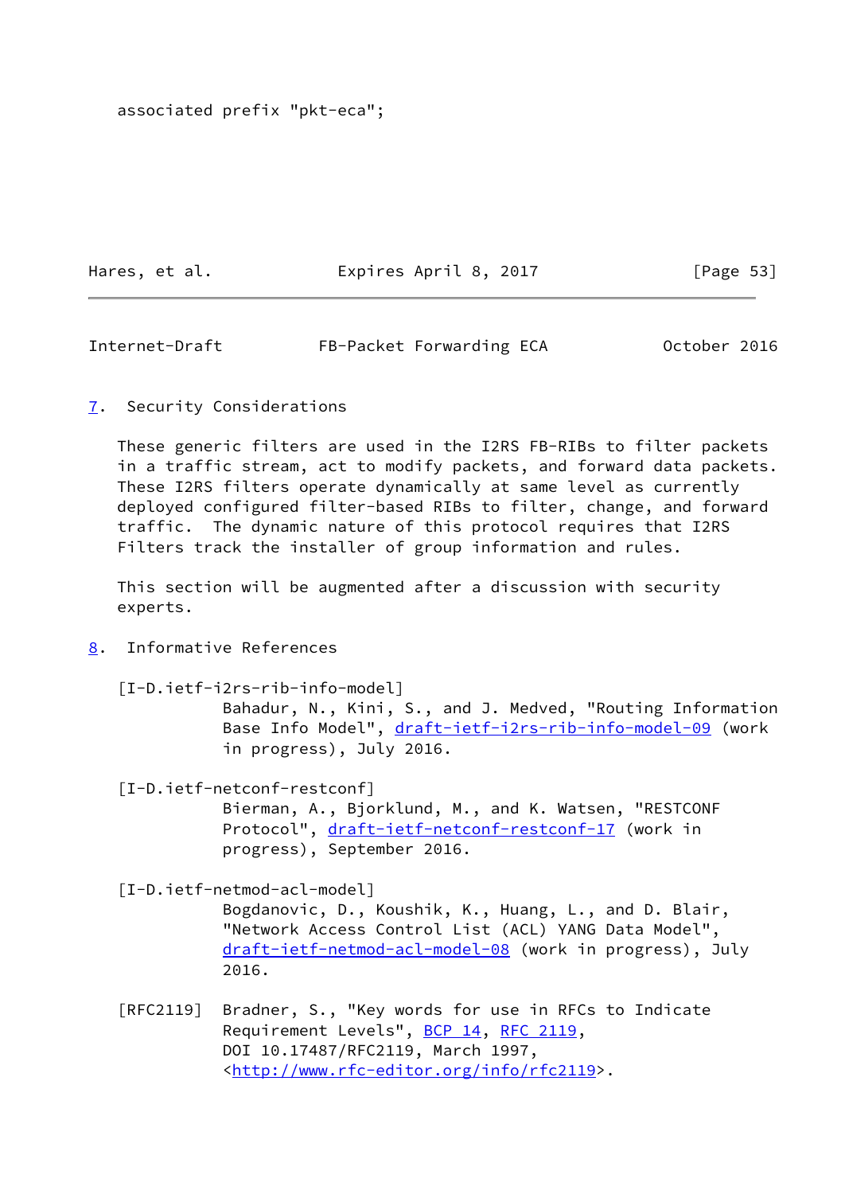associated prefix "pkt-eca";

## 7. Security Considerations

These generic filters are used in the I2RS FB-RIBs to filter packets in a traffic stream, act to modify packets, and forward data packets. These I2RS filters operate dynamically at same level as currently deployed configured filter-based RIBs to filter, change, and forward traffic. The dynamic nature of this protocol requires that I2RS Filters track the installer of group information and rules.

This section will be augmented after a discussion with security experts.

## 8. Informative References

[I-D.ietf-i2rs-rib-info-model]
Bahadur, N., Kini, S., and J. Medved, "Routing Information Base Info Model", draft-ietf-i2rs-rib-info-model-09 (work in progress), July 2016.

[I-D.ietf-netconf-restconf]
Bierman, A., Bjorklund, M., and K. Watsen, "RESTCONF Protocol", draft-ietf-netconf-restconf-17 (work in progress), September 2016.

[I-D.ietf-netmod-acl-model]
Bogdanovic, D., Koushik, K., Huang, L., and D. Blair, "Network Access Control List (ACL) YANG Data Model", draft-ietf-netmod-acl-model-08 (work in progress), July 2016.

[RFC2119] Bradner, S., "Key words for use in RFCs to Indicate Requirement Levels", BCP 14, RFC 2119, DOI 10.17487/RFC2119, March 1997, <http://www.rfc-editor.org/info/rfc2119>.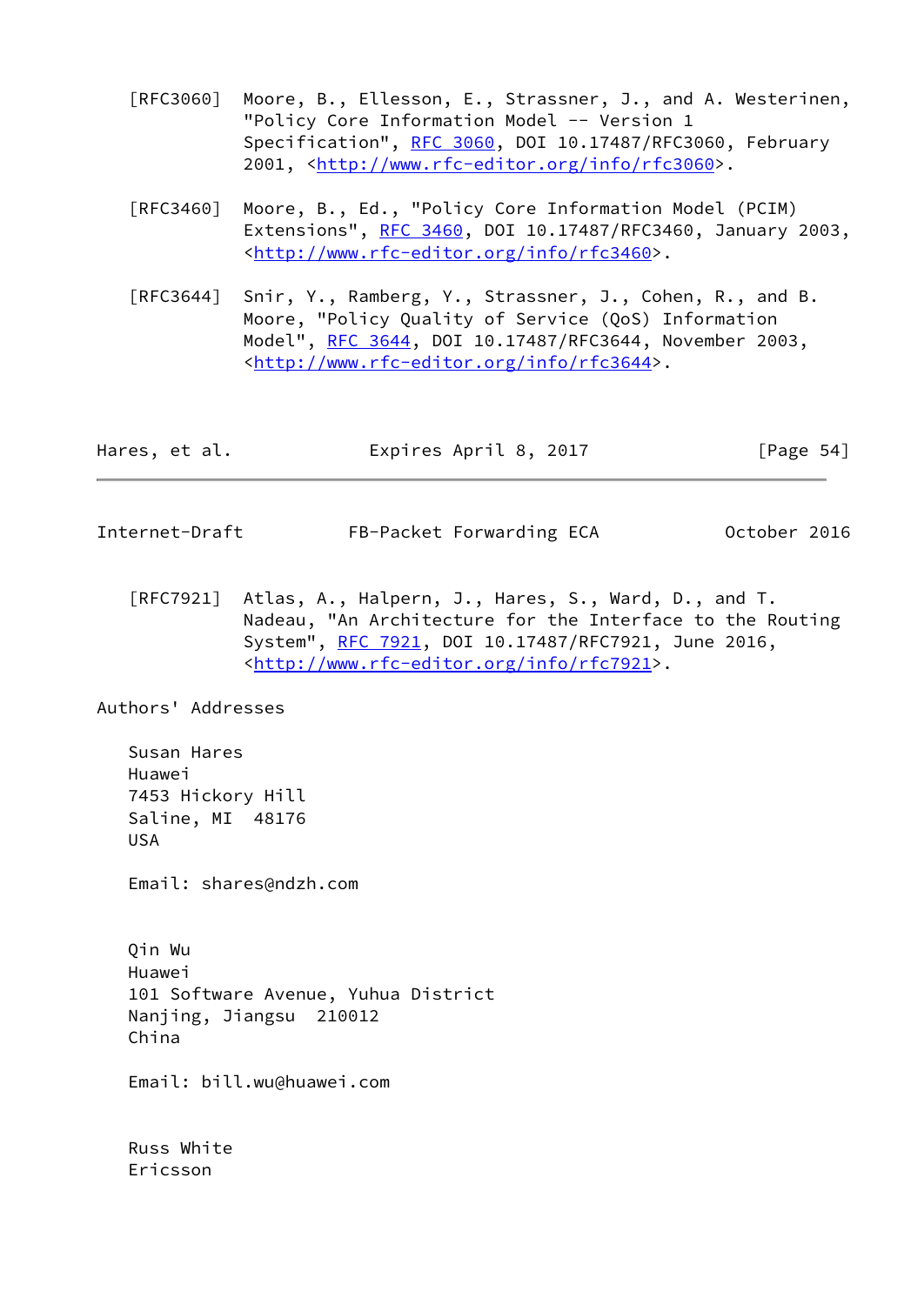[RFC3060] Moore, B., Ellesson, E., Strassner, J., and A. Westerinen, "Policy Core Information Model -- Version 1 Specification", RFC 3060, DOI 10.17487/RFC3060, February 2001, <http://www.rfc-editor.org/info/rfc3060>.

[RFC3460] Moore, B., Ed., "Policy Core Information Model (PCIM) Extensions", RFC 3460, DOI 10.17487/RFC3460, January 2003, <http://www.rfc-editor.org/info/rfc3460>.

[RFC3644] Snir, Y., Ramberg, Y., Strassner, J., Cohen, R., and B. Moore, "Policy Quality of Service (QoS) Information Model", RFC 3644, DOI 10.17487/RFC3644, November 2003, <http://www.rfc-editor.org/info/rfc3644>.

[RFC7921] Atlas, A., Halpern, J., Hares, S., Ward, D., and T. Nadeau, "An Architecture for the Interface to the Routing System", RFC 7921, DOI 10.17487/RFC7921, June 2016, <http://www.rfc-editor.org/info/rfc7921>.

## Authors' Addresses

Susan Hares
Huawei
7453 Hickory Hill
Saline, MI 48176
USA

Email: shares@ndzh.com

Qin Wu
Huawei
101 Software Avenue, Yuhua District
Nanjing, Jiangsu 210012
China

Email: bill.wu@huawei.com

Russ White
Ericsson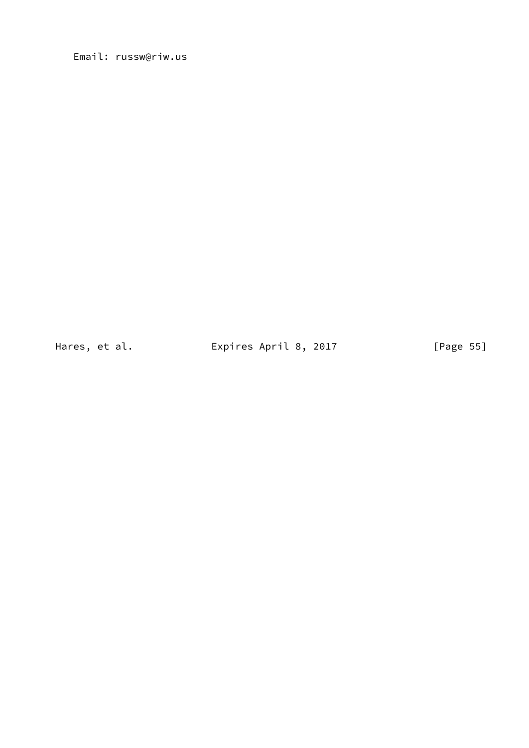Email: russw@riw.us